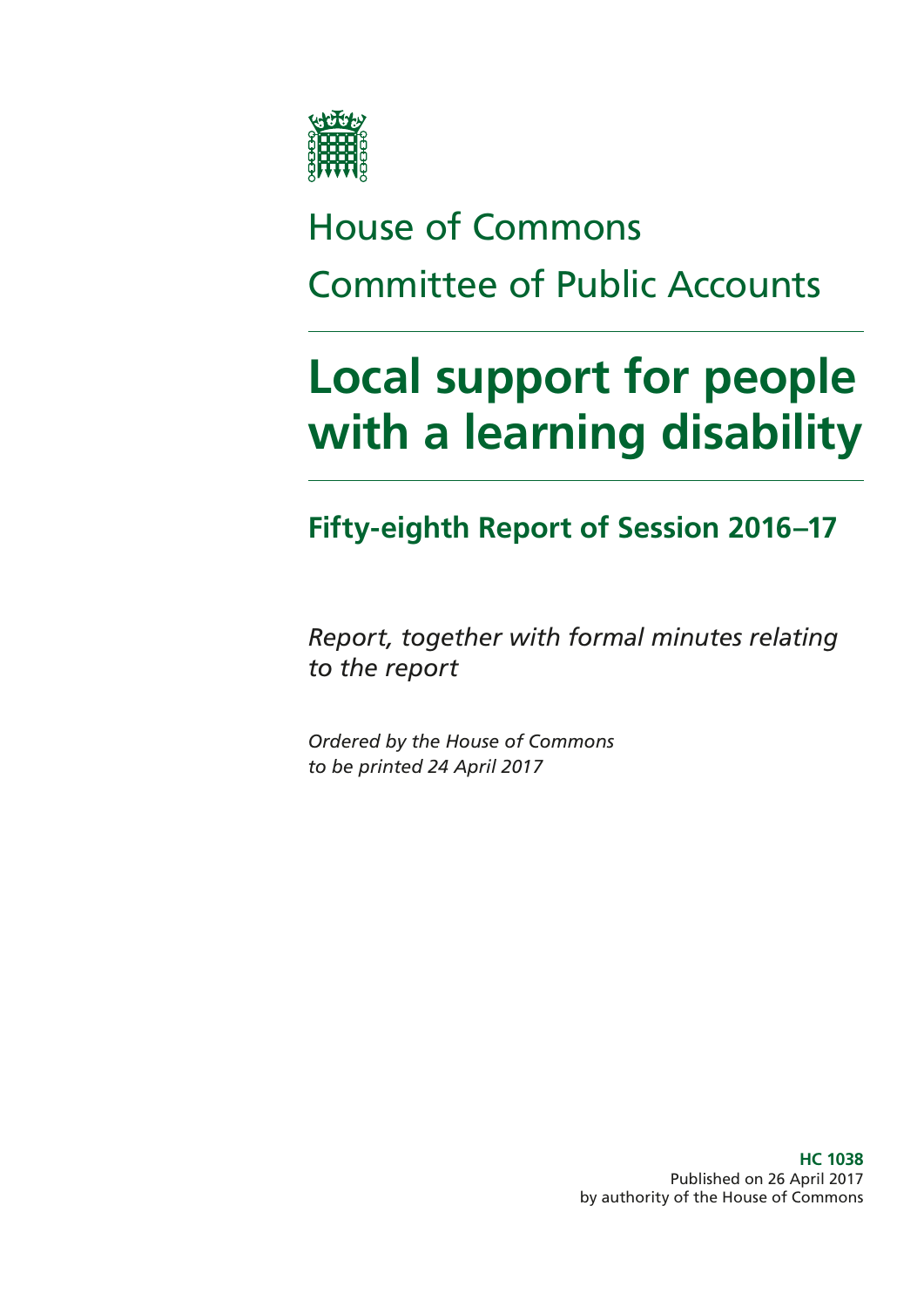House of Commons

Committee of Public Accounts

# Local support for people with a learning disability

## Fifty-eighth Report of Session 2016–17

*Report, together with formal minutes relating to the report*

*Ordered by the House of Commons to be printed 24 April 2017*

**HC 1038**
Published on 26 April 2017
by authority of the House of Commons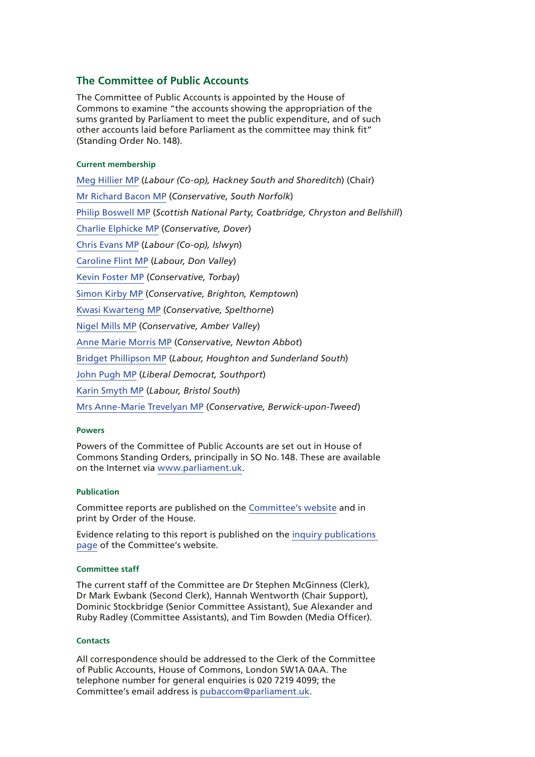## The Committee of Public Accounts

The Committee of Public Accounts is appointed by the House of Commons to examine "the accounts showing the appropriation of the sums granted by Parliament to meet the public expenditure, and of such other accounts laid before Parliament as the committee may think fit" (Standing Order No. 148).

#### Current membership

Meg Hillier MP (*Labour (Co-op), Hackney South and Shoreditch*) (Chair)

Mr Richard Bacon MP (*Conservative, South Norfolk*)

Philip Boswell MP (*Scottish National Party, Coatbridge, Chryston and Bellshill*)

Charlie Elphicke MP (*Conservative, Dover*)

Chris Evans MP (*Labour (Co-op), Islwyn*)

Caroline Flint MP (*Labour, Don Valley*)

Kevin Foster MP (*Conservative, Torbay*)

Simon Kirby MP (*Conservative, Brighton, Kemptown*)

Kwasi Kwarteng MP (*Conservative, Spelthorne*)

Nigel Mills MP (*Conservative, Amber Valley*)

Anne Marie Morris MP (*Conservative, Newton Abbot*)

Bridget Phillipson MP (*Labour, Houghton and Sunderland South*)

John Pugh MP (*Liberal Democrat, Southport*)

Karin Smyth MP (*Labour, Bristol South*)

Mrs Anne-Marie Trevelyan MP (*Conservative, Berwick-upon-Tweed*)

#### Powers

Powers of the Committee of Public Accounts are set out in House of Commons Standing Orders, principally in SO No. 148. These are available on the Internet via www.parliament.uk.

#### Publication

Committee reports are published on the Committee's website and in print by Order of the House.

Evidence relating to this report is published on the inquiry publications page of the Committee's website.

#### Committee staff

The current staff of the Committee are Dr Stephen McGinness (Clerk), Dr Mark Ewbank (Second Clerk), Hannah Wentworth (Chair Support), Dominic Stockbridge (Senior Committee Assistant), Sue Alexander and Ruby Radley (Committee Assistants), and Tim Bowden (Media Officer).

#### Contacts

All correspondence should be addressed to the Clerk of the Committee of Public Accounts, House of Commons, London SW1A 0AA. The telephone number for general enquiries is 020 7219 4099; the Committee's email address is pubaccom@parliament.uk.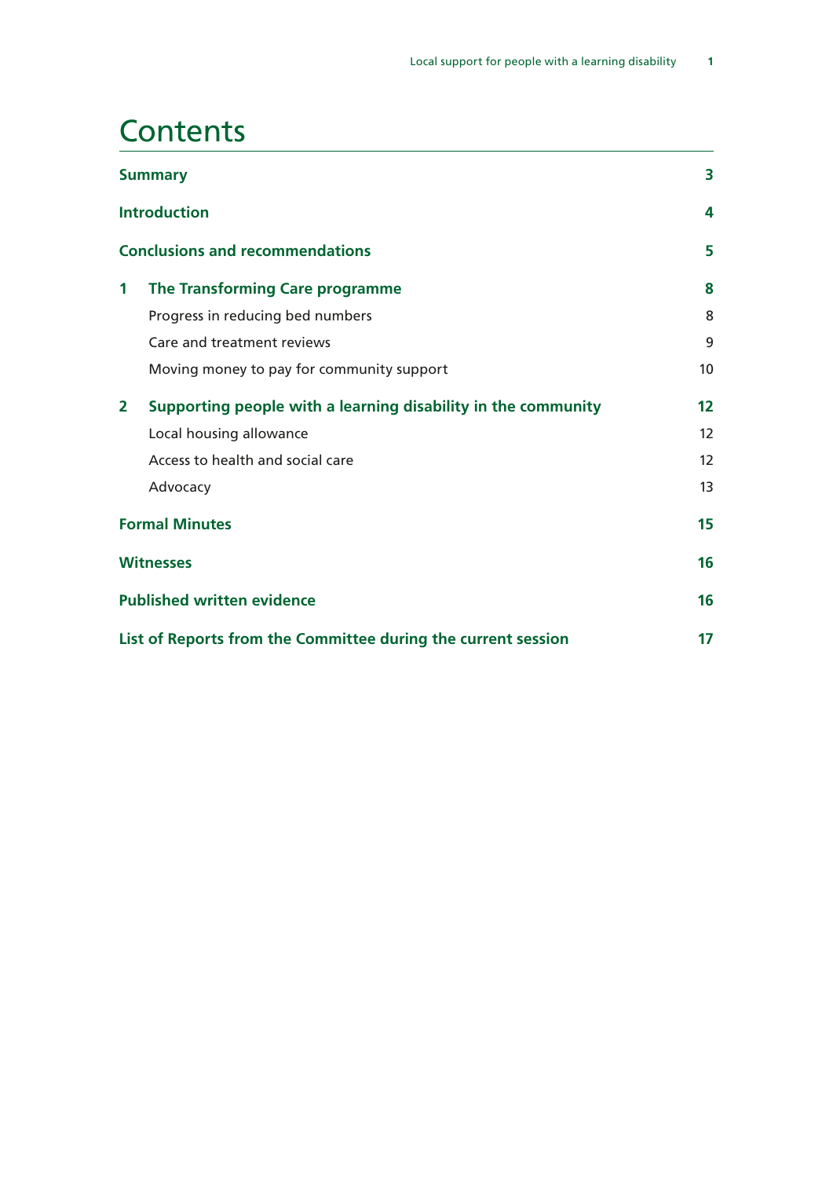# Contents

| | | |
|---|---|---|
| **Summary** | | **3** |
| **Introduction** | | **4** |
| **Conclusions and recommendations** | | **5** |
| **1** | **The Transforming Care programme** | **8** |
| | Progress in reducing bed numbers | 8 |
| | Care and treatment reviews | 9 |
| | Moving money to pay for community support | 10 |
| **2** | **Supporting people with a learning disability in the community** | **12** |
| | Local housing allowance | 12 |
| | Access to health and social care | 12 |
| | Advocacy | 13 |
| **Formal Minutes** | | **15** |
| **Witnesses** | | **16** |
| **Published written evidence** | | **16** |
| **List of Reports from the Committee during the current session** | | **17** |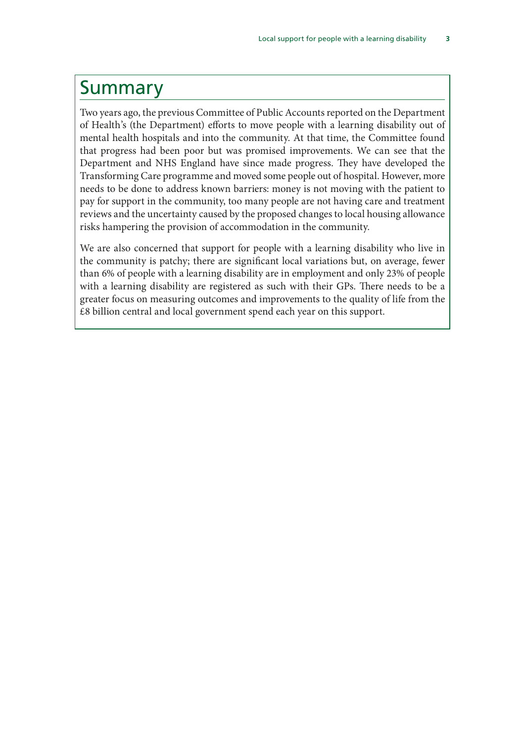# Summary

Two years ago, the previous Committee of Public Accounts reported on the Department of Health's (the Department) efforts to move people with a learning disability out of mental health hospitals and into the community. At that time, the Committee found that progress had been poor but was promised improvements. We can see that the Department and NHS England have since made progress. They have developed the Transforming Care programme and moved some people out of hospital. However, more needs to be done to address known barriers: money is not moving with the patient to pay for support in the community, too many people are not having care and treatment reviews and the uncertainty caused by the proposed changes to local housing allowance risks hampering the provision of accommodation in the community.

We are also concerned that support for people with a learning disability who live in the community is patchy; there are significant local variations but, on average, fewer than 6% of people with a learning disability are in employment and only 23% of people with a learning disability are registered as such with their GPs. There needs to be a greater focus on measuring outcomes and improvements to the quality of life from the £8 billion central and local government spend each year on this support.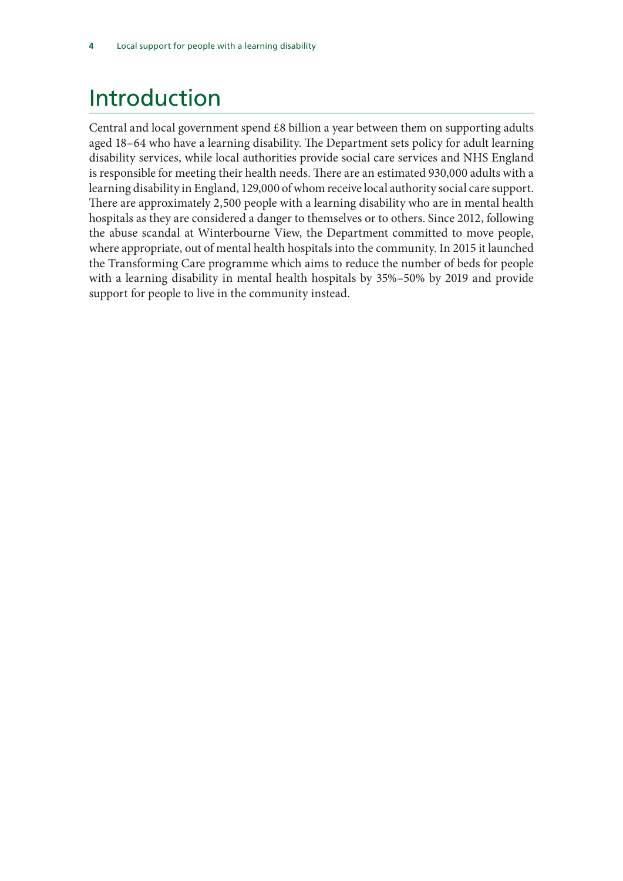# Introduction

Central and local government spend £8 billion a year between them on supporting adults aged 18–64 who have a learning disability. The Department sets policy for adult learning disability services, while local authorities provide social care services and NHS England is responsible for meeting their health needs. There are an estimated 930,000 adults with a learning disability in England, 129,000 of whom receive local authority social care support. There are approximately 2,500 people with a learning disability who are in mental health hospitals as they are considered a danger to themselves or to others. Since 2012, following the abuse scandal at Winterbourne View, the Department committed to move people, where appropriate, out of mental health hospitals into the community. In 2015 it launched the Transforming Care programme which aims to reduce the number of beds for people with a learning disability in mental health hospitals by 35%–50% by 2019 and provide support for people to live in the community instead.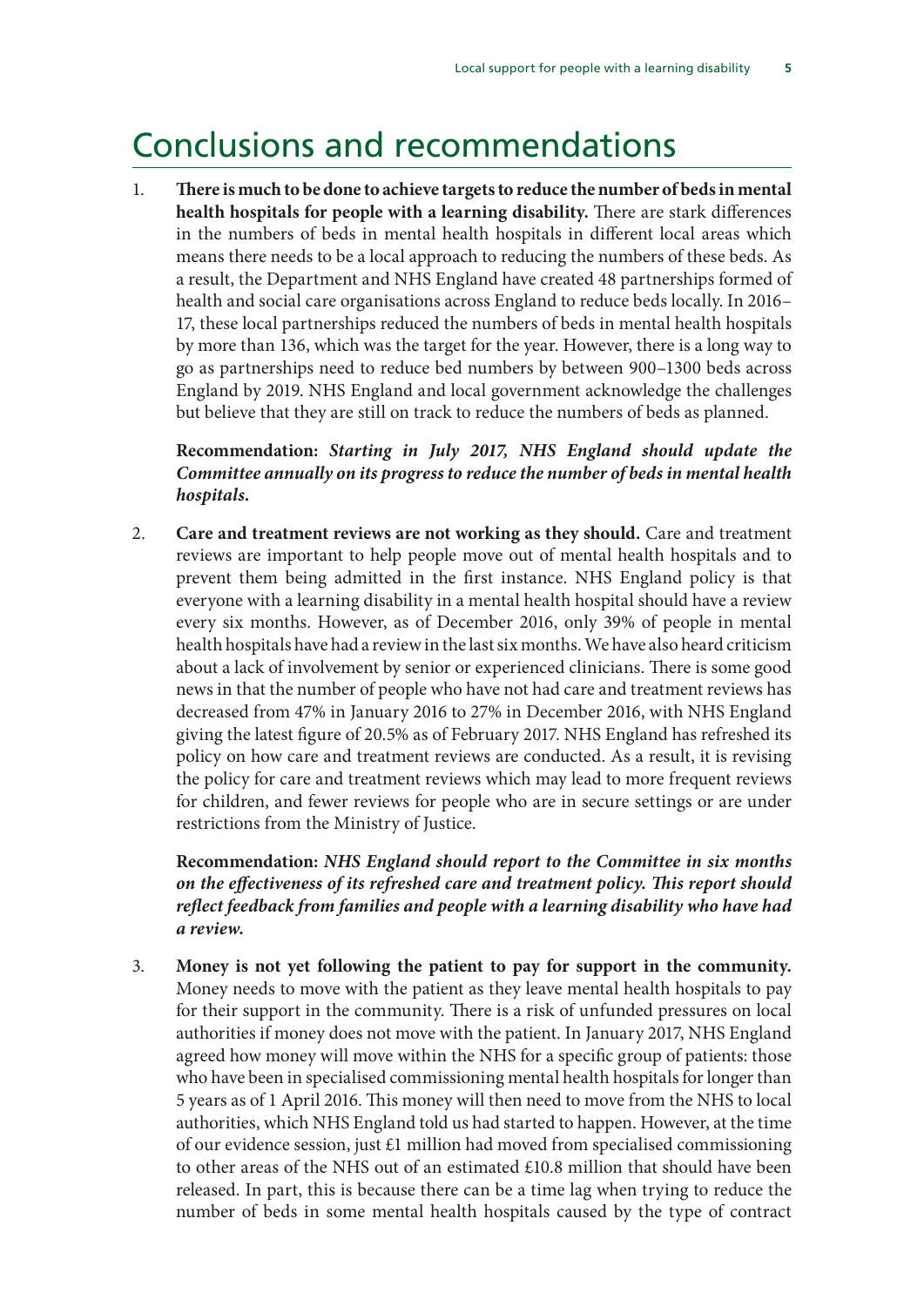# Conclusions and recommendations

1. **There is much to be done to achieve targets to reduce the number of beds in mental health hospitals for people with a learning disability.** There are stark differences in the numbers of beds in mental health hospitals in different local areas which means there needs to be a local approach to reducing the numbers of these beds. As a result, the Department and NHS England have created 48 partnerships formed of health and social care organisations across England to reduce beds locally. In 2016–17, these local partnerships reduced the numbers of beds in mental health hospitals by more than 136, which was the target for the year. However, there is a long way to go as partnerships need to reduce bed numbers by between 900–1300 beds across England by 2019. NHS England and local government acknowledge the challenges but believe that they are still on track to reduce the numbers of beds as planned.

   **Recommendation:** ***Starting in July 2017, NHS England should update the Committee annually on its progress to reduce the number of beds in mental health hospitals.***

2. **Care and treatment reviews are not working as they should.** Care and treatment reviews are important to help people move out of mental health hospitals and to prevent them being admitted in the first instance. NHS England policy is that everyone with a learning disability in a mental health hospital should have a review every six months. However, as of December 2016, only 39% of people in mental health hospitals have had a review in the last six months. We have also heard criticism about a lack of involvement by senior or experienced clinicians. There is some good news in that the number of people who have not had care and treatment reviews has decreased from 47% in January 2016 to 27% in December 2016, with NHS England giving the latest figure of 20.5% as of February 2017. NHS England has refreshed its policy on how care and treatment reviews are conducted. As a result, it is revising the policy for care and treatment reviews which may lead to more frequent reviews for children, and fewer reviews for people who are in secure settings or are under restrictions from the Ministry of Justice.

   **Recommendation:** ***NHS England should report to the Committee in six months on the effectiveness of its refreshed care and treatment policy. This report should reflect feedback from families and people with a learning disability who have had a review.***

3. **Money is not yet following the patient to pay for support in the community.** Money needs to move with the patient as they leave mental health hospitals to pay for their support in the community. There is a risk of unfunded pressures on local authorities if money does not move with the patient. In January 2017, NHS England agreed how money will move within the NHS for a specific group of patients: those who have been in specialised commissioning mental health hospitals for longer than 5 years as of 1 April 2016. This money will then need to move from the NHS to local authorities, which NHS England told us had started to happen. However, at the time of our evidence session, just £1 million had moved from specialised commissioning to other areas of the NHS out of an estimated £10.8 million that should have been released. In part, this is because there can be a time lag when trying to reduce the number of beds in some mental health hospitals caused by the type of contract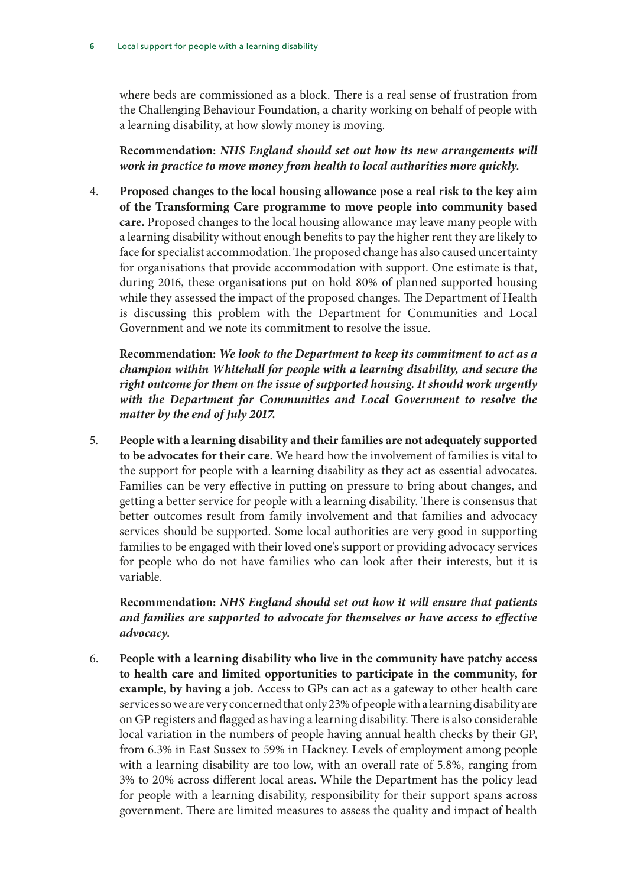where beds are commissioned as a block. There is a real sense of frustration from the Challenging Behaviour Foundation, a charity working on behalf of people with a learning disability, at how slowly money is moving.

**Recommendation:** ***NHS England should set out how its new arrangements will work in practice to move money from health to local authorities more quickly.***

4. **Proposed changes to the local housing allowance pose a real risk to the key aim of the Transforming Care programme to move people into community based care.** Proposed changes to the local housing allowance may leave many people with a learning disability without enough benefits to pay the higher rent they are likely to face for specialist accommodation. The proposed change has also caused uncertainty for organisations that provide accommodation with support. One estimate is that, during 2016, these organisations put on hold 80% of planned supported housing while they assessed the impact of the proposed changes. The Department of Health is discussing this problem with the Department for Communities and Local Government and we note its commitment to resolve the issue.

   **Recommendation:** ***We look to the Department to keep its commitment to act as a champion within Whitehall for people with a learning disability, and secure the right outcome for them on the issue of supported housing. It should work urgently with the Department for Communities and Local Government to resolve the matter by the end of July 2017.***

5. **People with a learning disability and their families are not adequately supported to be advocates for their care.** We heard how the involvement of families is vital to the support for people with a learning disability as they act as essential advocates. Families can be very effective in putting on pressure to bring about changes, and getting a better service for people with a learning disability. There is consensus that better outcomes result from family involvement and that families and advocacy services should be supported. Some local authorities are very good in supporting families to be engaged with their loved one's support or providing advocacy services for people who do not have families who can look after their interests, but it is variable.

   **Recommendation:** ***NHS England should set out how it will ensure that patients and families are supported to advocate for themselves or have access to effective advocacy.***

6. **People with a learning disability who live in the community have patchy access to health care and limited opportunities to participate in the community, for example, by having a job.** Access to GPs can act as a gateway to other health care services so we are very concerned that only 23% of people with a learning disability are on GP registers and flagged as having a learning disability. There is also considerable local variation in the numbers of people having annual health checks by their GP, from 6.3% in East Sussex to 59% in Hackney. Levels of employment among people with a learning disability are too low, with an overall rate of 5.8%, ranging from 3% to 20% across different local areas. While the Department has the policy lead for people with a learning disability, responsibility for their support spans across government. There are limited measures to assess the quality and impact of health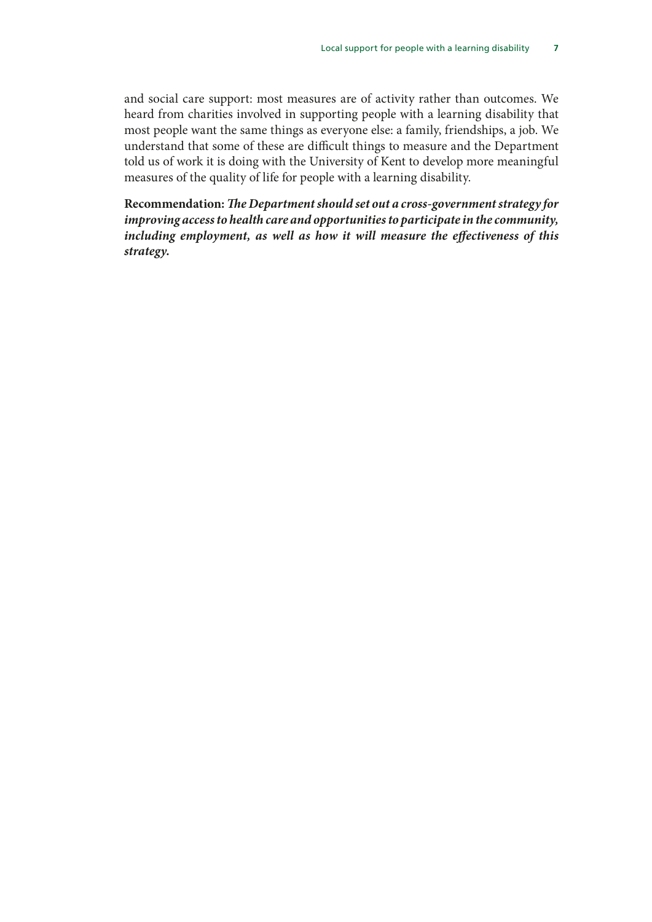and social care support: most measures are of activity rather than outcomes. We heard from charities involved in supporting people with a learning disability that most people want the same things as everyone else: a family, friendships, a job. We understand that some of these are difficult things to measure and the Department told us of work it is doing with the University of Kent to develop more meaningful measures of the quality of life for people with a learning disability.

**Recommendation:** ***The Department should set out a cross-government strategy for improving access to health care and opportunities to participate in the community, including employment, as well as how it will measure the effectiveness of this strategy.***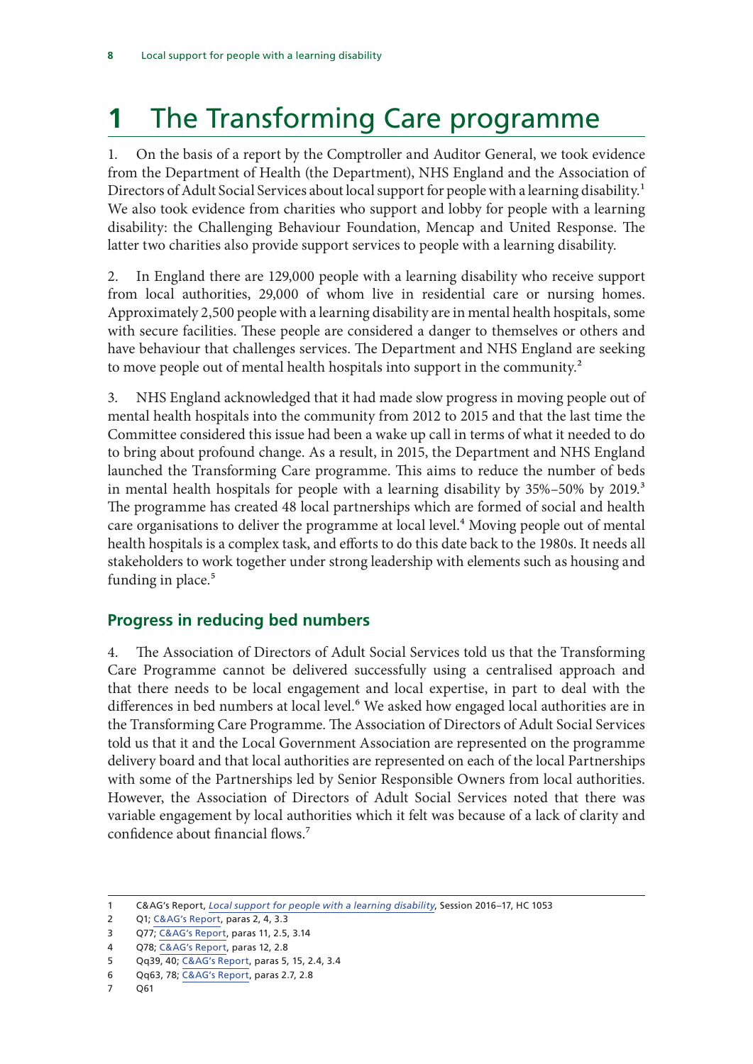# 1 The Transforming Care programme

1. On the basis of a report by the Comptroller and Auditor General, we took evidence from the Department of Health (the Department), NHS England and the Association of Directors of Adult Social Services about local support for people with a learning disability.[1] We also took evidence from charities who support and lobby for people with a learning disability: the Challenging Behaviour Foundation, Mencap and United Response. The latter two charities also provide support services to people with a learning disability.

2. In England there are 129,000 people with a learning disability who receive support from local authorities, 29,000 of whom live in residential care or nursing homes. Approximately 2,500 people with a learning disability are in mental health hospitals, some with secure facilities. These people are considered a danger to themselves or others and have behaviour that challenges services. The Department and NHS England are seeking to move people out of mental health hospitals into support in the community.[2]

3. NHS England acknowledged that it had made slow progress in moving people out of mental health hospitals into the community from 2012 to 2015 and that the last time the Committee considered this issue had been a wake up call in terms of what it needed to do to bring about profound change. As a result, in 2015, the Department and NHS England launched the Transforming Care programme. This aims to reduce the number of beds in mental health hospitals for people with a learning disability by 35%–50% by 2019.[3] The programme has created 48 local partnerships which are formed of social and health care organisations to deliver the programme at local level.[4] Moving people out of mental health hospitals is a complex task, and efforts to do this date back to the 1980s. It needs all stakeholders to work together under strong leadership with elements such as housing and funding in place.[5]

## Progress in reducing bed numbers

4. The Association of Directors of Adult Social Services told us that the Transforming Care Programme cannot be delivered successfully using a centralised approach and that there needs to be local engagement and local expertise, in part to deal with the differences in bed numbers at local level.[6] We asked how engaged local authorities are in the Transforming Care Programme. The Association of Directors of Adult Social Services told us that it and the Local Government Association are represented on the programme delivery board and that local authorities are represented on each of the local Partnerships with some of the Partnerships led by Senior Responsible Owners from local authorities. However, the Association of Directors of Adult Social Services noted that there was variable engagement by local authorities which it felt was because of a lack of clarity and confidence about financial flows.[7]

1 C&AG's Report, *Local support for people with a learning disability*, Session 2016–17, HC 1053
2 Q1; C&AG's Report, paras 2, 4, 3.3
3 Q77; C&AG's Report, paras 11, 2.5, 3.14
4 Q78; C&AG's Report, paras 12, 2.8
5 Qq39, 40; C&AG's Report, paras 5, 15, 2.4, 3.4
6 Qq63, 78; C&AG's Report, paras 2.7, 2.8
7 Q61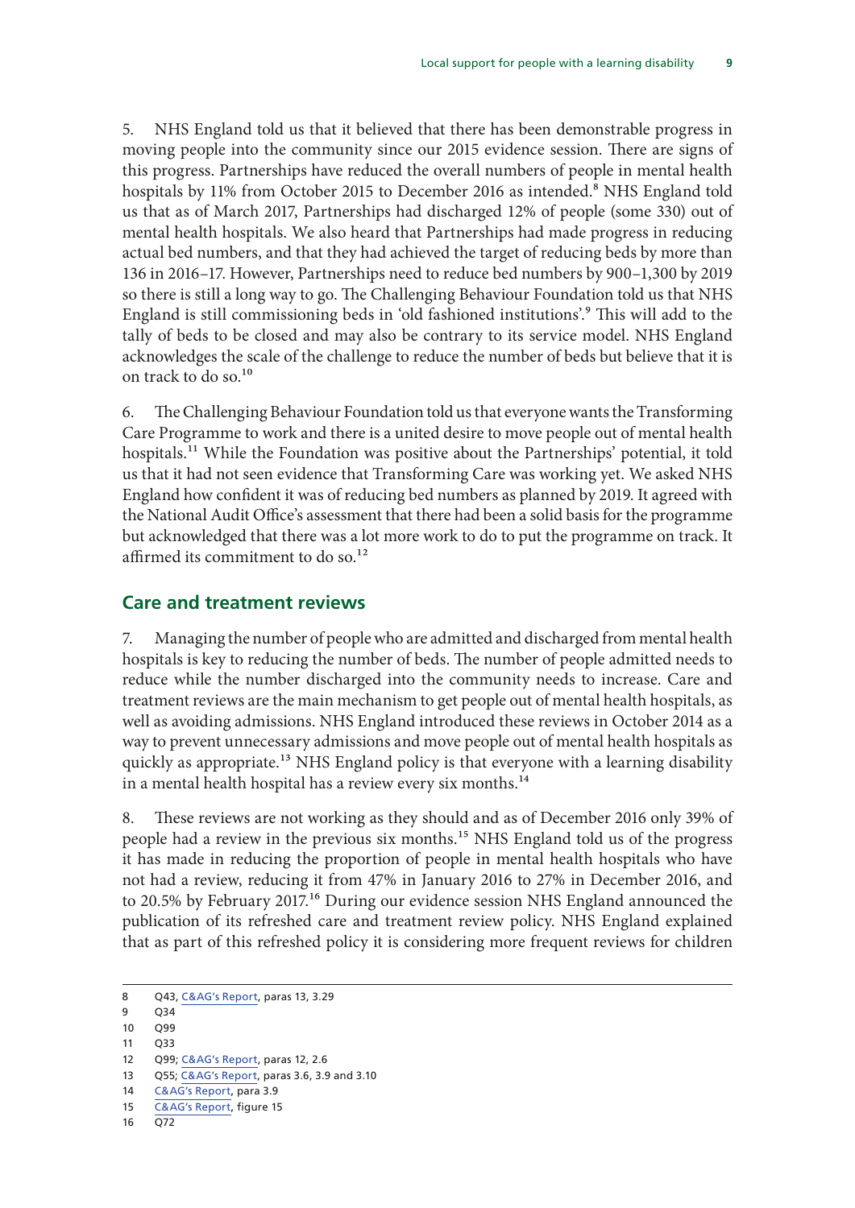5. NHS England told us that it believed that there has been demonstrable progress in moving people into the community since our 2015 evidence session. There are signs of this progress. Partnerships have reduced the overall numbers of people in mental health hospitals by 11% from October 2015 to December 2016 as intended.[8] NHS England told us that as of March 2017, Partnerships had discharged 12% of people (some 330) out of mental health hospitals. We also heard that Partnerships had made progress in reducing actual bed numbers, and that they had achieved the target of reducing beds by more than 136 in 2016–17. However, Partnerships need to reduce bed numbers by 900–1,300 by 2019 so there is still a long way to go. The Challenging Behaviour Foundation told us that NHS England is still commissioning beds in 'old fashioned institutions'.[9] This will add to the tally of beds to be closed and may also be contrary to its service model. NHS England acknowledges the scale of the challenge to reduce the number of beds but believe that it is on track to do so.[10]

6. The Challenging Behaviour Foundation told us that everyone wants the Transforming Care Programme to work and there is a united desire to move people out of mental health hospitals.[11] While the Foundation was positive about the Partnerships' potential, it told us that it had not seen evidence that Transforming Care was working yet. We asked NHS England how confident it was of reducing bed numbers as planned by 2019. It agreed with the National Audit Office's assessment that there had been a solid basis for the programme but acknowledged that there was a lot more work to do to put the programme on track. It affirmed its commitment to do so.[12]

## Care and treatment reviews

7. Managing the number of people who are admitted and discharged from mental health hospitals is key to reducing the number of beds. The number of people admitted needs to reduce while the number discharged into the community needs to increase. Care and treatment reviews are the main mechanism to get people out of mental health hospitals, as well as avoiding admissions. NHS England introduced these reviews in October 2014 as a way to prevent unnecessary admissions and move people out of mental health hospitals as quickly as appropriate.[13] NHS England policy is that everyone with a learning disability in a mental health hospital has a review every six months.[14]

8. These reviews are not working as they should and as of December 2016 only 39% of people had a review in the previous six months.[15] NHS England told us of the progress it has made in reducing the proportion of people in mental health hospitals who have not had a review, reducing it from 47% in January 2016 to 27% in December 2016, and to 20.5% by February 2017.[16] During our evidence session NHS England announced the publication of its refreshed care and treatment review policy. NHS England explained that as part of this refreshed policy it is considering more frequent reviews for children

8 Q43, C&AG's Report, paras 13, 3.29
9 Q34
10 Q99
11 Q33
12 Q99; C&AG's Report, paras 12, 2.6
13 Q55; C&AG's Report, paras 3.6, 3.9 and 3.10
14 C&AG's Report, para 3.9
15 C&AG's Report, figure 15
16 Q72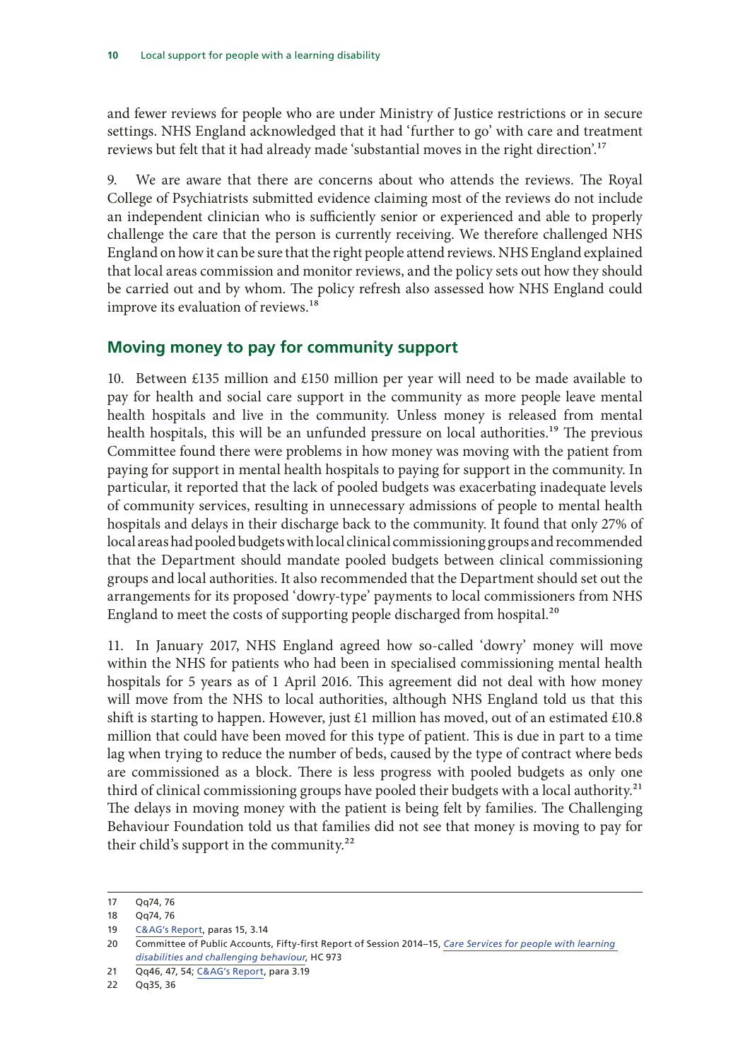and fewer reviews for people who are under Ministry of Justice restrictions or in secure settings. NHS England acknowledged that it had 'further to go' with care and treatment reviews but felt that it had already made 'substantial moves in the right direction'.[17]

9. We are aware that there are concerns about who attends the reviews. The Royal College of Psychiatrists submitted evidence claiming most of the reviews do not include an independent clinician who is sufficiently senior or experienced and able to properly challenge the care that the person is currently receiving. We therefore challenged NHS England on how it can be sure that the right people attend reviews. NHS England explained that local areas commission and monitor reviews, and the policy sets out how they should be carried out and by whom. The policy refresh also assessed how NHS England could improve its evaluation of reviews.[18]

## Moving money to pay for community support

10. Between £135 million and £150 million per year will need to be made available to pay for health and social care support in the community as more people leave mental health hospitals and live in the community. Unless money is released from mental health hospitals, this will be an unfunded pressure on local authorities.[19] The previous Committee found there were problems in how money was moving with the patient from paying for support in mental health hospitals to paying for support in the community. In particular, it reported that the lack of pooled budgets was exacerbating inadequate levels of community services, resulting in unnecessary admissions of people to mental health hospitals and delays in their discharge back to the community. It found that only 27% of local areas had pooled budgets with local clinical commissioning groups and recommended that the Department should mandate pooled budgets between clinical commissioning groups and local authorities. It also recommended that the Department should set out the arrangements for its proposed 'dowry-type' payments to local commissioners from NHS England to meet the costs of supporting people discharged from hospital.[20]

11. In January 2017, NHS England agreed how so-called 'dowry' money will move within the NHS for patients who had been in specialised commissioning mental health hospitals for 5 years as of 1 April 2016. This agreement did not deal with how money will move from the NHS to local authorities, although NHS England told us that this shift is starting to happen. However, just £1 million has moved, out of an estimated £10.8 million that could have been moved for this type of patient. This is due in part to a time lag when trying to reduce the number of beds, caused by the type of contract where beds are commissioned as a block. There is less progress with pooled budgets as only one third of clinical commissioning groups have pooled their budgets with a local authority.[21] The delays in moving money with the patient is being felt by families. The Challenging Behaviour Foundation told us that families did not see that money is moving to pay for their child's support in the community.[22]

---

17 Qq74, 76

18 Qq74, 76

19 C&AG's Report, paras 15, 3.14

20 Committee of Public Accounts, Fifty-first Report of Session 2014–15, *Care Services for people with learning disabilities and challenging behaviour*, HC 973

21 Qq46, 47, 54; C&AG's Report, para 3.19

22 Qq35, 36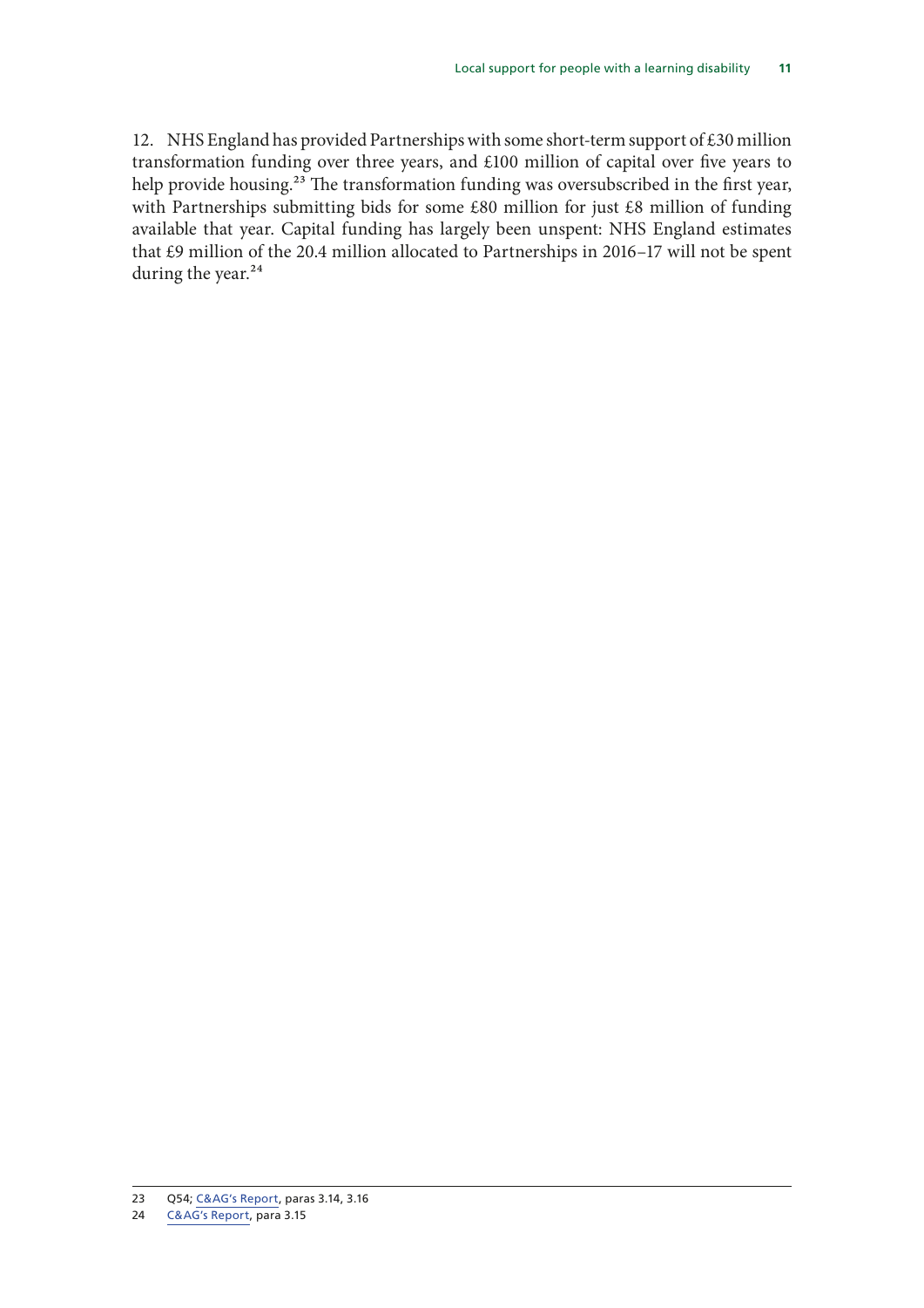12. NHS England has provided Partnerships with some short-term support of £30 million transformation funding over three years, and £100 million of capital over five years to help provide housing.[23] The transformation funding was oversubscribed in the first year, with Partnerships submitting bids for some £80 million for just £8 million of funding available that year. Capital funding has largely been unspent: NHS England estimates that £9 million of the 20.4 million allocated to Partnerships in 2016–17 will not be spent during the year.[24]

---

23 Q54; C&AG's Report, paras 3.14, 3.16

24 C&AG's Report, para 3.15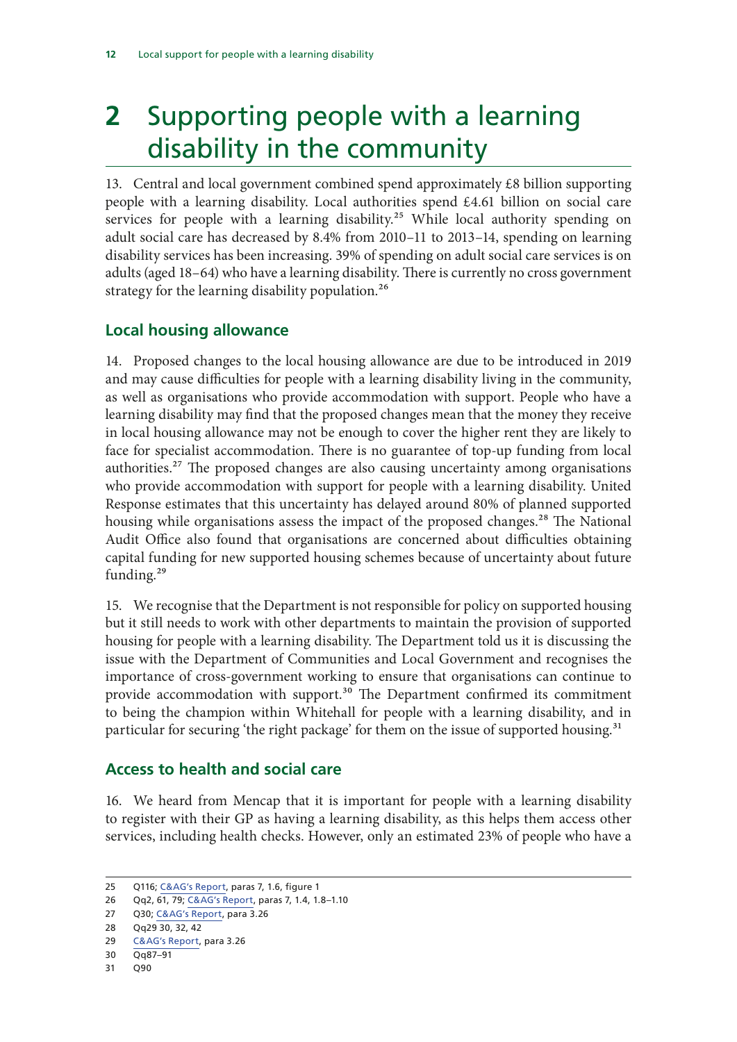# 2 Supporting people with a learning disability in the community

13. Central and local government combined spend approximately £8 billion supporting people with a learning disability. Local authorities spend £4.61 billion on social care services for people with a learning disability.[25] While local authority spending on adult social care has decreased by 8.4% from 2010–11 to 2013–14, spending on learning disability services has been increasing. 39% of spending on adult social care services is on adults (aged 18–64) who have a learning disability. There is currently no cross government strategy for the learning disability population.[26]

## Local housing allowance

14. Proposed changes to the local housing allowance are due to be introduced in 2019 and may cause difficulties for people with a learning disability living in the community, as well as organisations who provide accommodation with support. People who have a learning disability may find that the proposed changes mean that the money they receive in local housing allowance may not be enough to cover the higher rent they are likely to face for specialist accommodation. There is no guarantee of top-up funding from local authorities.[27] The proposed changes are also causing uncertainty among organisations who provide accommodation with support for people with a learning disability. United Response estimates that this uncertainty has delayed around 80% of planned supported housing while organisations assess the impact of the proposed changes.[28] The National Audit Office also found that organisations are concerned about difficulties obtaining capital funding for new supported housing schemes because of uncertainty about future funding.[29]

15. We recognise that the Department is not responsible for policy on supported housing but it still needs to work with other departments to maintain the provision of supported housing for people with a learning disability. The Department told us it is discussing the issue with the Department of Communities and Local Government and recognises the importance of cross-government working to ensure that organisations can continue to provide accommodation with support.[30] The Department confirmed its commitment to being the champion within Whitehall for people with a learning disability, and in particular for securing 'the right package' for them on the issue of supported housing.[31]

## Access to health and social care

16. We heard from Mencap that it is important for people with a learning disability to register with their GP as having a learning disability, as this helps them access other services, including health checks. However, only an estimated 23% of people who have a

---

25 Q116; C&AG's Report, paras 7, 1.6, figure 1

26 Qq2, 61, 79; C&AG's Report, paras 7, 1.4, 1.8–1.10

27 Q30; C&AG's Report, para 3.26

28 Qq29 30, 32, 42

29 C&AG's Report, para 3.26

30 Qq87–91

31 Q90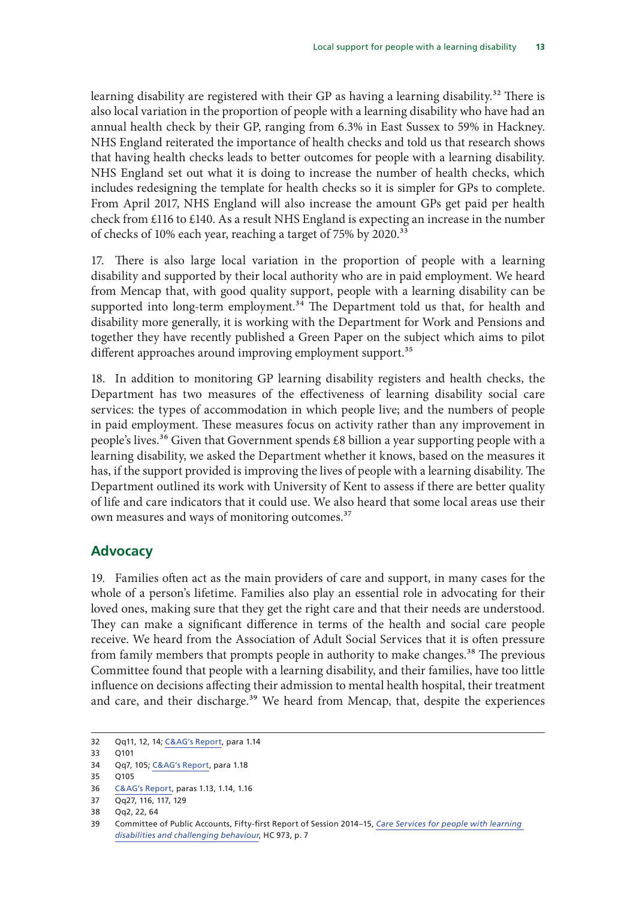learning disability are registered with their GP as having a learning disability.[32] There is also local variation in the proportion of people with a learning disability who have had an annual health check by their GP, ranging from 6.3% in East Sussex to 59% in Hackney. NHS England reiterated the importance of health checks and told us that research shows that having health checks leads to better outcomes for people with a learning disability. NHS England set out what it is doing to increase the number of health checks, which includes redesigning the template for health checks so it is simpler for GPs to complete. From April 2017, NHS England will also increase the amount GPs get paid per health check from £116 to £140. As a result NHS England is expecting an increase in the number of checks of 10% each year, reaching a target of 75% by 2020.[33]

17. There is also large local variation in the proportion of people with a learning disability and supported by their local authority who are in paid employment. We heard from Mencap that, with good quality support, people with a learning disability can be supported into long-term employment.[34] The Department told us that, for health and disability more generally, it is working with the Department for Work and Pensions and together they have recently published a Green Paper on the subject which aims to pilot different approaches around improving employment support.[35]

18. In addition to monitoring GP learning disability registers and health checks, the Department has two measures of the effectiveness of learning disability social care services: the types of accommodation in which people live; and the numbers of people in paid employment. These measures focus on activity rather than any improvement in people's lives.[36] Given that Government spends £8 billion a year supporting people with a learning disability, we asked the Department whether it knows, based on the measures it has, if the support provided is improving the lives of people with a learning disability. The Department outlined its work with University of Kent to assess if there are better quality of life and care indicators that it could use. We also heard that some local areas use their own measures and ways of monitoring outcomes.[37]

## Advocacy

19. Families often act as the main providers of care and support, in many cases for the whole of a person's lifetime. Families also play an essential role in advocating for their loved ones, making sure that they get the right care and that their needs are understood. They can make a significant difference in terms of the health and social care people receive. We heard from the Association of Adult Social Services that it is often pressure from family members that prompts people in authority to make changes.[38] The previous Committee found that people with a learning disability, and their families, have too little influence on decisions affecting their admission to mental health hospital, their treatment and care, and their discharge.[39] We heard from Mencap, that, despite the experiences

---

32 Qq11, 12, 14; C&AG's Report, para 1.14

33 Q101

34 Qq7, 105; C&AG's Report, para 1.18

35 Q105

36 C&AG's Report, paras 1.13, 1.14, 1.16

37 Qq27, 116, 117, 129

38 Qq2, 22, 64

39 Committee of Public Accounts, Fifty-first Report of Session 2014–15, *Care Services for people with learning disabilities and challenging behaviour*, HC 973, p. 7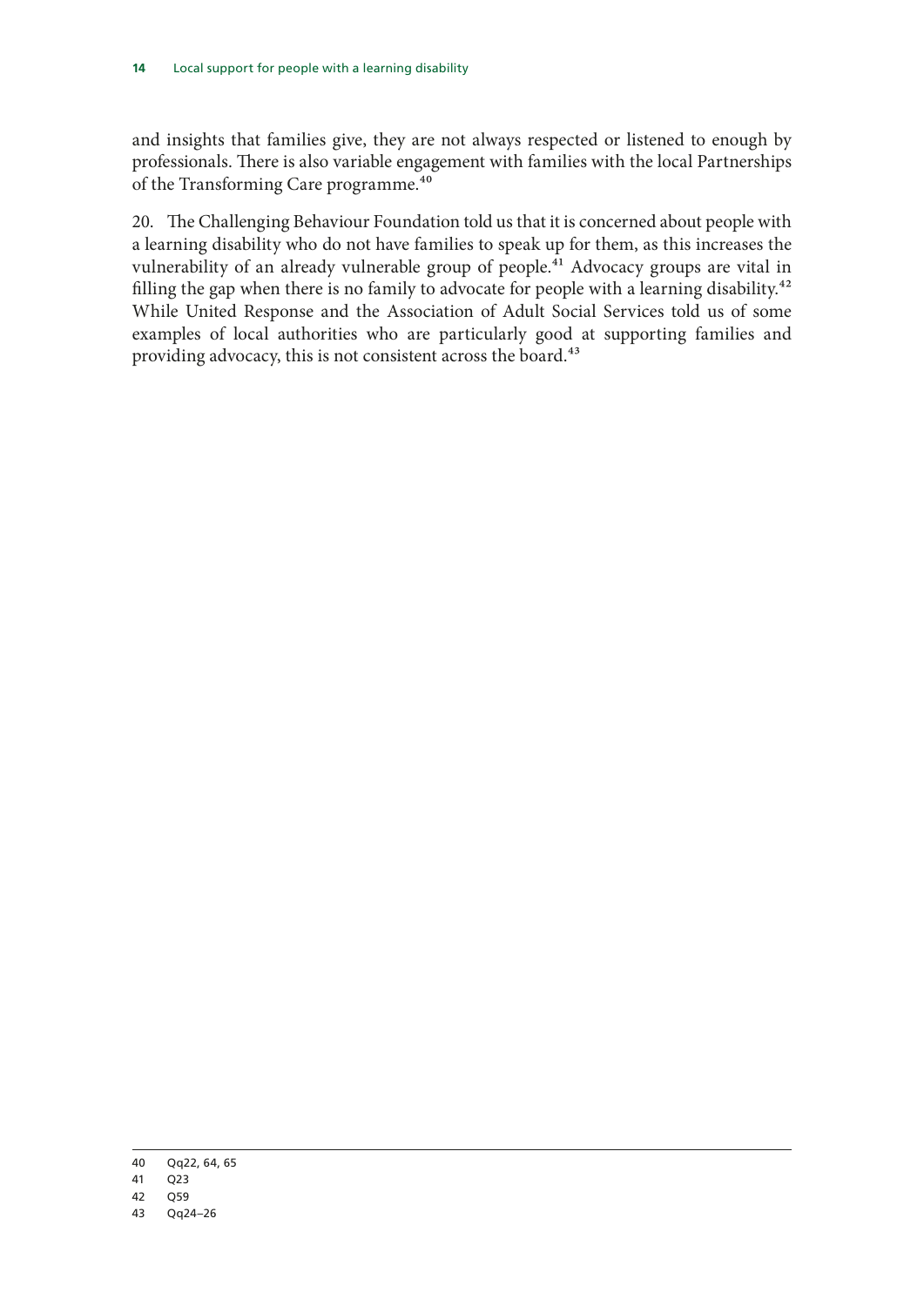and insights that families give, they are not always respected or listened to enough by professionals. There is also variable engagement with families with the local Partnerships of the Transforming Care programme.[40]

20. The Challenging Behaviour Foundation told us that it is concerned about people with a learning disability who do not have families to speak up for them, as this increases the vulnerability of an already vulnerable group of people.[41] Advocacy groups are vital in filling the gap when there is no family to advocate for people with a learning disability.[42] While United Response and the Association of Adult Social Services told us of some examples of local authorities who are particularly good at supporting families and providing advocacy, this is not consistent across the board.[43]

40 Qq22, 64, 65

41 Q23

42 Q59

43 Qq24–26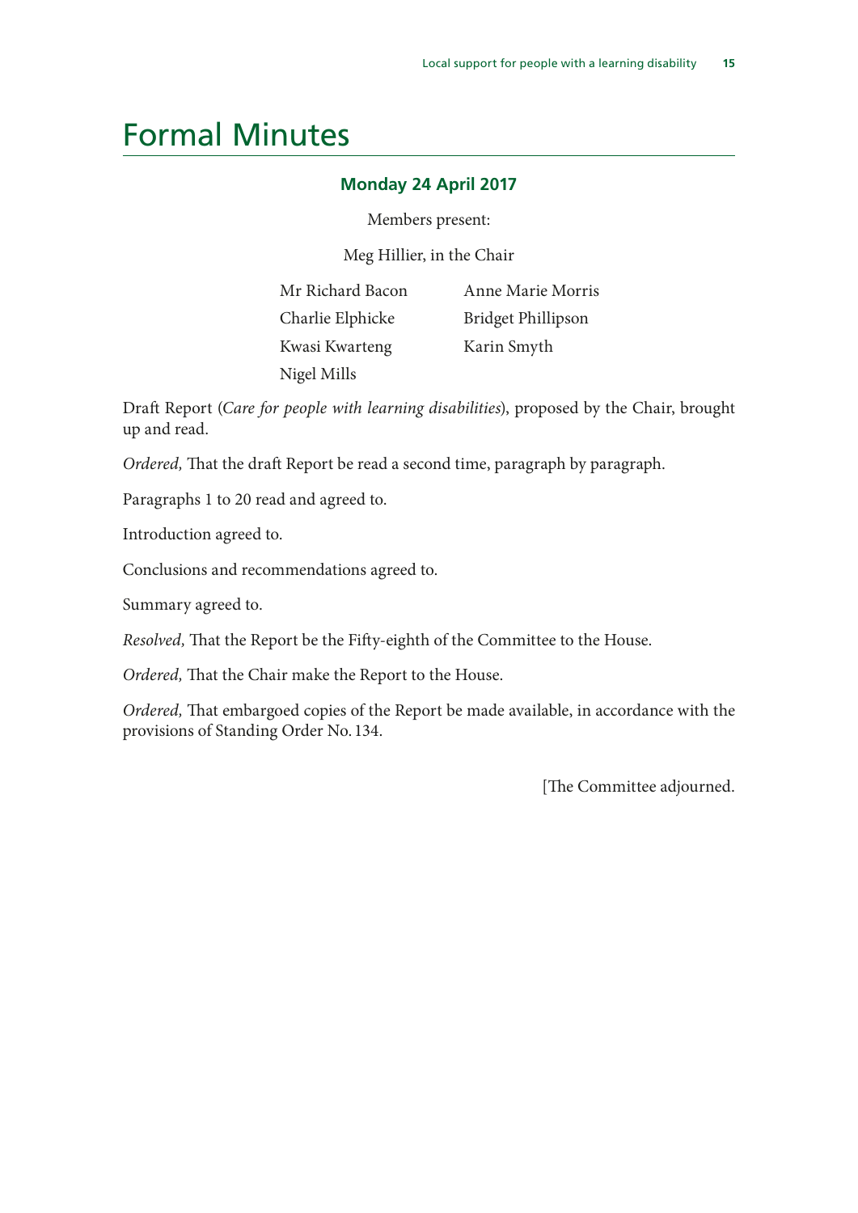# Formal Minutes

### Monday 24 April 2017

Members present:

Meg Hillier, in the Chair

Mr Richard Bacon
Charlie Elphicke
Kwasi Kwarteng
Nigel Mills
Anne Marie Morris
Bridget Phillipson
Karin Smyth

Draft Report (*Care for people with learning disabilities*), proposed by the Chair, brought up and read.

*Ordered,* That the draft Report be read a second time, paragraph by paragraph.

Paragraphs 1 to 20 read and agreed to.

Introduction agreed to.

Conclusions and recommendations agreed to.

Summary agreed to.

*Resolved,* That the Report be the Fifty-eighth of the Committee to the House.

*Ordered,* That the Chair make the Report to the House.

*Ordered,* That embargoed copies of the Report be made available, in accordance with the provisions of Standing Order No. 134.

[The Committee adjourned.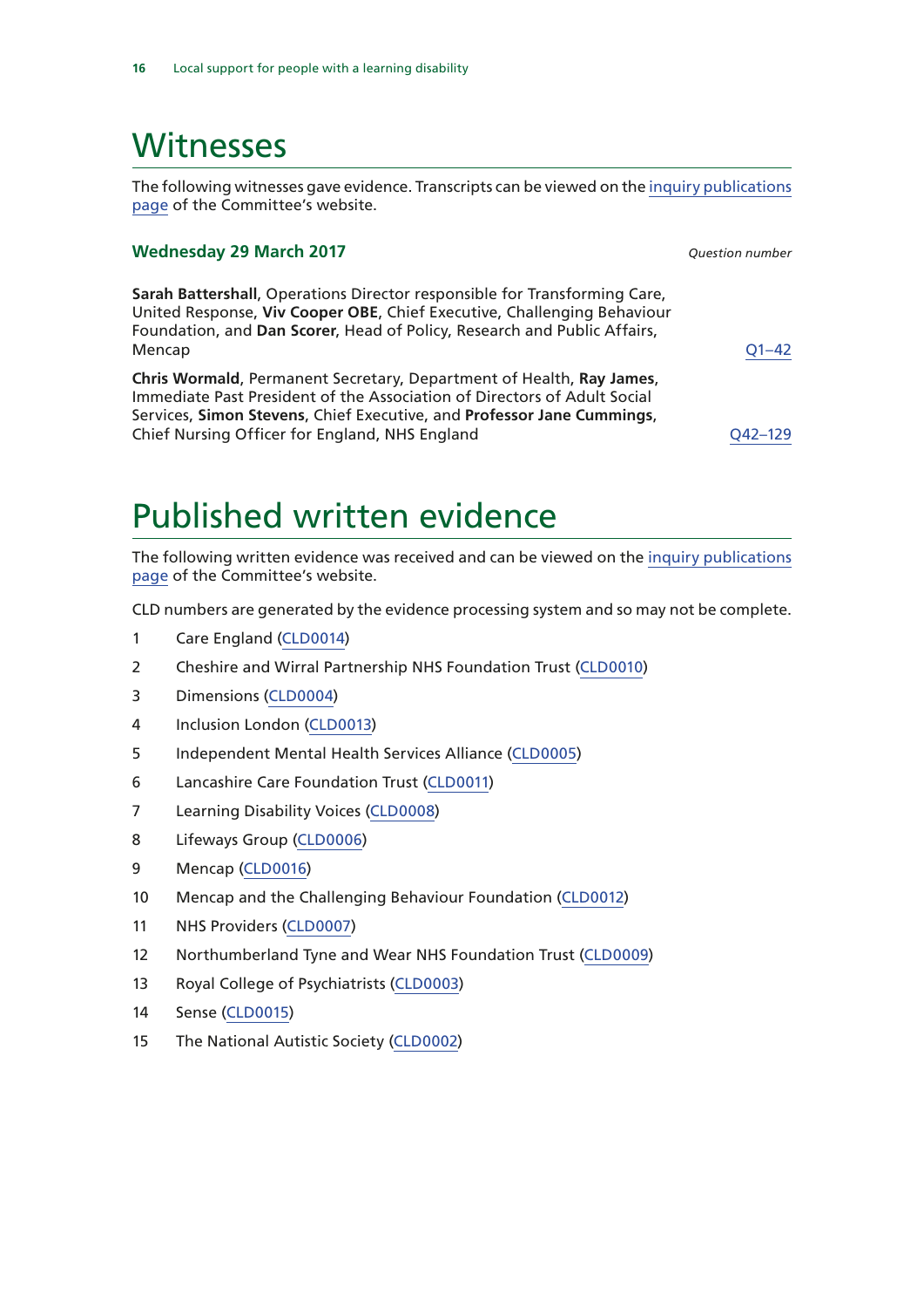# Witnesses

The following witnesses gave evidence. Transcripts can be viewed on the inquiry publications page of the Committee's website.

### Wednesday 29 March 2017

*Question number*

**Sarah Battershall**, Operations Director responsible for Transforming Care, United Response, **Viv Cooper OBE**, Chief Executive, Challenging Behaviour Foundation, and **Dan Scorer**, Head of Policy, Research and Public Affairs, Mencap — Q1–42

**Chris Wormald**, Permanent Secretary, Department of Health, **Ray James**, Immediate Past President of the Association of Directors of Adult Social Services, **Simon Stevens**, Chief Executive, and **Professor Jane Cummings**, Chief Nursing Officer for England, NHS England — Q42–129

# Published written evidence

The following written evidence was received and can be viewed on the inquiry publications page of the Committee's website.

CLD numbers are generated by the evidence processing system and so may not be complete.

1. Care England (CLD0014)
2. Cheshire and Wirral Partnership NHS Foundation Trust (CLD0010)
3. Dimensions (CLD0004)
4. Inclusion London (CLD0013)
5. Independent Mental Health Services Alliance (CLD0005)
6. Lancashire Care Foundation Trust (CLD0011)
7. Learning Disability Voices (CLD0008)
8. Lifeways Group (CLD0006)
9. Mencap (CLD0016)
10. Mencap and the Challenging Behaviour Foundation (CLD0012)
11. NHS Providers (CLD0007)
12. Northumberland Tyne and Wear NHS Foundation Trust (CLD0009)
13. Royal College of Psychiatrists (CLD0003)
14. Sense (CLD0015)
15. The National Autistic Society (CLD0002)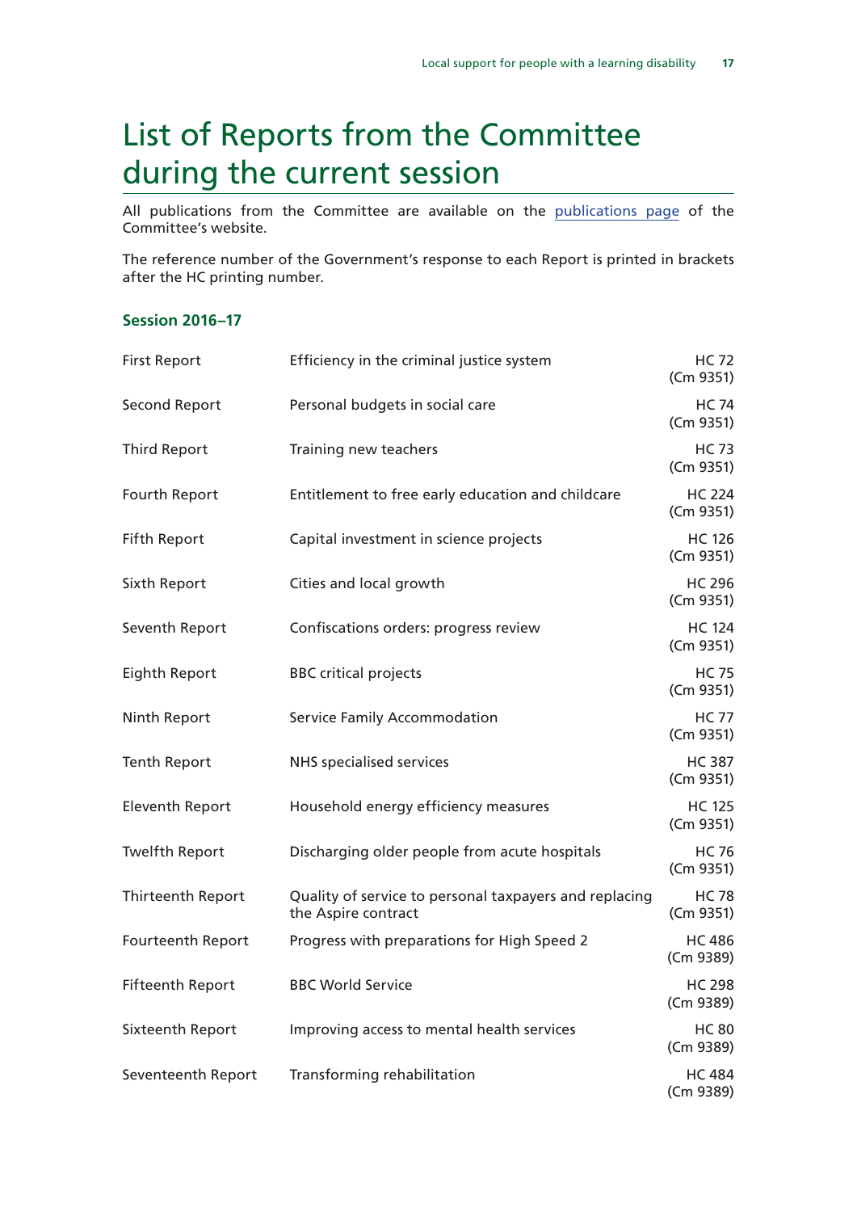# List of Reports from the Committee during the current session

All publications from the Committee are available on the publications page of the Committee's website.

The reference number of the Government's response to each Report is printed in brackets after the HC printing number.

### Session 2016–17

| | | |
|---|---|---|
| First Report | Efficiency in the criminal justice system | HC 72 (Cm 9351) |
| Second Report | Personal budgets in social care | HC 74 (Cm 9351) |
| Third Report | Training new teachers | HC 73 (Cm 9351) |
| Fourth Report | Entitlement to free early education and childcare | HC 224 (Cm 9351) |
| Fifth Report | Capital investment in science projects | HC 126 (Cm 9351) |
| Sixth Report | Cities and local growth | HC 296 (Cm 9351) |
| Seventh Report | Confiscations orders: progress review | HC 124 (Cm 9351) |
| Eighth Report | BBC critical projects | HC 75 (Cm 9351) |
| Ninth Report | Service Family Accommodation | HC 77 (Cm 9351) |
| Tenth Report | NHS specialised services | HC 387 (Cm 9351) |
| Eleventh Report | Household energy efficiency measures | HC 125 (Cm 9351) |
| Twelfth Report | Discharging older people from acute hospitals | HC 76 (Cm 9351) |
| Thirteenth Report | Quality of service to personal taxpayers and replacing the Aspire contract | HC 78 (Cm 9351) |
| Fourteenth Report | Progress with preparations for High Speed 2 | HC 486 (Cm 9389) |
| Fifteenth Report | BBC World Service | HC 298 (Cm 9389) |
| Sixteenth Report | Improving access to mental health services | HC 80 (Cm 9389) |
| Seventeenth Report | Transforming rehabilitation | HC 484 (Cm 9389) |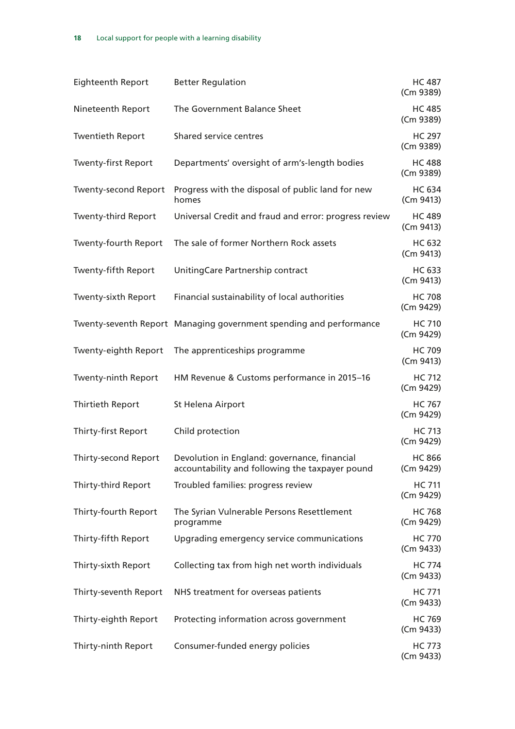| | | |
|---|---|---|
| Eighteenth Report | Better Regulation | HC 487 (Cm 9389) |
| Nineteenth Report | The Government Balance Sheet | HC 485 (Cm 9389) |
| Twentieth Report | Shared service centres | HC 297 (Cm 9389) |
| Twenty-first Report | Departments’ oversight of arm’s-length bodies | HC 488 (Cm 9389) |
| Twenty-second Report | Progress with the disposal of public land for new homes | HC 634 (Cm 9413) |
| Twenty-third Report | Universal Credit and fraud and error: progress review | HC 489 (Cm 9413) |
| Twenty-fourth Report | The sale of former Northern Rock assets | HC 632 (Cm 9413) |
| Twenty-fifth Report | UnitingCare Partnership contract | HC 633 (Cm 9413) |
| Twenty-sixth Report | Financial sustainability of local authorities | HC 708 (Cm 9429) |
| Twenty-seventh Report | Managing government spending and performance | HC 710 (Cm 9429) |
| Twenty-eighth Report | The apprenticeships programme | HC 709 (Cm 9413) |
| Twenty-ninth Report | HM Revenue & Customs performance in 2015–16 | HC 712 (Cm 9429) |
| Thirtieth Report | St Helena Airport | HC 767 (Cm 9429) |
| Thirty-first Report | Child protection | HC 713 (Cm 9429) |
| Thirty-second Report | Devolution in England: governance, financial accountability and following the taxpayer pound | HC 866 (Cm 9429) |
| Thirty-third Report | Troubled families: progress review | HC 711 (Cm 9429) |
| Thirty-fourth Report | The Syrian Vulnerable Persons Resettlement programme | HC 768 (Cm 9429) |
| Thirty-fifth Report | Upgrading emergency service communications | HC 770 (Cm 9433) |
| Thirty-sixth Report | Collecting tax from high net worth individuals | HC 774 (Cm 9433) |
| Thirty-seventh Report | NHS treatment for overseas patients | HC 771 (Cm 9433) |
| Thirty-eighth Report | Protecting information across government | HC 769 (Cm 9433) |
| Thirty-ninth Report | Consumer-funded energy policies | HC 773 (Cm 9433) |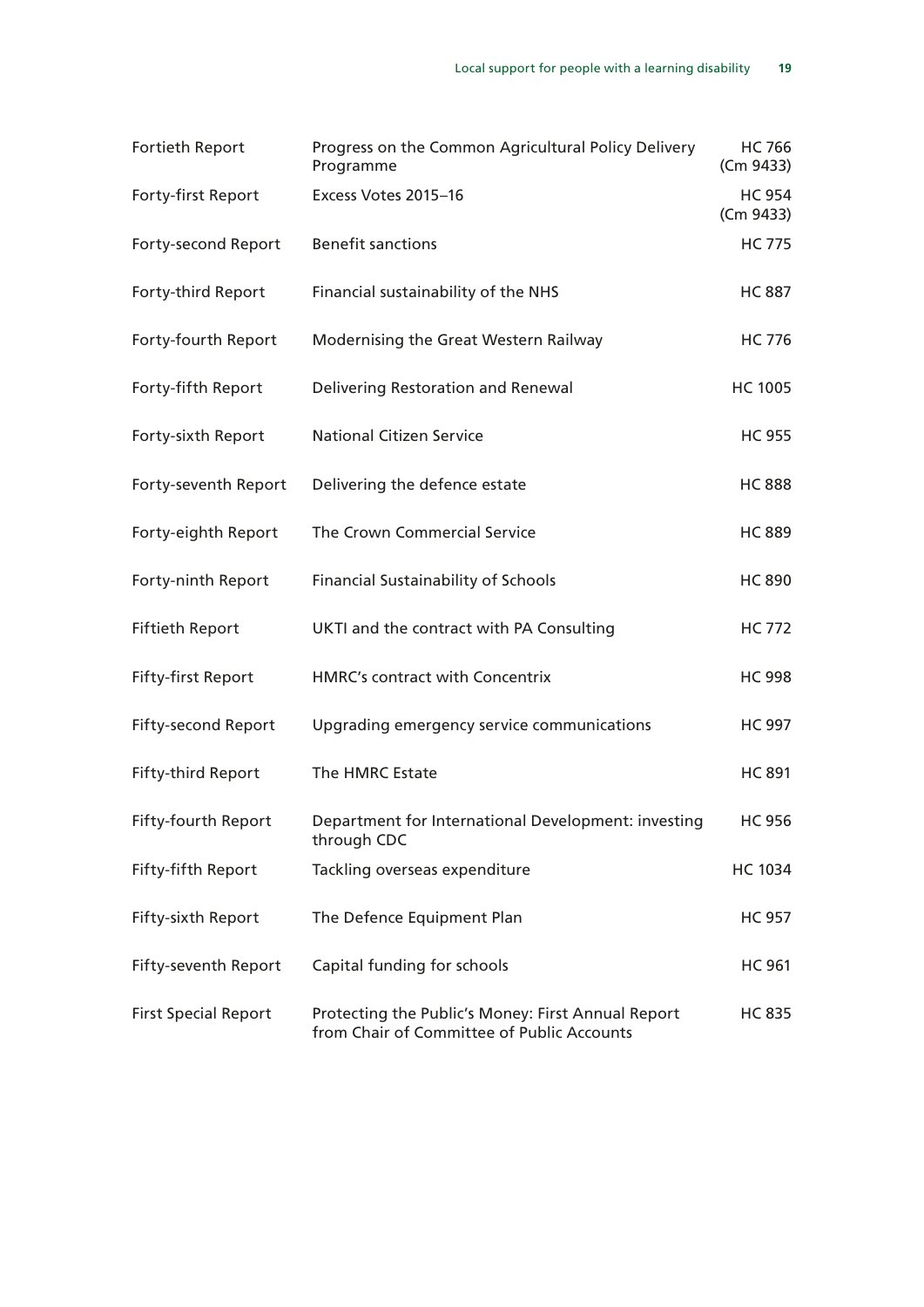| | | |
|---|---|---|
| Fortieth Report | Progress on the Common Agricultural Policy Delivery Programme | HC 766 (Cm 9433) |
| Forty-first Report | Excess Votes 2015–16 | HC 954 (Cm 9433) |
| Forty-second Report | Benefit sanctions | HC 775 |
| Forty-third Report | Financial sustainability of the NHS | HC 887 |
| Forty-fourth Report | Modernising the Great Western Railway | HC 776 |
| Forty-fifth Report | Delivering Restoration and Renewal | HC 1005 |
| Forty-sixth Report | National Citizen Service | HC 955 |
| Forty-seventh Report | Delivering the defence estate | HC 888 |
| Forty-eighth Report | The Crown Commercial Service | HC 889 |
| Forty-ninth Report | Financial Sustainability of Schools | HC 890 |
| Fiftieth Report | UKTI and the contract with PA Consulting | HC 772 |
| Fifty-first Report | HMRC's contract with Concentrix | HC 998 |
| Fifty-second Report | Upgrading emergency service communications | HC 997 |
| Fifty-third Report | The HMRC Estate | HC 891 |
| Fifty-fourth Report | Department for International Development: investing through CDC | HC 956 |
| Fifty-fifth Report | Tackling overseas expenditure | HC 1034 |
| Fifty-sixth Report | The Defence Equipment Plan | HC 957 |
| Fifty-seventh Report | Capital funding for schools | HC 961 |
| First Special Report | Protecting the Public's Money: First Annual Report from Chair of Committee of Public Accounts | HC 835 |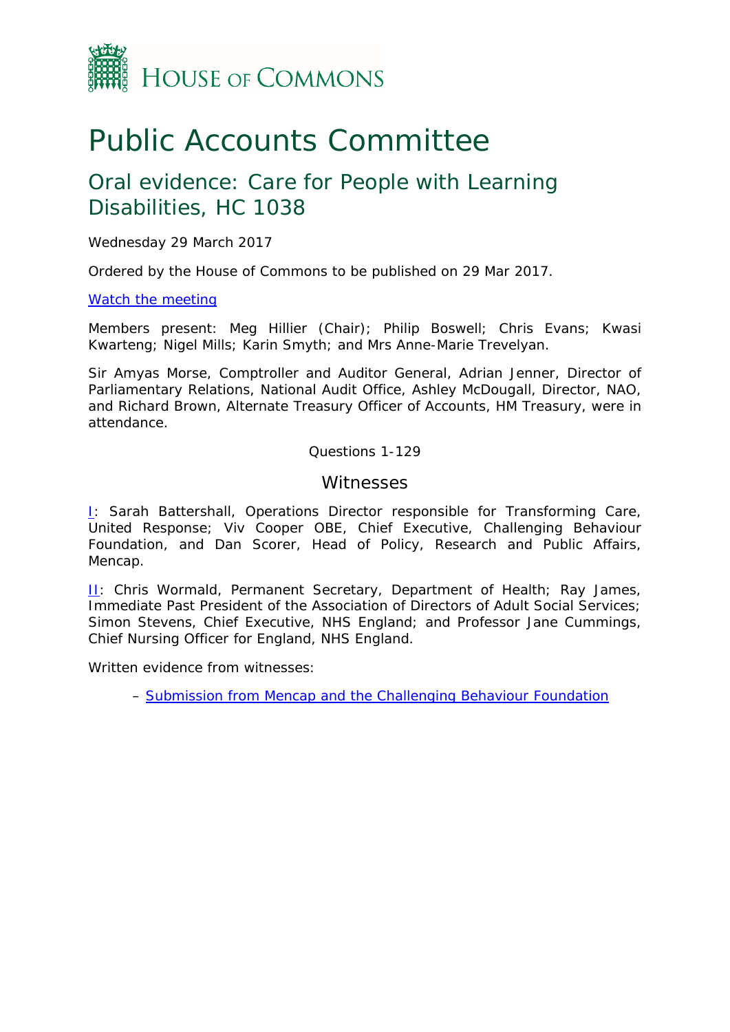HOUSE OF COMMONS

# Public Accounts Committee

## Oral evidence: Care for People with Learning Disabilities, HC 1038

Wednesday 29 March 2017

Ordered by the House of Commons to be published on 29 Mar 2017.

[Watch the meeting](#)

Members present: Meg Hillier (Chair); Philip Boswell; Chris Evans; Kwasi Kwarteng; Nigel Mills; Karin Smyth; and Mrs Anne-Marie Trevelyan.

Sir Amyas Morse, Comptroller and Auditor General, Adrian Jenner, Director of Parliamentary Relations, National Audit Office, Ashley McDougall, Director, NAO, and Richard Brown, Alternate Treasury Officer of Accounts, HM Treasury, were in attendance.

Questions 1-129

### Witnesses

[I](#): Sarah Battershall, Operations Director responsible for Transforming Care, United Response; Viv Cooper OBE, Chief Executive, Challenging Behaviour Foundation, and Dan Scorer, Head of Policy, Research and Public Affairs, Mencap.

[II](#): Chris Wormald, Permanent Secretary, Department of Health; Ray James, Immediate Past President of the Association of Directors of Adult Social Services; Simon Stevens, Chief Executive, NHS England; and Professor Jane Cummings, Chief Nursing Officer for England, NHS England.

Written evidence from witnesses:

– [Submission from Mencap and the Challenging Behaviour Foundation](#)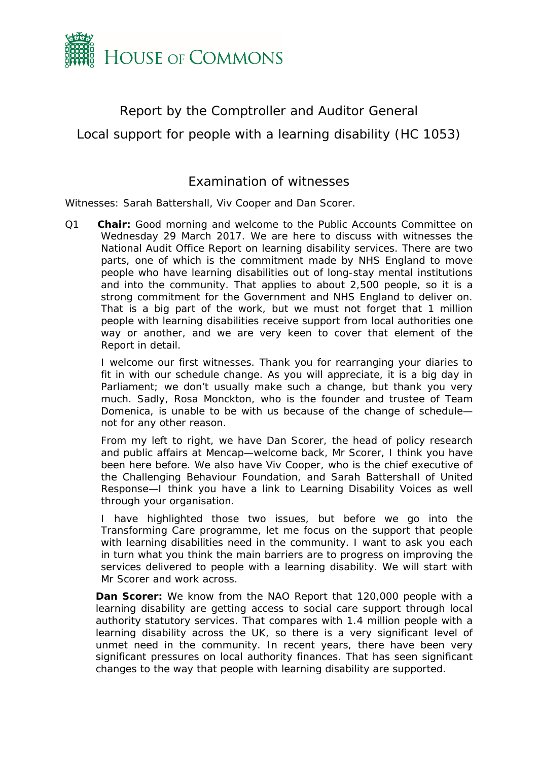# HOUSE OF COMMONS

Report by the Comptroller and Auditor General

Local support for people with a learning disability (HC 1053)

## Examination of witnesses

Witnesses: Sarah Battershall, Viv Cooper and Dan Scorer.

Q1 **Chair:** Good morning and welcome to the Public Accounts Committee on Wednesday 29 March 2017. We are here to discuss with witnesses the National Audit Office Report on learning disability services. There are two parts, one of which is the commitment made by NHS England to move people who have learning disabilities out of long-stay mental institutions and into the community. That applies to about 2,500 people, so it is a strong commitment for the Government and NHS England to deliver on. That is a big part of the work, but we must not forget that 1 million people with learning disabilities receive support from local authorities one way or another, and we are very keen to cover that element of the Report in detail.

I welcome our first witnesses. Thank you for rearranging your diaries to fit in with our schedule change. As you will appreciate, it is a big day in Parliament; we don't usually make such a change, but thank you very much. Sadly, Rosa Monckton, who is the founder and trustee of Team Domenica, is unable to be with us because of the change of schedule—not for any other reason.

From my left to right, we have Dan Scorer, the head of policy research and public affairs at Mencap—welcome back, Mr Scorer, I think you have been here before. We also have Viv Cooper, who is the chief executive of the Challenging Behaviour Foundation, and Sarah Battershall of United Response—I think you have a link to Learning Disability Voices as well through your organisation.

I have highlighted those two issues, but before we go into the Transforming Care programme, let me focus on the support that people with learning disabilities need in the community. I want to ask you each in turn what you think the main barriers are to progress on improving the services delivered to people with a learning disability. We will start with Mr Scorer and work across.

**Dan Scorer:** We know from the NAO Report that 120,000 people with a learning disability are getting access to social care support through local authority statutory services. That compares with 1.4 million people with a learning disability across the UK, so there is a very significant level of unmet need in the community. In recent years, there have been very significant pressures on local authority finances. That has seen significant changes to the way that people with learning disability are supported.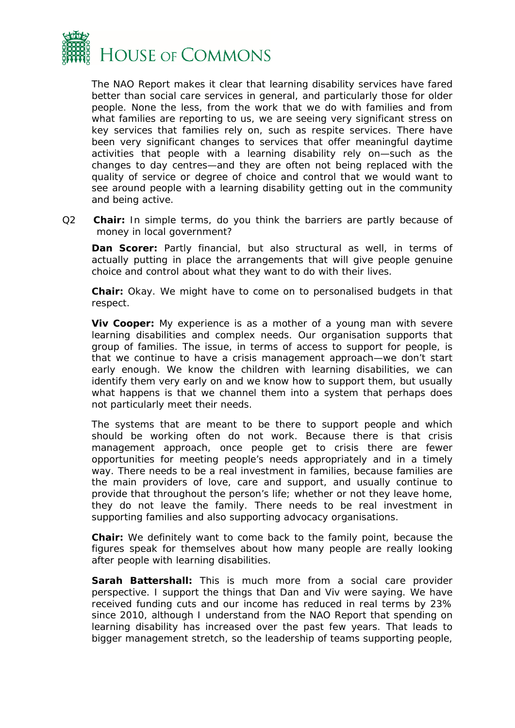The NAO Report makes it clear that learning disability services have fared better than social care services in general, and particularly those for older people. None the less, from the work that we do with families and from what families are reporting to us, we are seeing very significant stress on key services that families rely on, such as respite services. There have been very significant changes to services that offer meaningful daytime activities that people with a learning disability rely on—such as the changes to day centres—and they are often not being replaced with the quality of service or degree of choice and control that we would want to see around people with a learning disability getting out in the community and being active.

Q2 **Chair:** In simple terms, do you think the barriers are partly because of money in local government?

**Dan Scorer:** Partly financial, but also structural as well, in terms of actually putting in place the arrangements that will give people genuine choice and control about what they want to do with their lives.

**Chair:** Okay. We might have to come on to personalised budgets in that respect.

**Viv Cooper:** My experience is as a mother of a young man with severe learning disabilities and complex needs. Our organisation supports that group of families. The issue, in terms of access to support for people, is that we continue to have a crisis management approach—we don't start early enough. We know the children with learning disabilities, we can identify them very early on and we know how to support them, but usually what happens is that we channel them into a system that perhaps does not particularly meet their needs.

The systems that are meant to be there to support people and which should be working often do not work. Because there is that crisis management approach, once people get to crisis there are fewer opportunities for meeting people's needs appropriately and in a timely way. There needs to be a real investment in families, because families are the main providers of love, care and support, and usually continue to provide that throughout the person's life; whether or not they leave home, they do not leave the family. There needs to be real investment in supporting families and also supporting advocacy organisations.

**Chair:** We definitely want to come back to the family point, because the figures speak for themselves about how many people are really looking after people with learning disabilities.

**Sarah Battershall:** This is much more from a social care provider perspective. I support the things that Dan and Viv were saying. We have received funding cuts and our income has reduced in real terms by 23% since 2010, although I understand from the NAO Report that spending on learning disability has increased over the past few years. That leads to bigger management stretch, so the leadership of teams supporting people,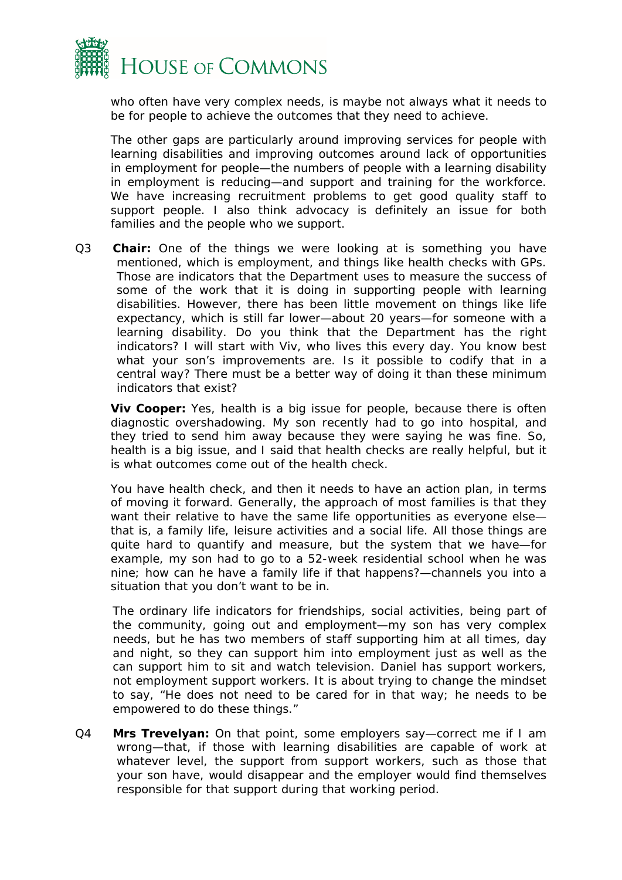who often have very complex needs, is maybe not always what it needs to be for people to achieve the outcomes that they need to achieve.

The other gaps are particularly around improving services for people with learning disabilities and improving outcomes around lack of opportunities in employment for people—the numbers of people with a learning disability in employment is reducing—and support and training for the workforce. We have increasing recruitment problems to get good quality staff to support people. I also think advocacy is definitely an issue for both families and the people who we support.

Q3 **Chair:** One of the things we were looking at is something you have mentioned, which is employment, and things like health checks with GPs. Those are indicators that the Department uses to measure the success of some of the work that it is doing in supporting people with learning disabilities. However, there has been little movement on things like life expectancy, which is still far lower—about 20 years—for someone with a learning disability. Do you think that the Department has the right indicators? I will start with Viv, who lives this every day. You know best what your son's improvements are. Is it possible to codify that in a central way? There must be a better way of doing it than these minimum indicators that exist?

**Viv Cooper:** Yes, health is a big issue for people, because there is often diagnostic overshadowing. My son recently had to go into hospital, and they tried to send him away because they were saying he was fine. So, health is a big issue, and I said that health checks are really helpful, but it is what outcomes come out of the health check.

You have health check, and then it needs to have an action plan, in terms of moving it forward. Generally, the approach of most families is that they want their relative to have the same life opportunities as everyone else—that is, a family life, leisure activities and a social life. All those things are quite hard to quantify and measure, but the system that we have—for example, my son had to go to a 52-week residential school when he was nine; how can he have a family life if that happens?—channels you into a situation that you don't want to be in.

The ordinary life indicators for friendships, social activities, being part of the community, going out and employment—my son has very complex needs, but he has two members of staff supporting him at all times, day and night, so they can support him into employment just as well as the can support him to sit and watch television. Daniel has support workers, not employment support workers. It is about trying to change the mindset to say, "He does not need to be cared for in that way; he needs to be empowered to do these things."

Q4 **Mrs Trevelyan:** On that point, some employers say—correct me if I am wrong—that, if those with learning disabilities are capable of work at whatever level, the support from support workers, such as those that your son have, would disappear and the employer would find themselves responsible for that support during that working period.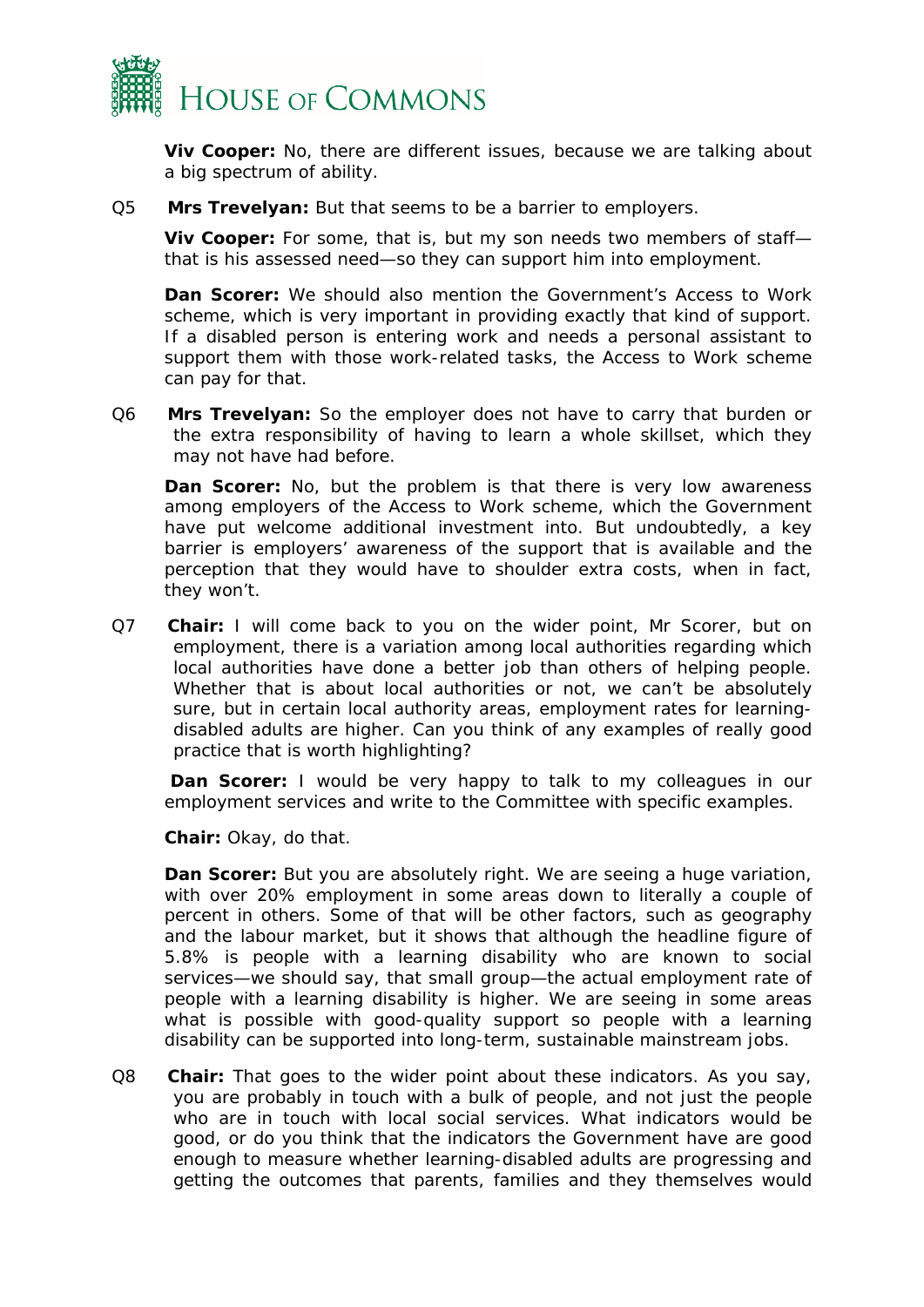**Viv Cooper:** No, there are different issues, because we are talking about a big spectrum of ability.

Q5 **Mrs Trevelyan:** But that seems to be a barrier to employers.

**Viv Cooper:** For some, that is, but my son needs two members of staff—that is his assessed need—so they can support him into employment.

**Dan Scorer:** We should also mention the Government's Access to Work scheme, which is very important in providing exactly that kind of support. If a disabled person is entering work and needs a personal assistant to support them with those work-related tasks, the Access to Work scheme can pay for that.

Q6 **Mrs Trevelyan:** So the employer does not have to carry that burden or the extra responsibility of having to learn a whole skillset, which they may not have had before.

**Dan Scorer:** No, but the problem is that there is very low awareness among employers of the Access to Work scheme, which the Government have put welcome additional investment into. But undoubtedly, a key barrier is employers' awareness of the support that is available and the perception that they would have to shoulder extra costs, when in fact, they won't.

Q7 **Chair:** I will come back to you on the wider point, Mr Scorer, but on employment, there is a variation among local authorities regarding which local authorities have done a better job than others of helping people. Whether that is about local authorities or not, we can't be absolutely sure, but in certain local authority areas, employment rates for learning-disabled adults are higher. Can you think of any examples of really good practice that is worth highlighting?

**Dan Scorer:** I would be very happy to talk to my colleagues in our employment services and write to the Committee with specific examples.

**Chair:** Okay, do that.

**Dan Scorer:** But you are absolutely right. We are seeing a huge variation, with over 20% employment in some areas down to literally a couple of percent in others. Some of that will be other factors, such as geography and the labour market, but it shows that although the headline figure of 5.8% is people with a learning disability who are known to social services—we should say, that small group—the actual employment rate of people with a learning disability is higher. We are seeing in some areas what is possible with good-quality support so people with a learning disability can be supported into long-term, sustainable mainstream jobs.

Q8 **Chair:** That goes to the wider point about these indicators. As you say, you are probably in touch with a bulk of people, and not just the people who are in touch with local social services. What indicators would be good, or do you think that the indicators the Government have are good enough to measure whether learning-disabled adults are progressing and getting the outcomes that parents, families and they themselves would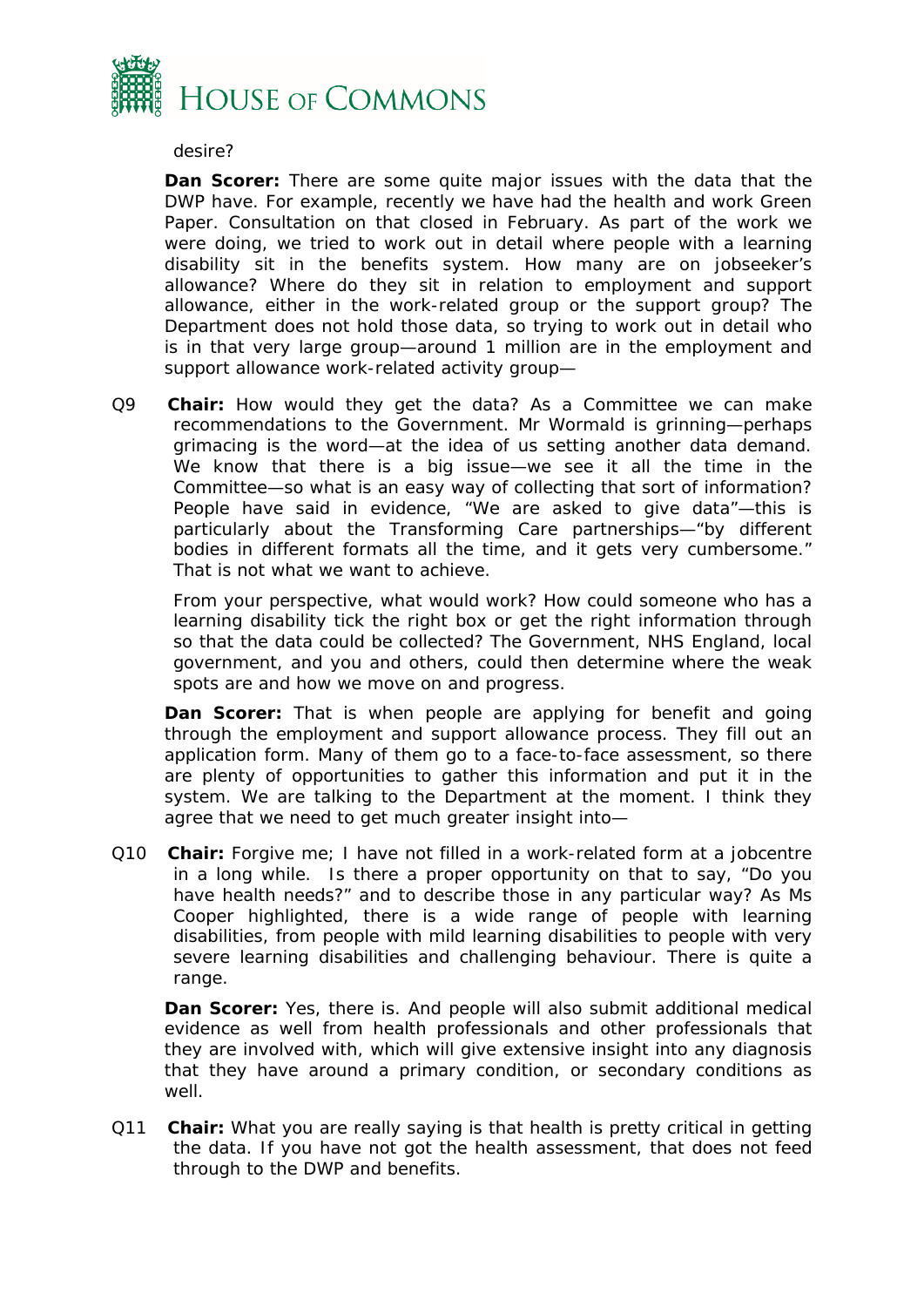desire?

**Dan Scorer:** There are some quite major issues with the data that the DWP have. For example, recently we have had the health and work Green Paper. Consultation on that closed in February. As part of the work we were doing, we tried to work out in detail where people with a learning disability sit in the benefits system. How many are on jobseeker's allowance? Where do they sit in relation to employment and support allowance, either in the work-related group or the support group? The Department does not hold those data, so trying to work out in detail who is in that very large group—around 1 million are in the employment and support allowance work-related activity group—

Q9 **Chair:** How would they get the data? As a Committee we can make recommendations to the Government. Mr Wormald is grinning—perhaps grimacing is the word—at the idea of us setting another data demand. We know that there is a big issue—we see it all the time in the Committee—so what is an easy way of collecting that sort of information? People have said in evidence, "We are asked to give data"—this is particularly about the Transforming Care partnerships—"by different bodies in different formats all the time, and it gets very cumbersome." That is not what we want to achieve.

From your perspective, what would work? How could someone who has a learning disability tick the right box or get the right information through so that the data could be collected? The Government, NHS England, local government, and you and others, could then determine where the weak spots are and how we move on and progress.

**Dan Scorer:** That is when people are applying for benefit and going through the employment and support allowance process. They fill out an application form. Many of them go to a face-to-face assessment, so there are plenty of opportunities to gather this information and put it in the system. We are talking to the Department at the moment. I think they agree that we need to get much greater insight into—

Q10 **Chair:** Forgive me; I have not filled in a work-related form at a jobcentre in a long while. Is there a proper opportunity on that to say, "Do you have health needs?" and to describe those in any particular way? As Ms Cooper highlighted, there is a wide range of people with learning disabilities, from people with mild learning disabilities to people with very severe learning disabilities and challenging behaviour. There is quite a range.

**Dan Scorer:** Yes, there is. And people will also submit additional medical evidence as well from health professionals and other professionals that they are involved with, which will give extensive insight into any diagnosis that they have around a primary condition, or secondary conditions as well.

Q11 **Chair:** What you are really saying is that health is pretty critical in getting the data. If you have not got the health assessment, that does not feed through to the DWP and benefits.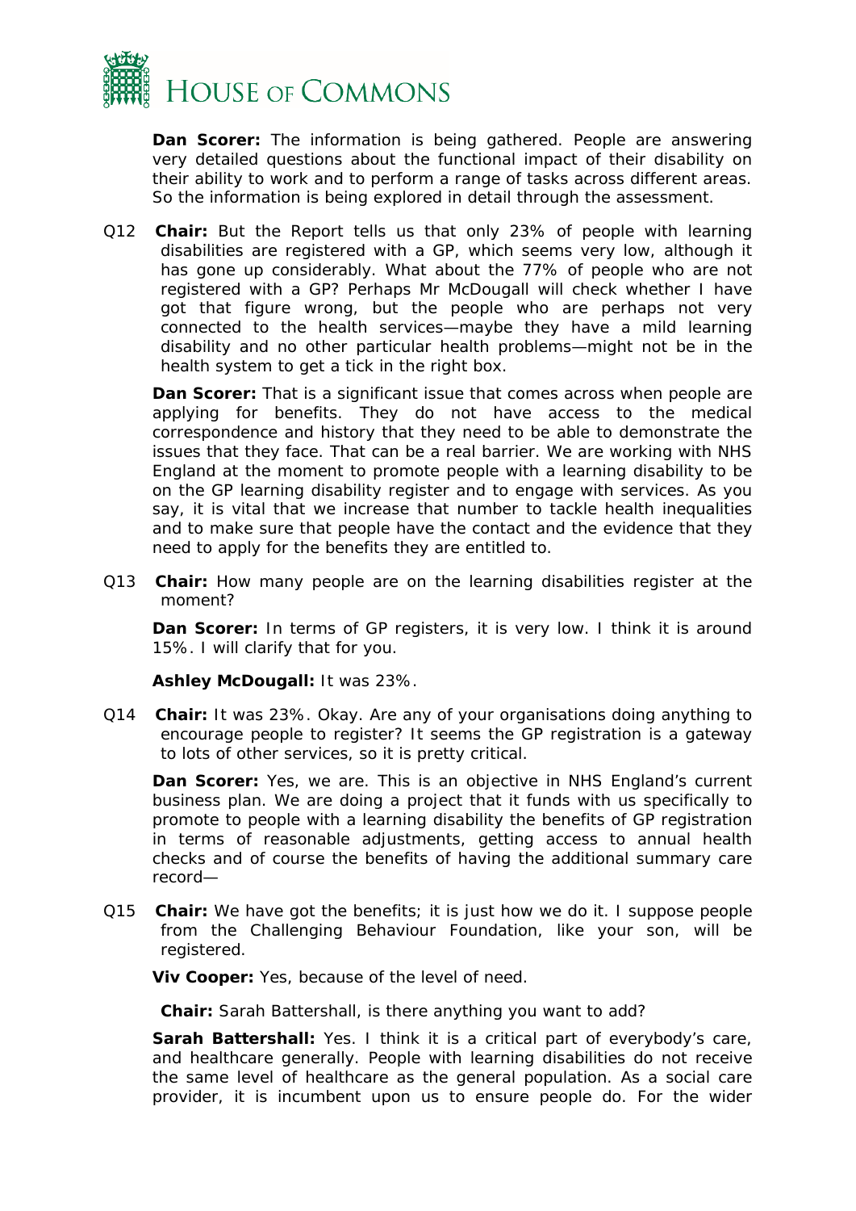**Dan Scorer:** The information is being gathered. People are answering very detailed questions about the functional impact of their disability on their ability to work and to perform a range of tasks across different areas. So the information is being explored in detail through the assessment.

Q12 **Chair:** But the Report tells us that only 23% of people with learning disabilities are registered with a GP, which seems very low, although it has gone up considerably. What about the 77% of people who are not registered with a GP? Perhaps Mr McDougall will check whether I have got that figure wrong, but the people who are perhaps not very connected to the health services—maybe they have a mild learning disability and no other particular health problems—might not be in the health system to get a tick in the right box.

**Dan Scorer:** That is a significant issue that comes across when people are applying for benefits. They do not have access to the medical correspondence and history that they need to be able to demonstrate the issues that they face. That can be a real barrier. We are working with NHS England at the moment to promote people with a learning disability to be on the GP learning disability register and to engage with services. As you say, it is vital that we increase that number to tackle health inequalities and to make sure that people have the contact and the evidence that they need to apply for the benefits they are entitled to.

Q13 **Chair:** How many people are on the learning disabilities register at the moment?

**Dan Scorer:** In terms of GP registers, it is very low. I think it is around 15%. I will clarify that for you.

**Ashley McDougall:** It was 23%.

Q14 **Chair:** It was 23%. Okay. Are any of your organisations doing anything to encourage people to register? It seems the GP registration is a gateway to lots of other services, so it is pretty critical.

**Dan Scorer:** Yes, we are. This is an objective in NHS England's current business plan. We are doing a project that it funds with us specifically to promote to people with a learning disability the benefits of GP registration in terms of reasonable adjustments, getting access to annual health checks and of course the benefits of having the additional summary care record—

Q15 **Chair:** We have got the benefits; it is just how we do it. I suppose people from the Challenging Behaviour Foundation, like your son, will be registered.

**Viv Cooper:** Yes, because of the level of need.

**Chair:** Sarah Battershall, is there anything you want to add?

**Sarah Battershall:** Yes. I think it is a critical part of everybody's care, and healthcare generally. People with learning disabilities do not receive the same level of healthcare as the general population. As a social care provider, it is incumbent upon us to ensure people do. For the wider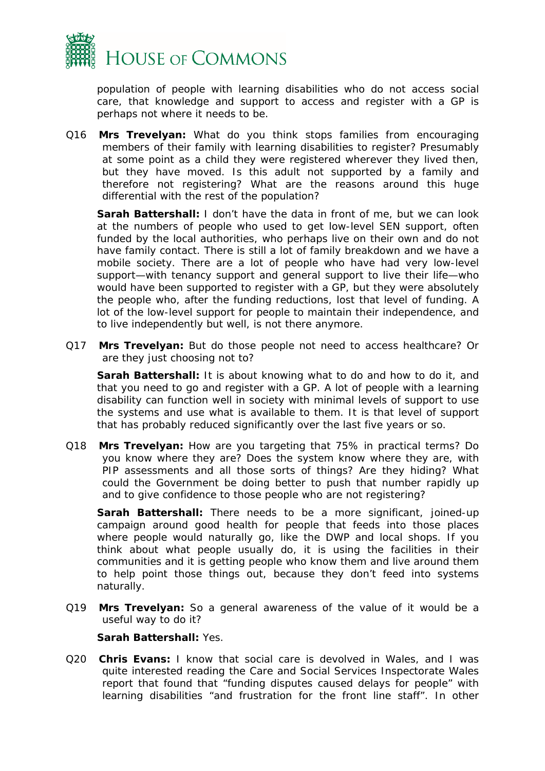population of people with learning disabilities who do not access social care, that knowledge and support to access and register with a GP is perhaps not where it needs to be.

Q16 **Mrs Trevelyan:** What do you think stops families from encouraging members of their family with learning disabilities to register? Presumably at some point as a child they were registered wherever they lived then, but they have moved. Is this adult not supported by a family and therefore not registering? What are the reasons around this huge differential with the rest of the population?

**Sarah Battershall:** I don't have the data in front of me, but we can look at the numbers of people who used to get low-level SEN support, often funded by the local authorities, who perhaps live on their own and do not have family contact. There is still a lot of family breakdown and we have a mobile society. There are a lot of people who have had very low-level support—with tenancy support and general support to live their life—who would have been supported to register with a GP, but they were absolutely the people who, after the funding reductions, lost that level of funding. A lot of the low-level support for people to maintain their independence, and to live independently but well, is not there anymore.

Q17 **Mrs Trevelyan:** But do those people not need to access healthcare? Or are they just choosing not to?

**Sarah Battershall:** It is about knowing what to do and how to do it, and that you need to go and register with a GP. A lot of people with a learning disability can function well in society with minimal levels of support to use the systems and use what is available to them. It is that level of support that has probably reduced significantly over the last five years or so.

Q18 **Mrs Trevelyan:** How are you targeting that 75% in practical terms? Do you know where they are? Does the system know where they are, with PIP assessments and all those sorts of things? Are they hiding? What could the Government be doing better to push that number rapidly up and to give confidence to those people who are not registering?

**Sarah Battershall:** There needs to be a more significant, joined-up campaign around good health for people that feeds into those places where people would naturally go, like the DWP and local shops. If you think about what people usually do, it is using the facilities in their communities and it is getting people who know them and live around them to help point those things out, because they don't feed into systems naturally.

Q19 **Mrs Trevelyan:** So a general awareness of the value of it would be a useful way to do it?

**Sarah Battershall:** Yes.

Q20 **Chris Evans:** I know that social care is devolved in Wales, and I was quite interested reading the Care and Social Services Inspectorate Wales report that found that "funding disputes caused delays for people" with learning disabilities "and frustration for the front line staff". In other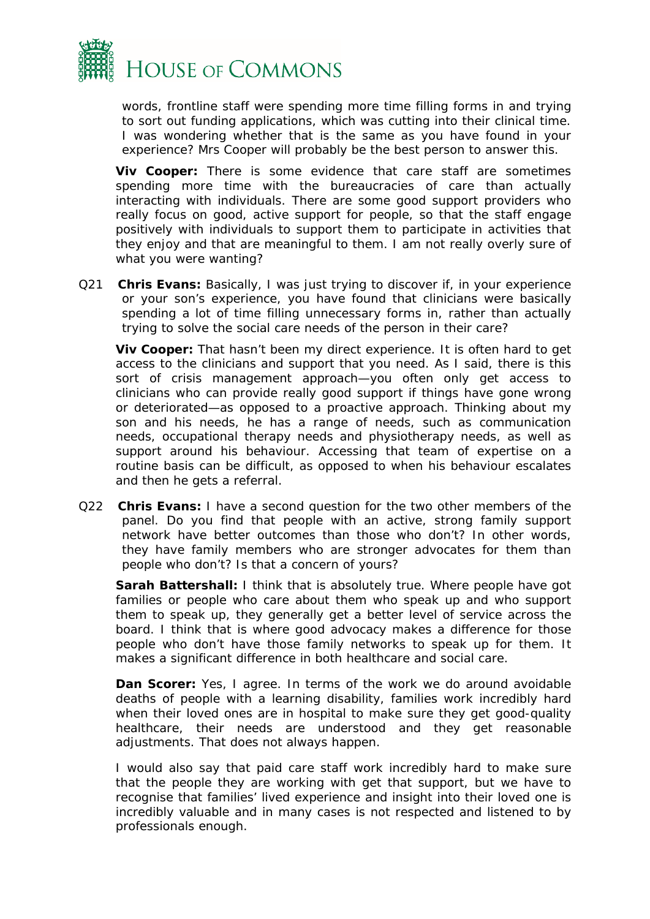words, frontline staff were spending more time filling forms in and trying to sort out funding applications, which was cutting into their clinical time. I was wondering whether that is the same as you have found in your experience? Mrs Cooper will probably be the best person to answer this.

**Viv Cooper:** There is some evidence that care staff are sometimes spending more time with the bureaucracies of care than actually interacting with individuals. There are some good support providers who really focus on good, active support for people, so that the staff engage positively with individuals to support them to participate in activities that they enjoy and that are meaningful to them. I am not really overly sure of what you were wanting?

Q21 **Chris Evans:** Basically, I was just trying to discover if, in your experience or your son's experience, you have found that clinicians were basically spending a lot of time filling unnecessary forms in, rather than actually trying to solve the social care needs of the person in their care?

**Viv Cooper:** That hasn't been my direct experience. It is often hard to get access to the clinicians and support that you need. As I said, there is this sort of crisis management approach—you often only get access to clinicians who can provide really good support if things have gone wrong or deteriorated—as opposed to a proactive approach. Thinking about my son and his needs, he has a range of needs, such as communication needs, occupational therapy needs and physiotherapy needs, as well as support around his behaviour. Accessing that team of expertise on a routine basis can be difficult, as opposed to when his behaviour escalates and then he gets a referral.

Q22 **Chris Evans:** I have a second question for the two other members of the panel. Do you find that people with an active, strong family support network have better outcomes than those who don't? In other words, they have family members who are stronger advocates for them than people who don't? Is that a concern of yours?

**Sarah Battershall:** I think that is absolutely true. Where people have got families or people who care about them who speak up and who support them to speak up, they generally get a better level of service across the board. I think that is where good advocacy makes a difference for those people who don't have those family networks to speak up for them. It makes a significant difference in both healthcare and social care.

**Dan Scorer:** Yes, I agree. In terms of the work we do around avoidable deaths of people with a learning disability, families work incredibly hard when their loved ones are in hospital to make sure they get good-quality healthcare, their needs are understood and they get reasonable adjustments. That does not always happen.

I would also say that paid care staff work incredibly hard to make sure that the people they are working with get that support, but we have to recognise that families' lived experience and insight into their loved one is incredibly valuable and in many cases is not respected and listened to by professionals enough.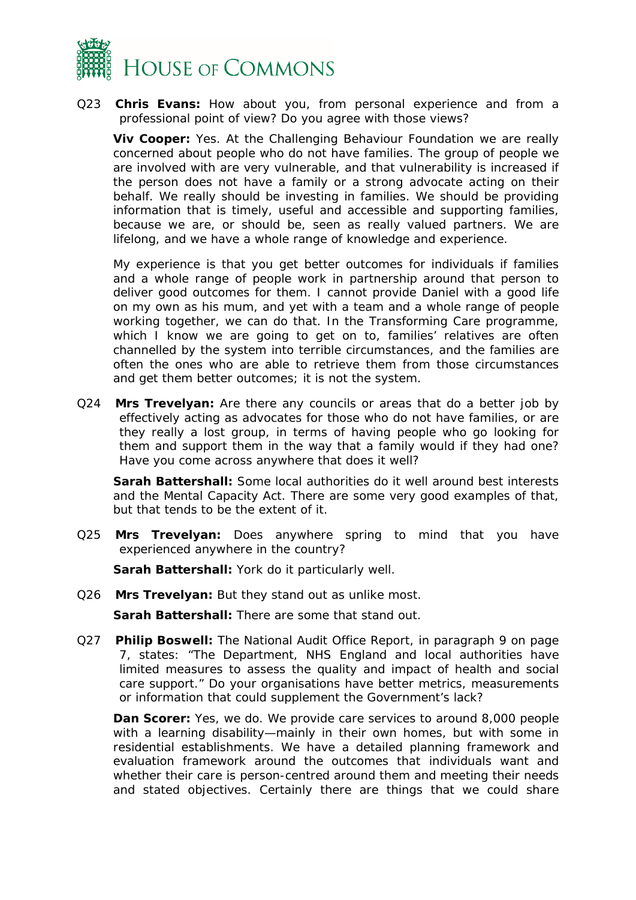Q23 **Chris Evans:** How about you, from personal experience and from a professional point of view? Do you agree with those views?

**Viv Cooper:** Yes. At the Challenging Behaviour Foundation we are really concerned about people who do not have families. The group of people we are involved with are very vulnerable, and that vulnerability is increased if the person does not have a family or a strong advocate acting on their behalf. We really should be investing in families. We should be providing information that is timely, useful and accessible and supporting families, because we are, or should be, seen as really valued partners. We are lifelong, and we have a whole range of knowledge and experience.

My experience is that you get better outcomes for individuals if families and a whole range of people work in partnership around that person to deliver good outcomes for them. I cannot provide Daniel with a good life on my own as his mum, and yet with a team and a whole range of people working together, we can do that. In the Transforming Care programme, which I know we are going to get on to, families' relatives are often channelled by the system into terrible circumstances, and the families are often the ones who are able to retrieve them from those circumstances and get them better outcomes; it is not the system.

Q24 **Mrs Trevelyan:** Are there any councils or areas that do a better job by effectively acting as advocates for those who do not have families, or are they really a lost group, in terms of having people who go looking for them and support them in the way that a family would if they had one? Have you come across anywhere that does it well?

**Sarah Battershall:** Some local authorities do it well around best interests and the Mental Capacity Act. There are some very good examples of that, but that tends to be the extent of it.

Q25 **Mrs Trevelyan:** Does anywhere spring to mind that you have experienced anywhere in the country?

**Sarah Battershall:** York do it particularly well.

Q26 **Mrs Trevelyan:** But they stand out as unlike most.

**Sarah Battershall:** There are some that stand out.

Q27 **Philip Boswell:** The National Audit Office Report, in paragraph 9 on page 7, states: "The Department, NHS England and local authorities have limited measures to assess the quality and impact of health and social care support." Do your organisations have better metrics, measurements or information that could supplement the Government's lack?

**Dan Scorer:** Yes, we do. We provide care services to around 8,000 people with a learning disability—mainly in their own homes, but with some in residential establishments. We have a detailed planning framework and evaluation framework around the outcomes that individuals want and whether their care is person-centred around them and meeting their needs and stated objectives. Certainly there are things that we could share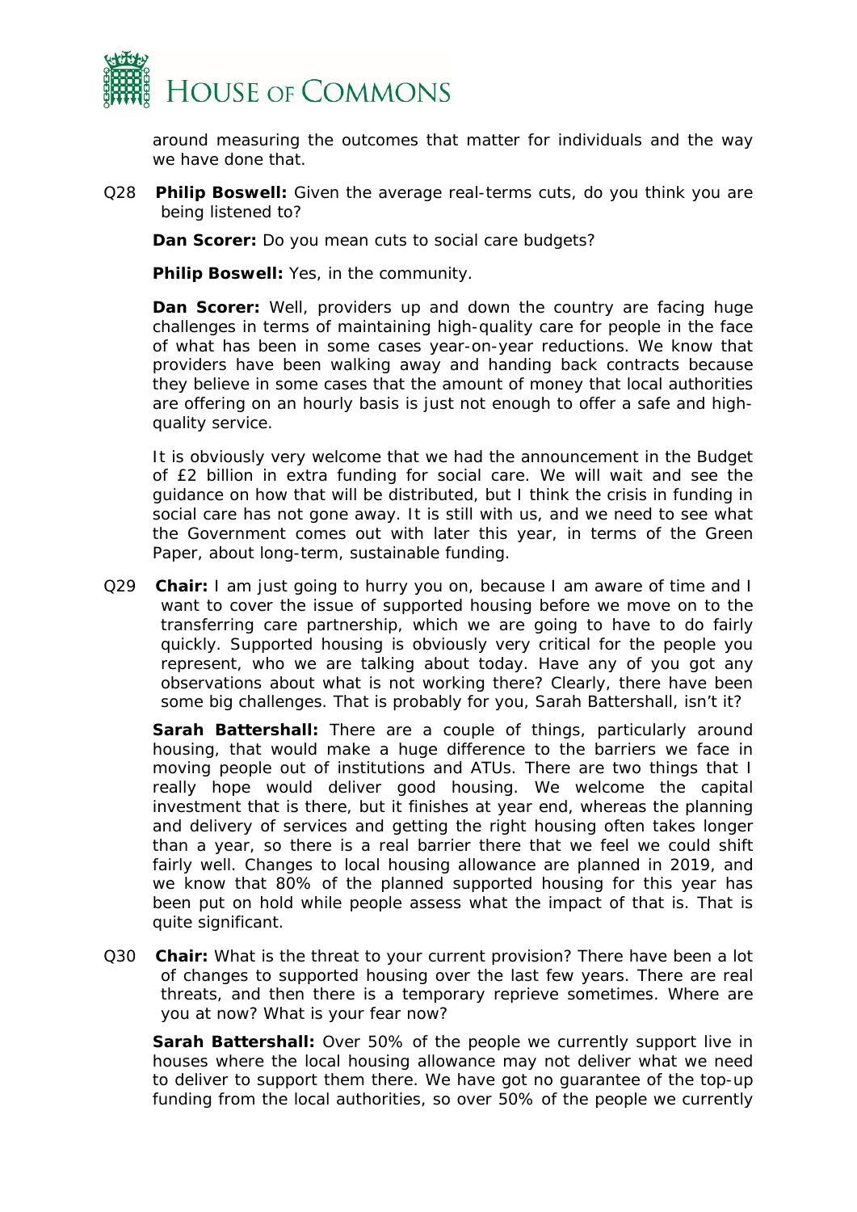around measuring the outcomes that matter for individuals and the way we have done that.

Q28 **Philip Boswell:** Given the average real-terms cuts, do you think you are being listened to?

**Dan Scorer:** Do you mean cuts to social care budgets?

**Philip Boswell:** Yes, in the community.

**Dan Scorer:** Well, providers up and down the country are facing huge challenges in terms of maintaining high-quality care for people in the face of what has been in some cases year-on-year reductions. We know that providers have been walking away and handing back contracts because they believe in some cases that the amount of money that local authorities are offering on an hourly basis is just not enough to offer a safe and high-quality service.

It is obviously very welcome that we had the announcement in the Budget of £2 billion in extra funding for social care. We will wait and see the guidance on how that will be distributed, but I think the crisis in funding in social care has not gone away. It is still with us, and we need to see what the Government comes out with later this year, in terms of the Green Paper, about long-term, sustainable funding.

Q29 **Chair:** I am just going to hurry you on, because I am aware of time and I want to cover the issue of supported housing before we move on to the transferring care partnership, which we are going to have to do fairly quickly. Supported housing is obviously very critical for the people you represent, who we are talking about today. Have any of you got any observations about what is not working there? Clearly, there have been some big challenges. That is probably for you, Sarah Battershall, isn't it?

**Sarah Battershall:** There are a couple of things, particularly around housing, that would make a huge difference to the barriers we face in moving people out of institutions and ATUs. There are two things that I really hope would deliver good housing. We welcome the capital investment that is there, but it finishes at year end, whereas the planning and delivery of services and getting the right housing often takes longer than a year, so there is a real barrier there that we feel we could shift fairly well. Changes to local housing allowance are planned in 2019, and we know that 80% of the planned supported housing for this year has been put on hold while people assess what the impact of that is. That is quite significant.

Q30 **Chair:** What is the threat to your current provision? There have been a lot of changes to supported housing over the last few years. There are real threats, and then there is a temporary reprieve sometimes. Where are you at now? What is your fear now?

**Sarah Battershall:** Over 50% of the people we currently support live in houses where the local housing allowance may not deliver what we need to deliver to support them there. We have got no guarantee of the top-up funding from the local authorities, so over 50% of the people we currently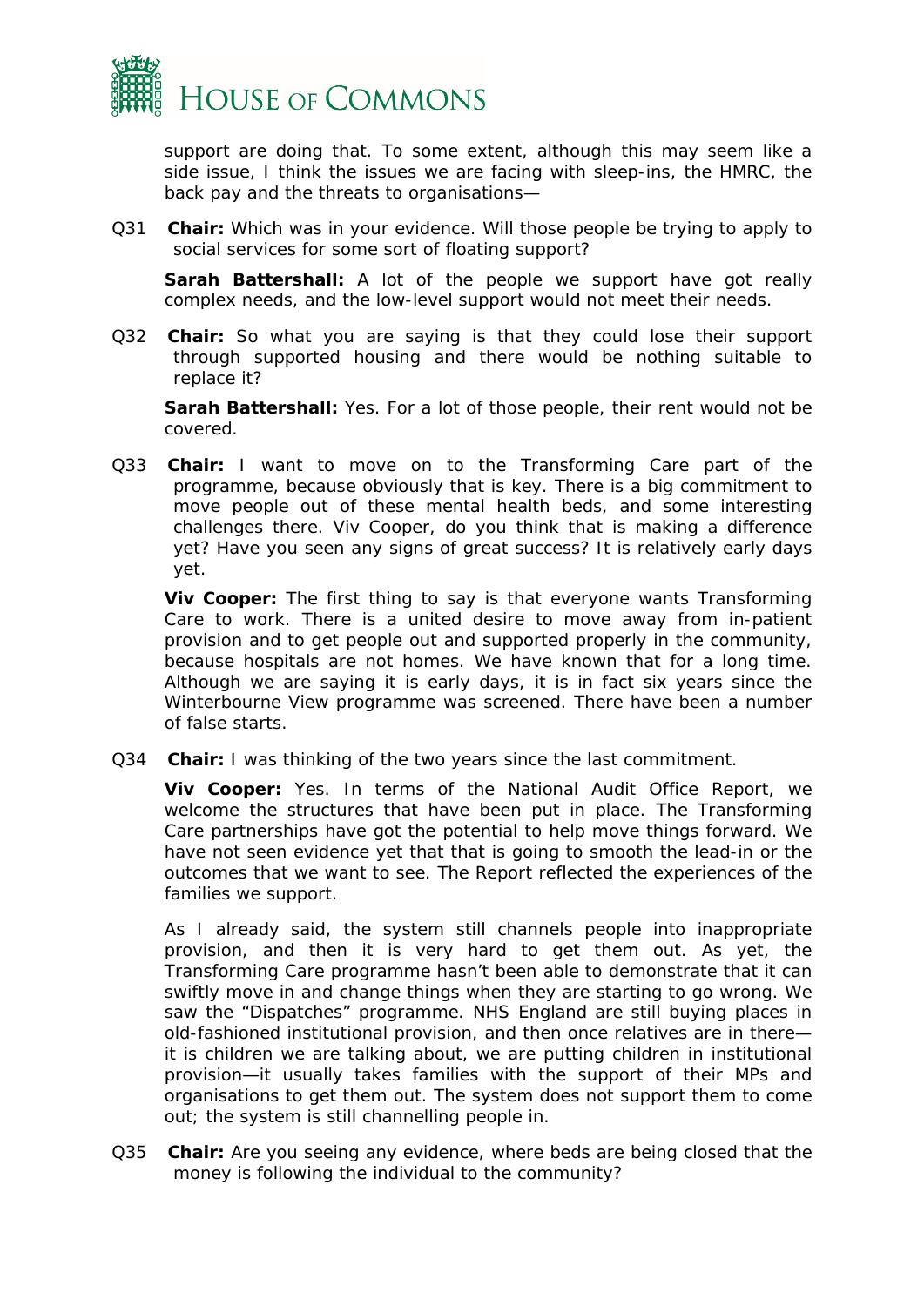support are doing that. To some extent, although this may seem like a side issue, I think the issues we are facing with sleep-ins, the HMRC, the back pay and the threats to organisations—

Q31 **Chair:** Which was in your evidence. Will those people be trying to apply to social services for some sort of floating support?

**Sarah Battershall:** A lot of the people we support have got really complex needs, and the low-level support would not meet their needs.

Q32 **Chair:** So what you are saying is that they could lose their support through supported housing and there would be nothing suitable to replace it?

**Sarah Battershall:** Yes. For a lot of those people, their rent would not be covered.

Q33 **Chair:** I want to move on to the Transforming Care part of the programme, because obviously that is key. There is a big commitment to move people out of these mental health beds, and some interesting challenges there. Viv Cooper, do you think that is making a difference yet? Have you seen any signs of great success? It is relatively early days yet.

**Viv Cooper:** The first thing to say is that everyone wants Transforming Care to work. There is a united desire to move away from in-patient provision and to get people out and supported properly in the community, because hospitals are not homes. We have known that for a long time. Although we are saying it is early days, it is in fact six years since the Winterbourne View programme was screened. There have been a number of false starts.

Q34 **Chair:** I was thinking of the two years since the last commitment.

**Viv Cooper:** Yes. In terms of the National Audit Office Report, we welcome the structures that have been put in place. The Transforming Care partnerships have got the potential to help move things forward. We have not seen evidence yet that that is going to smooth the lead-in or the outcomes that we want to see. The Report reflected the experiences of the families we support.

As I already said, the system still channels people into inappropriate provision, and then it is very hard to get them out. As yet, the Transforming Care programme hasn't been able to demonstrate that it can swiftly move in and change things when they are starting to go wrong. We saw the "Dispatches" programme. NHS England are still buying places in old-fashioned institutional provision, and then once relatives are in there—it is children we are talking about, we are putting children in institutional provision—it usually takes families with the support of their MPs and organisations to get them out. The system does not support them to come out; the system is still channelling people in.

Q35 **Chair:** Are you seeing any evidence, where beds are being closed that the money is following the individual to the community?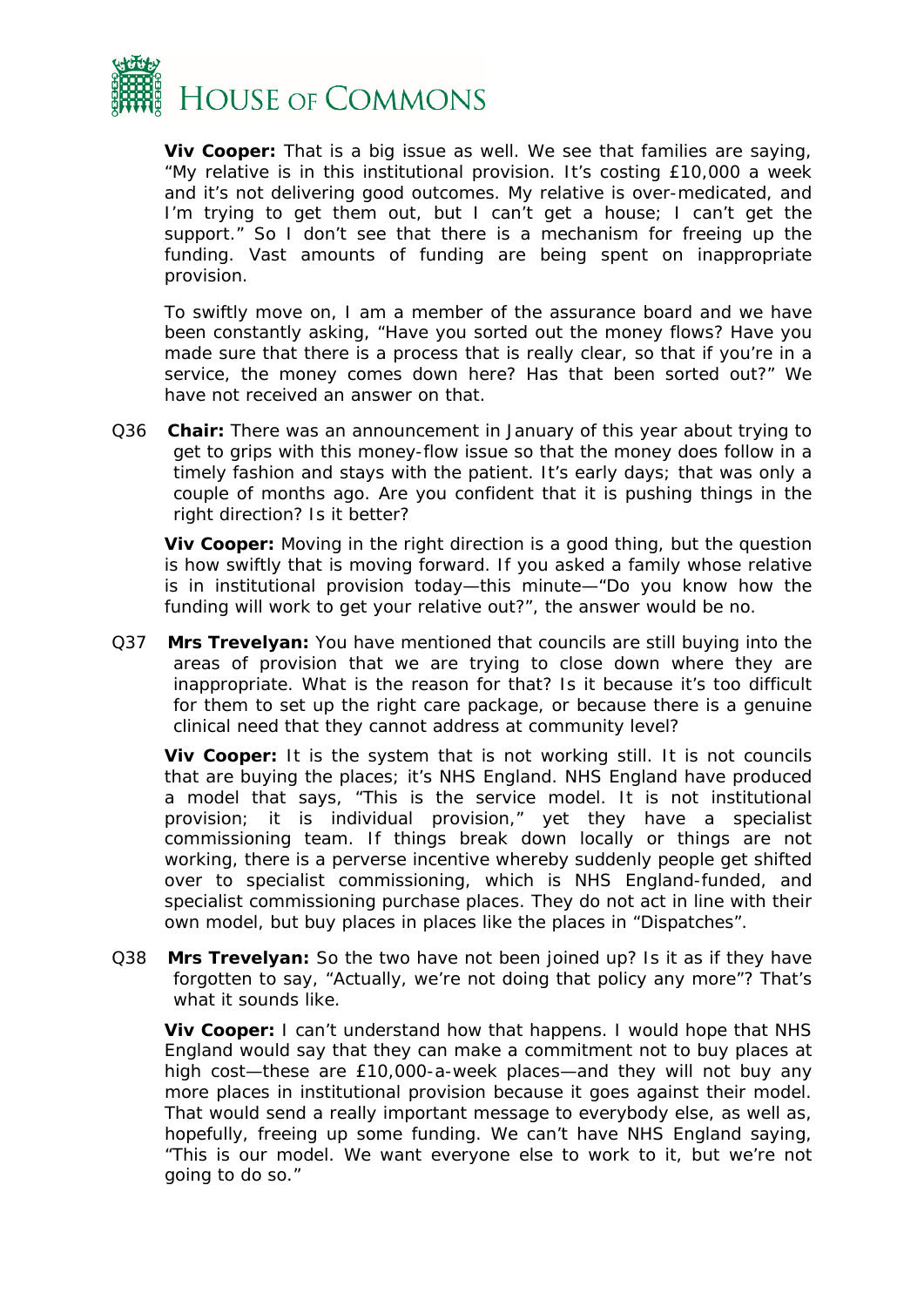**Viv Cooper:** That is a big issue as well. We see that families are saying, "My relative is in this institutional provision. It's costing £10,000 a week and it's not delivering good outcomes. My relative is over-medicated, and I'm trying to get them out, but I can't get a house; I can't get the support." So I don't see that there is a mechanism for freeing up the funding. Vast amounts of funding are being spent on inappropriate provision.

To swiftly move on, I am a member of the assurance board and we have been constantly asking, "Have you sorted out the money flows? Have you made sure that there is a process that is really clear, so that if you're in a service, the money comes down here? Has that been sorted out?" We have not received an answer on that.

Q36 **Chair:** There was an announcement in January of this year about trying to get to grips with this money-flow issue so that the money does follow in a timely fashion and stays with the patient. It's early days; that was only a couple of months ago. Are you confident that it is pushing things in the right direction? Is it better?

**Viv Cooper:** Moving in the right direction is a good thing, but the question is how swiftly that is moving forward. If you asked a family whose relative is in institutional provision today—this minute—"Do you know how the funding will work to get your relative out?", the answer would be no.

Q37 **Mrs Trevelyan:** You have mentioned that councils are still buying into the areas of provision that we are trying to close down where they are inappropriate. What is the reason for that? Is it because it's too difficult for them to set up the right care package, or because there is a genuine clinical need that they cannot address at community level?

**Viv Cooper:** It is the system that is not working still. It is not councils that are buying the places; it's NHS England. NHS England have produced a model that says, "This is the service model. It is not institutional provision; it is individual provision," yet they have a specialist commissioning team. If things break down locally or things are not working, there is a perverse incentive whereby suddenly people get shifted over to specialist commissioning, which is NHS England-funded, and specialist commissioning purchase places. They do not act in line with their own model, but buy places in places like the places in "Dispatches".

Q38 **Mrs Trevelyan:** So the two have not been joined up? Is it as if they have forgotten to say, "Actually, we're not doing that policy any more"? That's what it sounds like.

**Viv Cooper:** I can't understand how that happens. I would hope that NHS England would say that they can make a commitment not to buy places at high cost—these are £10,000-a-week places—and they will not buy any more places in institutional provision because it goes against their model. That would send a really important message to everybody else, as well as, hopefully, freeing up some funding. We can't have NHS England saying, "This is our model. We want everyone else to work to it, but we're not going to do so."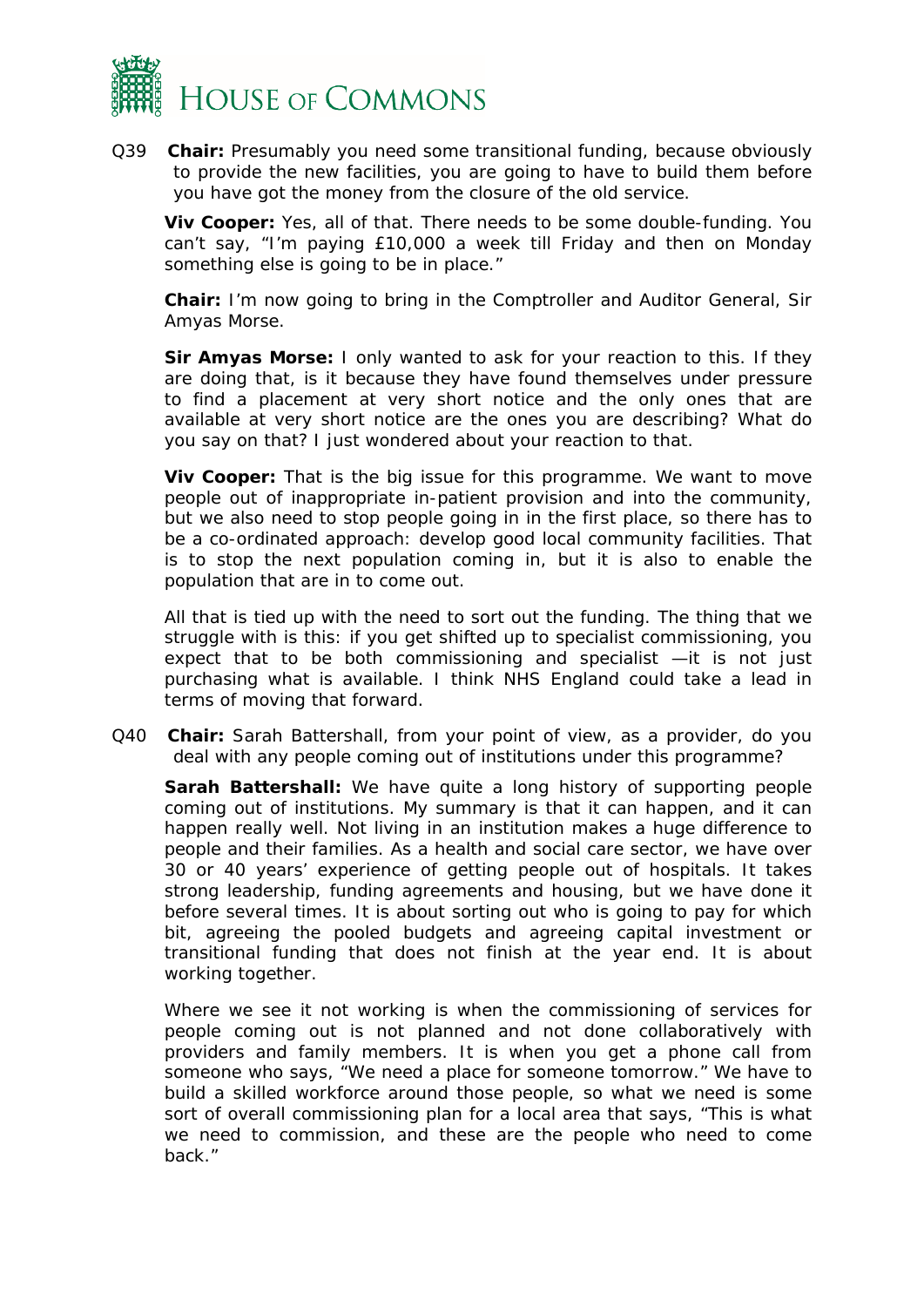Q39 **Chair:** Presumably you need some transitional funding, because obviously to provide the new facilities, you are going to have to build them before you have got the money from the closure of the old service.

**Viv Cooper:** Yes, all of that. There needs to be some double-funding. You can't say, "I'm paying £10,000 a week till Friday and then on Monday something else is going to be in place."

**Chair:** I'm now going to bring in the Comptroller and Auditor General, Sir Amyas Morse.

**Sir Amyas Morse:** I only wanted to ask for your reaction to this. If they are doing that, is it because they have found themselves under pressure to find a placement at very short notice and the only ones that are available at very short notice are the ones you are describing? What do you say on that? I just wondered about your reaction to that.

**Viv Cooper:** That is the big issue for this programme. We want to move people out of inappropriate in-patient provision and into the community, but we also need to stop people going in in the first place, so there has to be a co-ordinated approach: develop good local community facilities. That is to stop the next population coming in, but it is also to enable the population that are in to come out.

All that is tied up with the need to sort out the funding. The thing that we struggle with is this: if you get shifted up to specialist commissioning, you expect that to be both commissioning and specialist —it is not just purchasing what is available. I think NHS England could take a lead in terms of moving that forward.

Q40 **Chair:** Sarah Battershall, from your point of view, as a provider, do you deal with any people coming out of institutions under this programme?

**Sarah Battershall:** We have quite a long history of supporting people coming out of institutions. My summary is that it can happen, and it can happen really well. Not living in an institution makes a huge difference to people and their families. As a health and social care sector, we have over 30 or 40 years' experience of getting people out of hospitals. It takes strong leadership, funding agreements and housing, but we have done it before several times. It is about sorting out who is going to pay for which bit, agreeing the pooled budgets and agreeing capital investment or transitional funding that does not finish at the year end. It is about working together.

Where we see it not working is when the commissioning of services for people coming out is not planned and not done collaboratively with providers and family members. It is when you get a phone call from someone who says, "We need a place for someone tomorrow." We have to build a skilled workforce around those people, so what we need is some sort of overall commissioning plan for a local area that says, "This is what we need to commission, and these are the people who need to come back."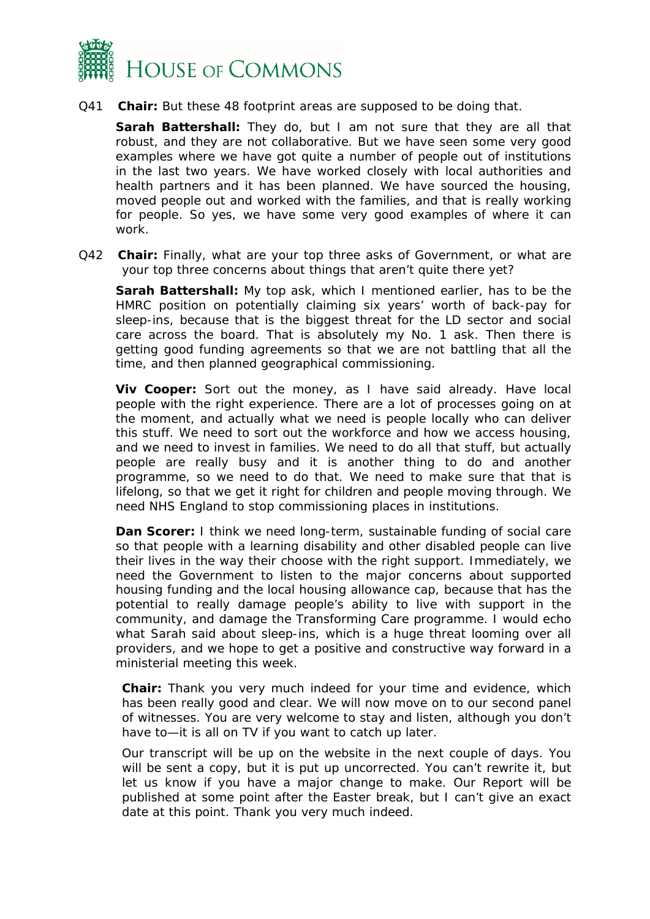Q41 **Chair:** But these 48 footprint areas are supposed to be doing that.

**Sarah Battershall:** They do, but I am not sure that they are all that robust, and they are not collaborative. But we have seen some very good examples where we have got quite a number of people out of institutions in the last two years. We have worked closely with local authorities and health partners and it has been planned. We have sourced the housing, moved people out and worked with the families, and that is really working for people. So yes, we have some very good examples of where it can work.

Q42 **Chair:** Finally, what are your top three asks of Government, or what are your top three concerns about things that aren't quite there yet?

**Sarah Battershall:** My top ask, which I mentioned earlier, has to be the HMRC position on potentially claiming six years' worth of back-pay for sleep-ins, because that is the biggest threat for the LD sector and social care across the board. That is absolutely my No. 1 ask. Then there is getting good funding agreements so that we are not battling that all the time, and then planned geographical commissioning.

**Viv Cooper:** Sort out the money, as I have said already. Have local people with the right experience. There are a lot of processes going on at the moment, and actually what we need is people locally who can deliver this stuff. We need to sort out the workforce and how we access housing, and we need to invest in families. We need to do all that stuff, but actually people are really busy and it is another thing to do and another programme, so we need to do that. We need to make sure that that is lifelong, so that we get it right for children and people moving through. We need NHS England to stop commissioning places in institutions.

**Dan Scorer:** I think we need long-term, sustainable funding of social care so that people with a learning disability and other disabled people can live their lives in the way their choose with the right support. Immediately, we need the Government to listen to the major concerns about supported housing funding and the local housing allowance cap, because that has the potential to really damage people's ability to live with support in the community, and damage the Transforming Care programme. I would echo what Sarah said about sleep-ins, which is a huge threat looming over all providers, and we hope to get a positive and constructive way forward in a ministerial meeting this week.

**Chair:** Thank you very much indeed for your time and evidence, which has been really good and clear. We will now move on to our second panel of witnesses. You are very welcome to stay and listen, although you don't have to—it is all on TV if you want to catch up later.

Our transcript will be up on the website in the next couple of days. You will be sent a copy, but it is put up uncorrected. You can't rewrite it, but let us know if you have a major change to make. Our Report will be published at some point after the Easter break, but I can't give an exact date at this point. Thank you very much indeed.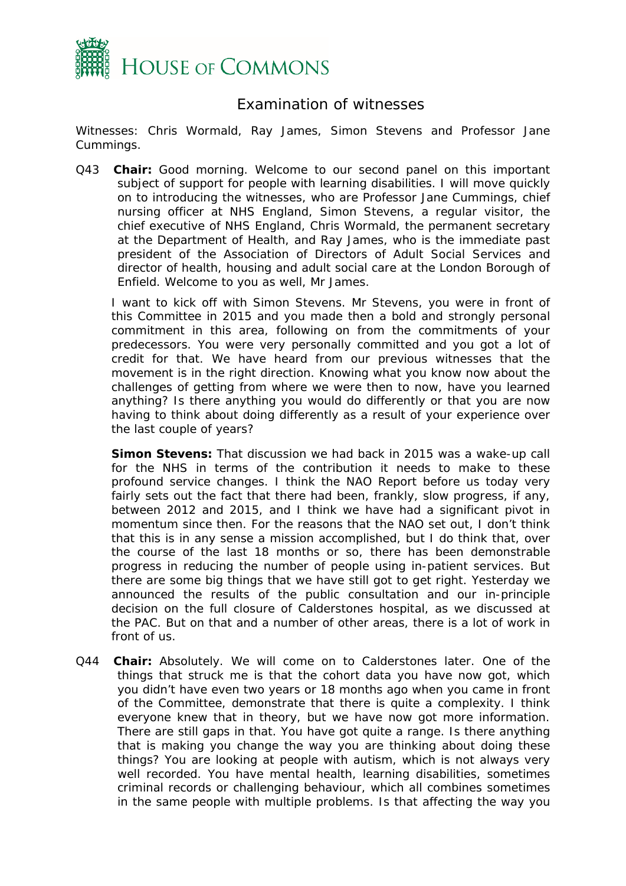# Examination of witnesses

Witnesses: Chris Wormald, Ray James, Simon Stevens and Professor Jane Cummings.

Q43 **Chair:** Good morning. Welcome to our second panel on this important subject of support for people with learning disabilities. I will move quickly on to introducing the witnesses, who are Professor Jane Cummings, chief nursing officer at NHS England, Simon Stevens, a regular visitor, the chief executive of NHS England, Chris Wormald, the permanent secretary at the Department of Health, and Ray James, who is the immediate past president of the Association of Directors of Adult Social Services and director of health, housing and adult social care at the London Borough of Enfield. Welcome to you as well, Mr James.

I want to kick off with Simon Stevens. Mr Stevens, you were in front of this Committee in 2015 and you made then a bold and strongly personal commitment in this area, following on from the commitments of your predecessors. You were very personally committed and you got a lot of credit for that. We have heard from our previous witnesses that the movement is in the right direction. Knowing what you know now about the challenges of getting from where we were then to now, have you learned anything? Is there anything you would do differently or that you are now having to think about doing differently as a result of your experience over the last couple of years?

**Simon Stevens:** That discussion we had back in 2015 was a wake-up call for the NHS in terms of the contribution it needs to make to these profound service changes. I think the NAO Report before us today very fairly sets out the fact that there had been, frankly, slow progress, if any, between 2012 and 2015, and I think we have had a significant pivot in momentum since then. For the reasons that the NAO set out, I don't think that this is in any sense a mission accomplished, but I do think that, over the course of the last 18 months or so, there has been demonstrable progress in reducing the number of people using in-patient services. But there are some big things that we have still got to get right. Yesterday we announced the results of the public consultation and our in-principle decision on the full closure of Calderstones hospital, as we discussed at the PAC. But on that and a number of other areas, there is a lot of work in front of us.

Q44 **Chair:** Absolutely. We will come on to Calderstones later. One of the things that struck me is that the cohort data you have now got, which you didn't have even two years or 18 months ago when you came in front of the Committee, demonstrate that there is quite a complexity. I think everyone knew that in theory, but we have now got more information. There are still gaps in that. You have got quite a range. Is there anything that is making you change the way you are thinking about doing these things? You are looking at people with autism, which is not always very well recorded. You have mental health, learning disabilities, sometimes criminal records or challenging behaviour, which all combines sometimes in the same people with multiple problems. Is that affecting the way you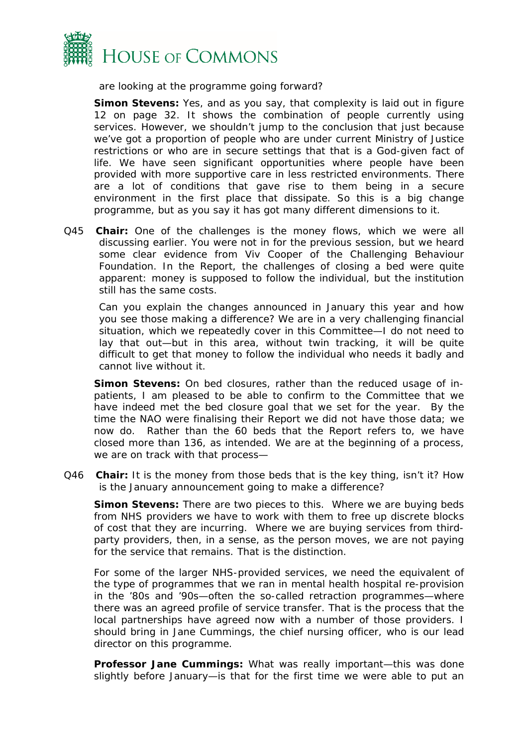are looking at the programme going forward?

**Simon Stevens:** Yes, and as you say, that complexity is laid out in figure 12 on page 32. It shows the combination of people currently using services. However, we shouldn't jump to the conclusion that just because we've got a proportion of people who are under current Ministry of Justice restrictions or who are in secure settings that that is a God-given fact of life. We have seen significant opportunities where people have been provided with more supportive care in less restricted environments. There are a lot of conditions that gave rise to them being in a secure environment in the first place that dissipate. So this is a big change programme, but as you say it has got many different dimensions to it.

Q45 **Chair:** One of the challenges is the money flows, which we were all discussing earlier. You were not in for the previous session, but we heard some clear evidence from Viv Cooper of the Challenging Behaviour Foundation. In the Report, the challenges of closing a bed were quite apparent: money is supposed to follow the individual, but the institution still has the same costs.

Can you explain the changes announced in January this year and how you see those making a difference? We are in a very challenging financial situation, which we repeatedly cover in this Committee—I do not need to lay that out—but in this area, without twin tracking, it will be quite difficult to get that money to follow the individual who needs it badly and cannot live without it.

**Simon Stevens:** On bed closures, rather than the reduced usage of in-patients, I am pleased to be able to confirm to the Committee that we have indeed met the bed closure goal that we set for the year. By the time the NAO were finalising their Report we did not have those data; we now do. Rather than the 60 beds that the Report refers to, we have closed more than 136, as intended. We are at the beginning of a process, we are on track with that process—

Q46 **Chair:** It is the money from those beds that is the key thing, isn't it? How is the January announcement going to make a difference?

**Simon Stevens:** There are two pieces to this. Where we are buying beds from NHS providers we have to work with them to free up discrete blocks of cost that they are incurring. Where we are buying services from third-party providers, then, in a sense, as the person moves, we are not paying for the service that remains. That is the distinction.

For some of the larger NHS-provided services, we need the equivalent of the type of programmes that we ran in mental health hospital re-provision in the '80s and '90s—often the so-called retraction programmes—where there was an agreed profile of service transfer. That is the process that the local partnerships have agreed now with a number of those providers. I should bring in Jane Cummings, the chief nursing officer, who is our lead director on this programme.

**Professor Jane Cummings:** What was really important—this was done slightly before January—is that for the first time we were able to put an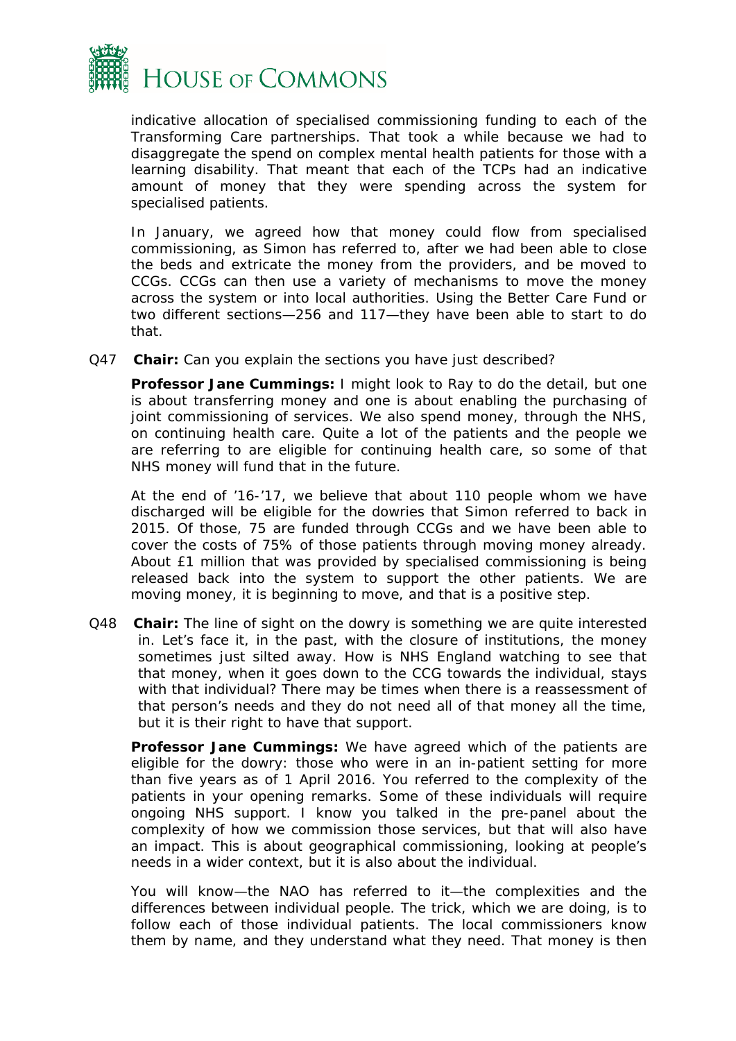indicative allocation of specialised commissioning funding to each of the Transforming Care partnerships. That took a while because we had to disaggregate the spend on complex mental health patients for those with a learning disability. That meant that each of the TCPs had an indicative amount of money that they were spending across the system for specialised patients.

In January, we agreed how that money could flow from specialised commissioning, as Simon has referred to, after we had been able to close the beds and extricate the money from the providers, and be moved to CCGs. CCGs can then use a variety of mechanisms to move the money across the system or into local authorities. Using the Better Care Fund or two different sections—256 and 117—they have been able to start to do that.

Q47 **Chair:** Can you explain the sections you have just described?

**Professor Jane Cummings:** I might look to Ray to do the detail, but one is about transferring money and one is about enabling the purchasing of joint commissioning of services. We also spend money, through the NHS, on continuing health care. Quite a lot of the patients and the people we are referring to are eligible for continuing health care, so some of that NHS money will fund that in the future.

At the end of '16-'17, we believe that about 110 people whom we have discharged will be eligible for the dowries that Simon referred to back in 2015. Of those, 75 are funded through CCGs and we have been able to cover the costs of 75% of those patients through moving money already. About £1 million that was provided by specialised commissioning is being released back into the system to support the other patients. We are moving money, it is beginning to move, and that is a positive step.

Q48 **Chair:** The line of sight on the dowry is something we are quite interested in. Let's face it, in the past, with the closure of institutions, the money sometimes just silted away. How is NHS England watching to see that that money, when it goes down to the CCG towards the individual, stays with that individual? There may be times when there is a reassessment of that person's needs and they do not need all of that money all the time, but it is their right to have that support.

**Professor Jane Cummings:** We have agreed which of the patients are eligible for the dowry: those who were in an in-patient setting for more than five years as of 1 April 2016. You referred to the complexity of the patients in your opening remarks. Some of these individuals will require ongoing NHS support. I know you talked in the pre-panel about the complexity of how we commission those services, but that will also have an impact. This is about geographical commissioning, looking at people's needs in a wider context, but it is also about the individual.

You will know—the NAO has referred to it—the complexities and the differences between individual people. The trick, which we are doing, is to follow each of those individual patients. The local commissioners know them by name, and they understand what they need. That money is then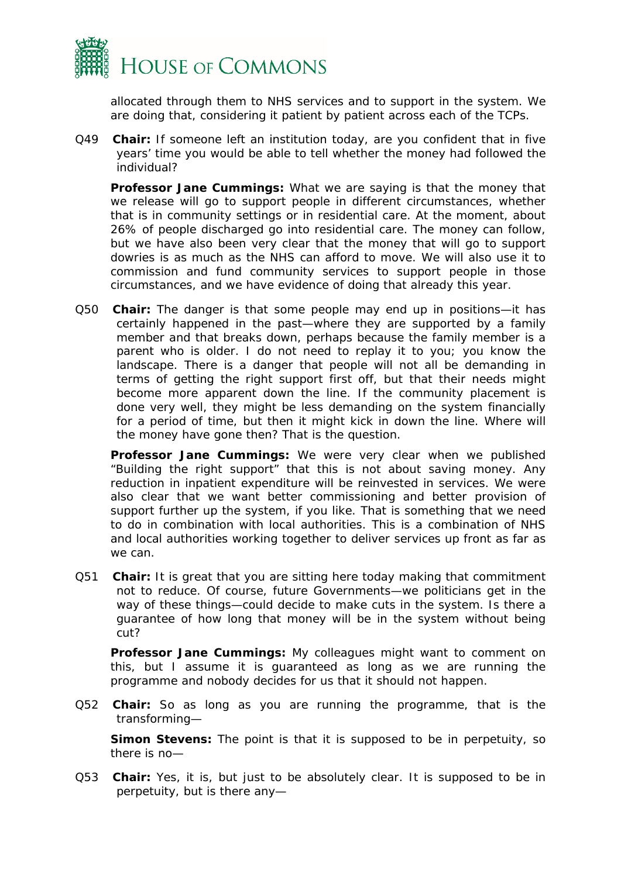allocated through them to NHS services and to support in the system. We are doing that, considering it patient by patient across each of the TCPs.

Q49 **Chair:** If someone left an institution today, are you confident that in five years' time you would be able to tell whether the money had followed the individual?

**Professor Jane Cummings:** What we are saying is that the money that we release will go to support people in different circumstances, whether that is in community settings or in residential care. At the moment, about 26% of people discharged go into residential care. The money can follow, but we have also been very clear that the money that will go to support dowries is as much as the NHS can afford to move. We will also use it to commission and fund community services to support people in those circumstances, and we have evidence of doing that already this year.

Q50 **Chair:** The danger is that some people may end up in positions—it has certainly happened in the past—where they are supported by a family member and that breaks down, perhaps because the family member is a parent who is older. I do not need to replay it to you; you know the landscape. There is a danger that people will not all be demanding in terms of getting the right support first off, but that their needs might become more apparent down the line. If the community placement is done very well, they might be less demanding on the system financially for a period of time, but then it might kick in down the line. Where will the money have gone then? That is the question.

**Professor Jane Cummings:** We were very clear when we published "Building the right support" that this is not about saving money. Any reduction in inpatient expenditure will be reinvested in services. We were also clear that we want better commissioning and better provision of support further up the system, if you like. That is something that we need to do in combination with local authorities. This is a combination of NHS and local authorities working together to deliver services up front as far as we can.

Q51 **Chair:** It is great that you are sitting here today making that commitment not to reduce. Of course, future Governments—we politicians get in the way of these things—could decide to make cuts in the system. Is there a guarantee of how long that money will be in the system without being cut?

**Professor Jane Cummings:** My colleagues might want to comment on this, but I assume it is guaranteed as long as we are running the programme and nobody decides for us that it should not happen.

Q52 **Chair:** So as long as you are running the programme, that is the transforming—

**Simon Stevens:** The point is that it is supposed to be in perpetuity, so there is no—

Q53 **Chair:** Yes, it is, but just to be absolutely clear. It is supposed to be in perpetuity, but is there any—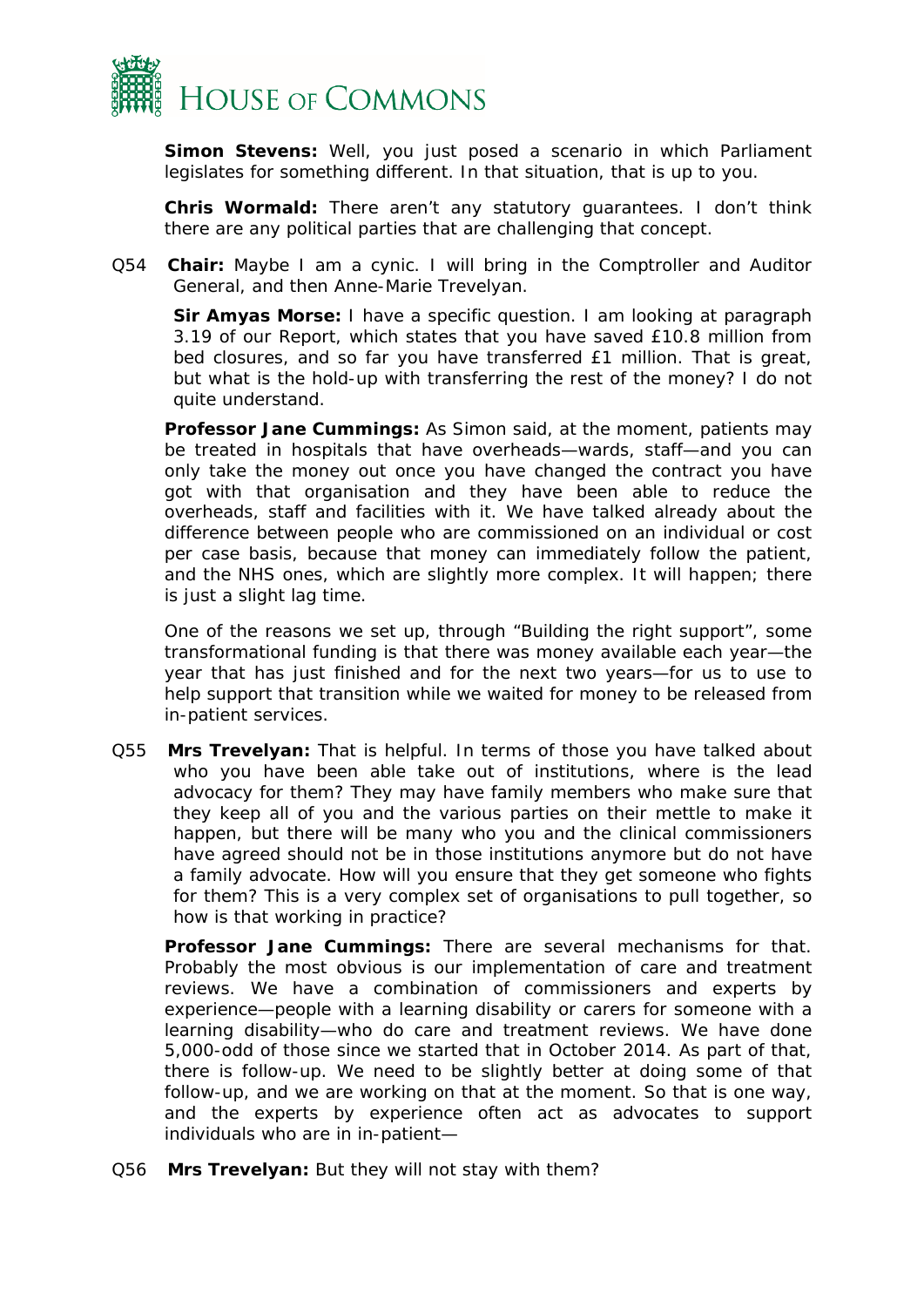**Simon Stevens:** Well, you just posed a scenario in which Parliament legislates for something different. In that situation, that is up to you.

**Chris Wormald:** There aren't any statutory guarantees. I don't think there are any political parties that are challenging that concept.

Q54 **Chair:** Maybe I am a cynic. I will bring in the Comptroller and Auditor General, and then Anne-Marie Trevelyan.

**Sir Amyas Morse:** I have a specific question. I am looking at paragraph 3.19 of our Report, which states that you have saved £10.8 million from bed closures, and so far you have transferred £1 million. That is great, but what is the hold-up with transferring the rest of the money? I do not quite understand.

**Professor Jane Cummings:** As Simon said, at the moment, patients may be treated in hospitals that have overheads—wards, staff—and you can only take the money out once you have changed the contract you have got with that organisation and they have been able to reduce the overheads, staff and facilities with it. We have talked already about the difference between people who are commissioned on an individual or cost per case basis, because that money can immediately follow the patient, and the NHS ones, which are slightly more complex. It will happen; there is just a slight lag time.

One of the reasons we set up, through "Building the right support", some transformational funding is that there was money available each year—the year that has just finished and for the next two years—for us to use to help support that transition while we waited for money to be released from in-patient services.

Q55 **Mrs Trevelyan:** That is helpful. In terms of those you have talked about who you have been able take out of institutions, where is the lead advocacy for them? They may have family members who make sure that they keep all of you and the various parties on their mettle to make it happen, but there will be many who you and the clinical commissioners have agreed should not be in those institutions anymore but do not have a family advocate. How will you ensure that they get someone who fights for them? This is a very complex set of organisations to pull together, so how is that working in practice?

**Professor Jane Cummings:** There are several mechanisms for that. Probably the most obvious is our implementation of care and treatment reviews. We have a combination of commissioners and experts by experience—people with a learning disability or carers for someone with a learning disability—who do care and treatment reviews. We have done 5,000-odd of those since we started that in October 2014. As part of that, there is follow-up. We need to be slightly better at doing some of that follow-up, and we are working on that at the moment. So that is one way, and the experts by experience often act as advocates to support individuals who are in in-patient—

Q56 **Mrs Trevelyan:** But they will not stay with them?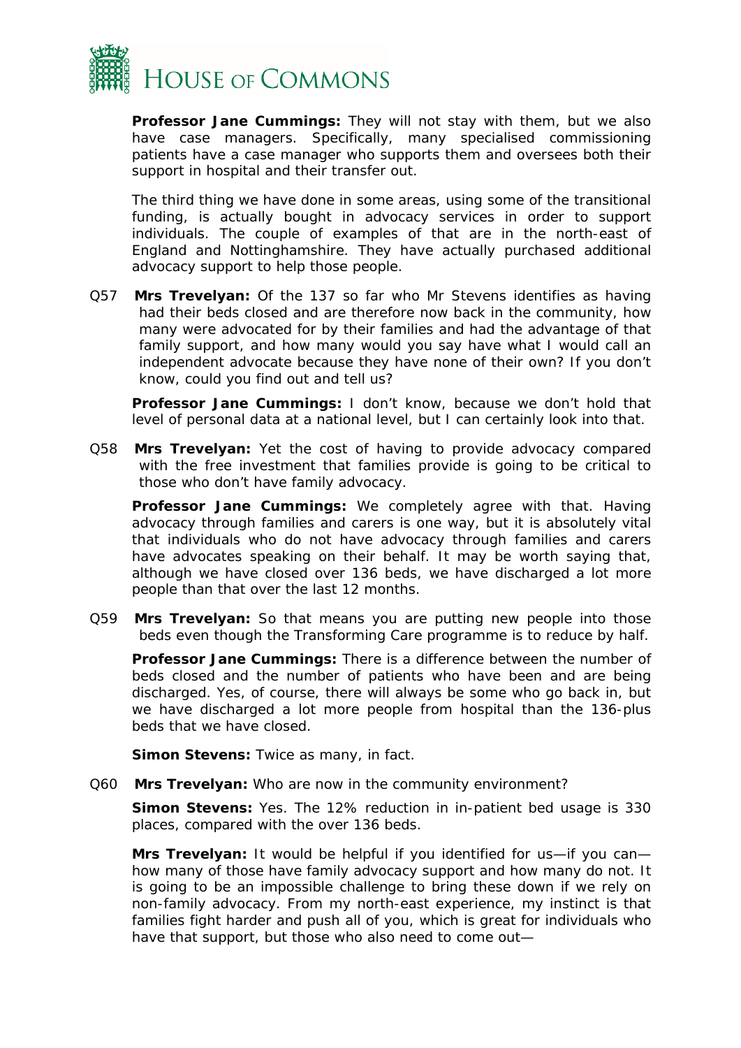**Professor Jane Cummings:** They will not stay with them, but we also have case managers. Specifically, many specialised commissioning patients have a case manager who supports them and oversees both their support in hospital and their transfer out.

The third thing we have done in some areas, using some of the transitional funding, is actually bought in advocacy services in order to support individuals. The couple of examples of that are in the north-east of England and Nottinghamshire. They have actually purchased additional advocacy support to help those people.

Q57 **Mrs Trevelyan:** Of the 137 so far who Mr Stevens identifies as having had their beds closed and are therefore now back in the community, how many were advocated for by their families and had the advantage of that family support, and how many would you say have what I would call an independent advocate because they have none of their own? If you don't know, could you find out and tell us?

**Professor Jane Cummings:** I don't know, because we don't hold that level of personal data at a national level, but I can certainly look into that.

Q58 **Mrs Trevelyan:** Yet the cost of having to provide advocacy compared with the free investment that families provide is going to be critical to those who don't have family advocacy.

**Professor Jane Cummings:** We completely agree with that. Having advocacy through families and carers is one way, but it is absolutely vital that individuals who do not have advocacy through families and carers have advocates speaking on their behalf. It may be worth saying that, although we have closed over 136 beds, we have discharged a lot more people than that over the last 12 months.

Q59 **Mrs Trevelyan:** So that means you are putting new people into those beds even though the Transforming Care programme is to reduce by half.

**Professor Jane Cummings:** There is a difference between the number of beds closed and the number of patients who have been and are being discharged. Yes, of course, there will always be some who go back in, but we have discharged a lot more people from hospital than the 136-plus beds that we have closed.

**Simon Stevens:** Twice as many, in fact.

Q60 **Mrs Trevelyan:** Who are now in the community environment?

**Simon Stevens:** Yes. The 12% reduction in in-patient bed usage is 330 places, compared with the over 136 beds.

**Mrs Trevelyan:** It would be helpful if you identified for us—if you can—how many of those have family advocacy support and how many do not. It is going to be an impossible challenge to bring these down if we rely on non-family advocacy. From my north-east experience, my instinct is that families fight harder and push all of you, which is great for individuals who have that support, but those who also need to come out—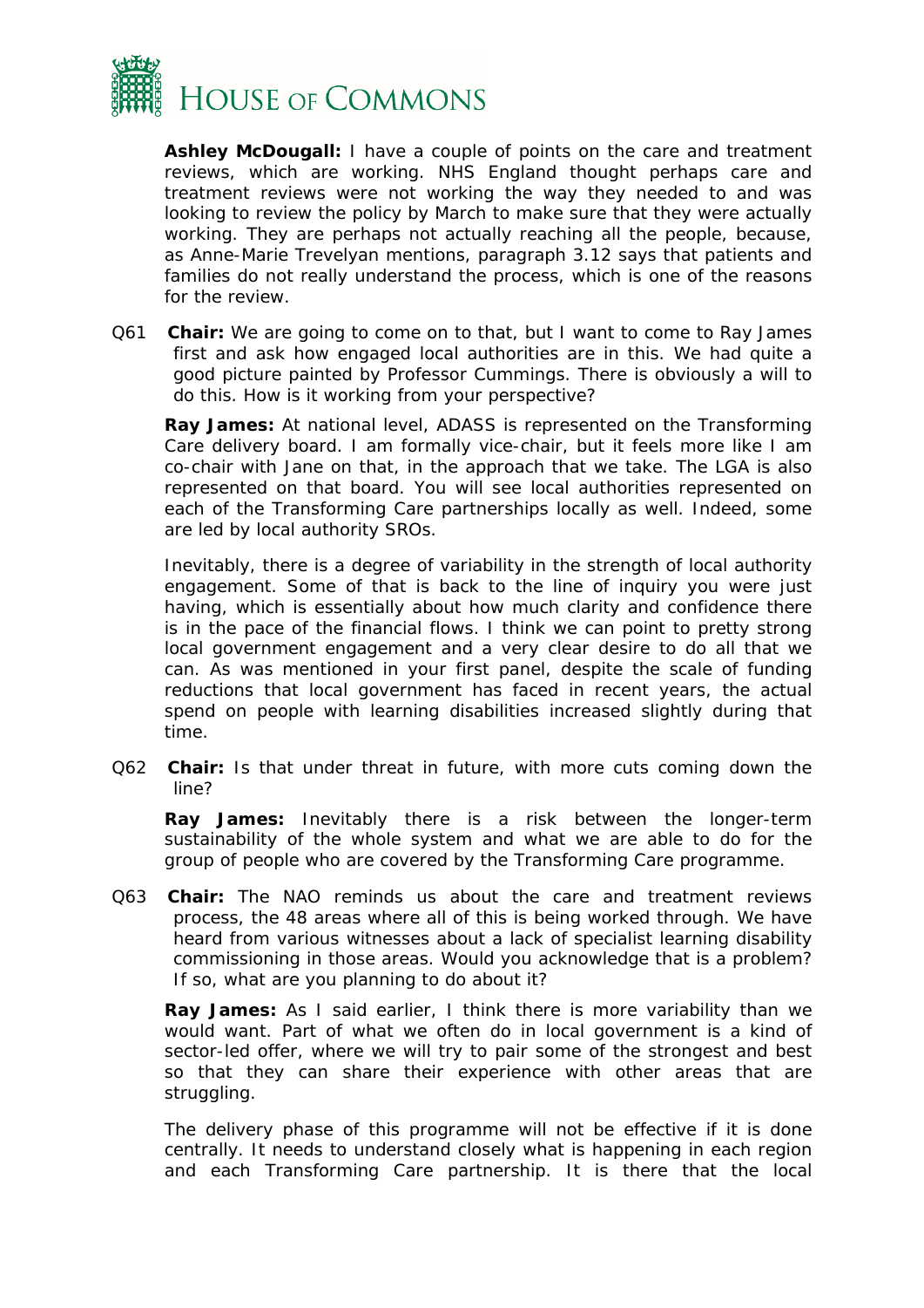**Ashley McDougall:** I have a couple of points on the care and treatment reviews, which are working. NHS England thought perhaps care and treatment reviews were not working the way they needed to and was looking to review the policy by March to make sure that they were actually working. They are perhaps not actually reaching all the people, because, as Anne-Marie Trevelyan mentions, paragraph 3.12 says that patients and families do not really understand the process, which is one of the reasons for the review.

Q61 **Chair:** We are going to come on to that, but I want to come to Ray James first and ask how engaged local authorities are in this. We had quite a good picture painted by Professor Cummings. There is obviously a will to do this. How is it working from your perspective?

**Ray James:** At national level, ADASS is represented on the Transforming Care delivery board. I am formally vice-chair, but it feels more like I am co-chair with Jane on that, in the approach that we take. The LGA is also represented on that board. You will see local authorities represented on each of the Transforming Care partnerships locally as well. Indeed, some are led by local authority SROs.

Inevitably, there is a degree of variability in the strength of local authority engagement. Some of that is back to the line of inquiry you were just having, which is essentially about how much clarity and confidence there is in the pace of the financial flows. I think we can point to pretty strong local government engagement and a very clear desire to do all that we can. As was mentioned in your first panel, despite the scale of funding reductions that local government has faced in recent years, the actual spend on people with learning disabilities increased slightly during that time.

Q62 **Chair:** Is that under threat in future, with more cuts coming down the line?

**Ray James:** Inevitably there is a risk between the longer-term sustainability of the whole system and what we are able to do for the group of people who are covered by the Transforming Care programme.

Q63 **Chair:** The NAO reminds us about the care and treatment reviews process, the 48 areas where all of this is being worked through. We have heard from various witnesses about a lack of specialist learning disability commissioning in those areas. Would you acknowledge that is a problem? If so, what are you planning to do about it?

**Ray James:** As I said earlier, I think there is more variability than we would want. Part of what we often do in local government is a kind of sector-led offer, where we will try to pair some of the strongest and best so that they can share their experience with other areas that are struggling.

The delivery phase of this programme will not be effective if it is done centrally. It needs to understand closely what is happening in each region and each Transforming Care partnership. It is there that the local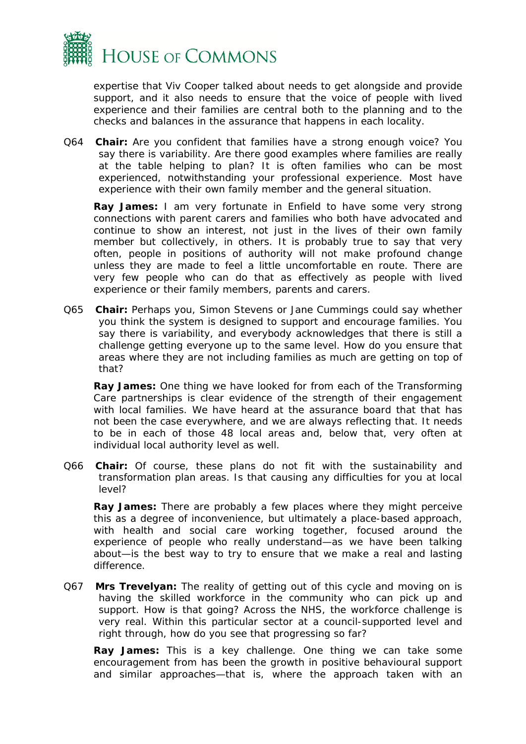expertise that Viv Cooper talked about needs to get alongside and provide support, and it also needs to ensure that the voice of people with lived experience and their families are central both to the planning and to the checks and balances in the assurance that happens in each locality.

Q64 **Chair:** Are you confident that families have a strong enough voice? You say there is variability. Are there good examples where families are really at the table helping to plan? It is often families who can be most experienced, notwithstanding your professional experience. Most have experience with their own family member and the general situation.

**Ray James:** I am very fortunate in Enfield to have some very strong connections with parent carers and families who both have advocated and continue to show an interest, not just in the lives of their own family member but collectively, in others. It is probably true to say that very often, people in positions of authority will not make profound change unless they are made to feel a little uncomfortable en route. There are very few people who can do that as effectively as people with lived experience or their family members, parents and carers.

Q65 **Chair:** Perhaps you, Simon Stevens or Jane Cummings could say whether you think the system is designed to support and encourage families. You say there is variability, and everybody acknowledges that there is still a challenge getting everyone up to the same level. How do you ensure that areas where they are not including families as much are getting on top of that?

**Ray James:** One thing we have looked for from each of the Transforming Care partnerships is clear evidence of the strength of their engagement with local families. We have heard at the assurance board that that has not been the case everywhere, and we are always reflecting that. It needs to be in each of those 48 local areas and, below that, very often at individual local authority level as well.

Q66 **Chair:** Of course, these plans do not fit with the sustainability and transformation plan areas. Is that causing any difficulties for you at local level?

**Ray James:** There are probably a few places where they might perceive this as a degree of inconvenience, but ultimately a place-based approach, with health and social care working together, focused around the experience of people who really understand—as we have been talking about—is the best way to try to ensure that we make a real and lasting difference.

Q67 **Mrs Trevelyan:** The reality of getting out of this cycle and moving on is having the skilled workforce in the community who can pick up and support. How is that going? Across the NHS, the workforce challenge is very real. Within this particular sector at a council-supported level and right through, how do you see that progressing so far?

**Ray James:** This is a key challenge. One thing we can take some encouragement from has been the growth in positive behavioural support and similar approaches—that is, where the approach taken with an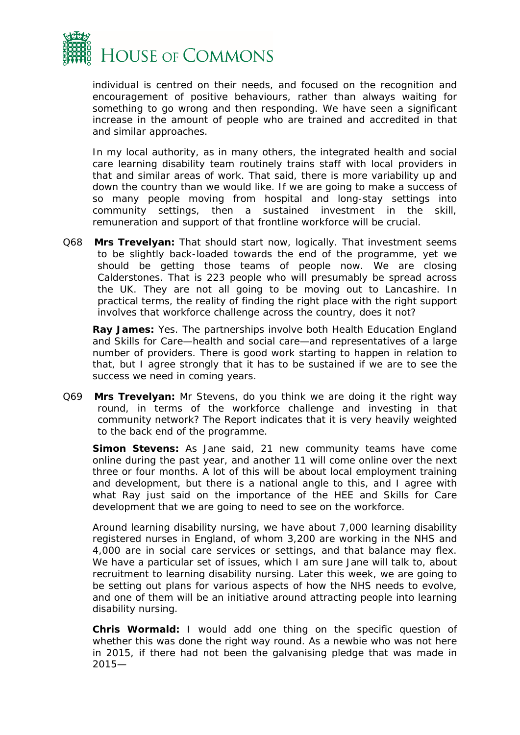individual is centred on their needs, and focused on the recognition and encouragement of positive behaviours, rather than always waiting for something to go wrong and then responding. We have seen a significant increase in the amount of people who are trained and accredited in that and similar approaches.

In my local authority, as in many others, the integrated health and social care learning disability team routinely trains staff with local providers in that and similar areas of work. That said, there is more variability up and down the country than we would like. If we are going to make a success of so many people moving from hospital and long-stay settings into community settings, then a sustained investment in the skill, remuneration and support of that frontline workforce will be crucial.

Q68 **Mrs Trevelyan:** That should start now, logically. That investment seems to be slightly back-loaded towards the end of the programme, yet we should be getting those teams of people now. We are closing Calderstones. That is 223 people who will presumably be spread across the UK. They are not all going to be moving out to Lancashire. In practical terms, the reality of finding the right place with the right support involves that workforce challenge across the country, does it not?

**Ray James:** Yes. The partnerships involve both Health Education England and Skills for Care—health and social care—and representatives of a large number of providers. There is good work starting to happen in relation to that, but I agree strongly that it has to be sustained if we are to see the success we need in coming years.

Q69 **Mrs Trevelyan:** Mr Stevens, do you think we are doing it the right way round, in terms of the workforce challenge and investing in that community network? The Report indicates that it is very heavily weighted to the back end of the programme.

**Simon Stevens:** As Jane said, 21 new community teams have come online during the past year, and another 11 will come online over the next three or four months. A lot of this will be about local employment training and development, but there is a national angle to this, and I agree with what Ray just said on the importance of the HEE and Skills for Care development that we are going to need to see on the workforce.

Around learning disability nursing, we have about 7,000 learning disability registered nurses in England, of whom 3,200 are working in the NHS and 4,000 are in social care services or settings, and that balance may flex. We have a particular set of issues, which I am sure Jane will talk to, about recruitment to learning disability nursing. Later this week, we are going to be setting out plans for various aspects of how the NHS needs to evolve, and one of them will be an initiative around attracting people into learning disability nursing.

**Chris Wormald:** I would add one thing on the specific question of whether this was done the right way round. As a newbie who was not here in 2015, if there had not been the galvanising pledge that was made in 2015—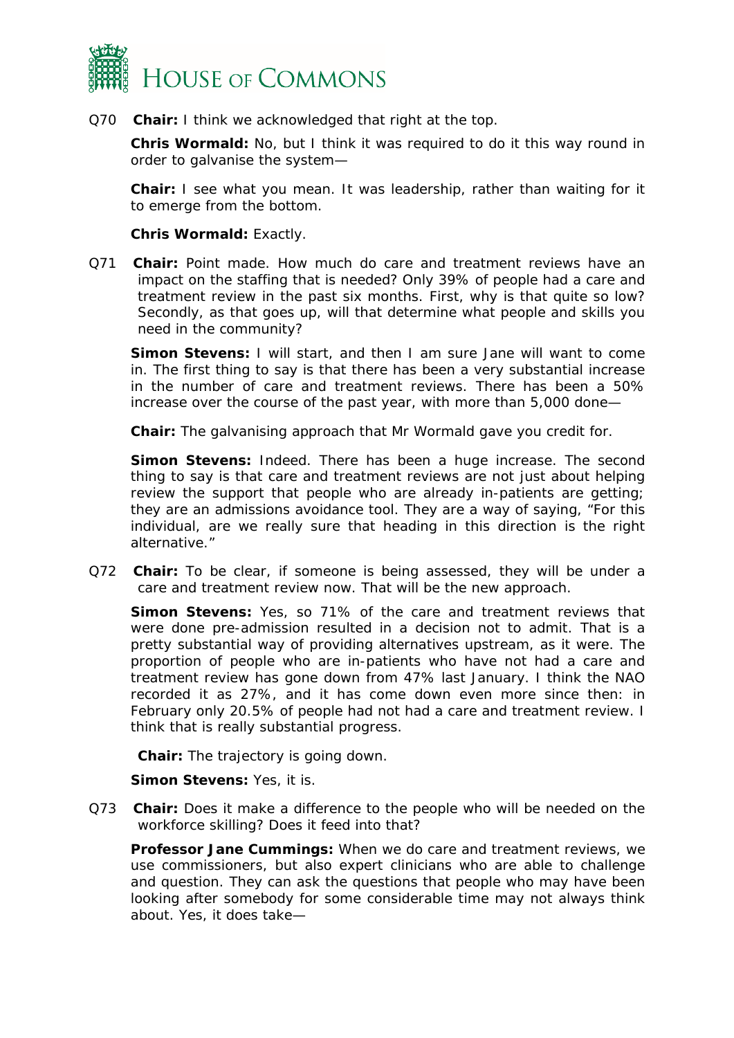Q70 **Chair:** I think we acknowledged that right at the top.

**Chris Wormald:** No, but I think it was required to do it this way round in order to galvanise the system—

**Chair:** I see what you mean. It was leadership, rather than waiting for it to emerge from the bottom.

**Chris Wormald:** Exactly.

Q71 **Chair:** Point made. How much do care and treatment reviews have an impact on the staffing that is needed? Only 39% of people had a care and treatment review in the past six months. First, why is that quite so low? Secondly, as that goes up, will that determine what people and skills you need in the community?

**Simon Stevens:** I will start, and then I am sure Jane will want to come in. The first thing to say is that there has been a very substantial increase in the number of care and treatment reviews. There has been a 50% increase over the course of the past year, with more than 5,000 done—

**Chair:** The galvanising approach that Mr Wormald gave you credit for.

**Simon Stevens:** Indeed. There has been a huge increase. The second thing to say is that care and treatment reviews are not just about helping review the support that people who are already in-patients are getting; they are an admissions avoidance tool. They are a way of saying, "For this individual, are we really sure that heading in this direction is the right alternative."

Q72 **Chair:** To be clear, if someone is being assessed, they will be under a care and treatment review now. That will be the new approach.

**Simon Stevens:** Yes, so 71% of the care and treatment reviews that were done pre-admission resulted in a decision not to admit. That is a pretty substantial way of providing alternatives upstream, as it were. The proportion of people who are in-patients who have not had a care and treatment review has gone down from 47% last January. I think the NAO recorded it as 27%, and it has come down even more since then: in February only 20.5% of people had not had a care and treatment review. I think that is really substantial progress.

**Chair:** The trajectory is going down.

**Simon Stevens:** Yes, it is.

Q73 **Chair:** Does it make a difference to the people who will be needed on the workforce skilling? Does it feed into that?

**Professor Jane Cummings:** When we do care and treatment reviews, we use commissioners, but also expert clinicians who are able to challenge and question. They can ask the questions that people who may have been looking after somebody for some considerable time may not always think about. Yes, it does take—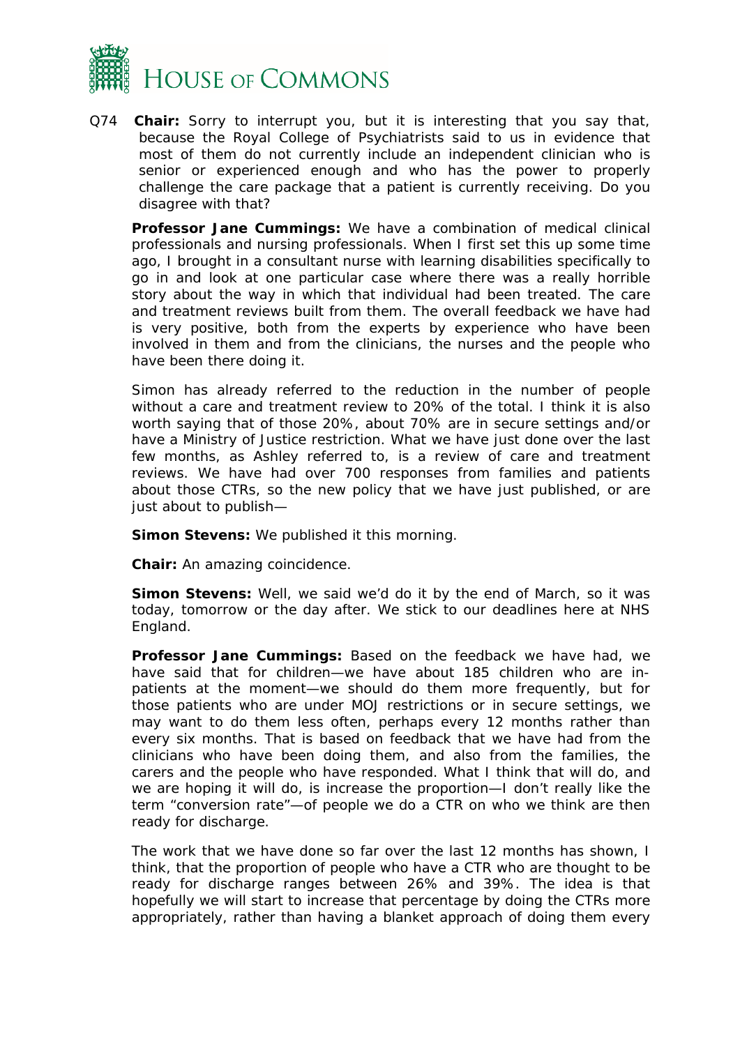Q74 **Chair:** Sorry to interrupt you, but it is interesting that you say that, because the Royal College of Psychiatrists said to us in evidence that most of them do not currently include an independent clinician who is senior or experienced enough and who has the power to properly challenge the care package that a patient is currently receiving. Do you disagree with that?

**Professor Jane Cummings:** We have a combination of medical clinical professionals and nursing professionals. When I first set this up some time ago, I brought in a consultant nurse with learning disabilities specifically to go in and look at one particular case where there was a really horrible story about the way in which that individual had been treated. The care and treatment reviews built from them. The overall feedback we have had is very positive, both from the experts by experience who have been involved in them and from the clinicians, the nurses and the people who have been there doing it.

Simon has already referred to the reduction in the number of people without a care and treatment review to 20% of the total. I think it is also worth saying that of those 20%, about 70% are in secure settings and/or have a Ministry of Justice restriction. What we have just done over the last few months, as Ashley referred to, is a review of care and treatment reviews. We have had over 700 responses from families and patients about those CTRs, so the new policy that we have just published, or are just about to publish—

**Simon Stevens:** We published it this morning.

**Chair:** An amazing coincidence.

**Simon Stevens:** Well, we said we'd do it by the end of March, so it was today, tomorrow or the day after. We stick to our deadlines here at NHS England.

**Professor Jane Cummings:** Based on the feedback we have had, we have said that for children—we have about 185 children who are in-patients at the moment—we should do them more frequently, but for those patients who are under MOJ restrictions or in secure settings, we may want to do them less often, perhaps every 12 months rather than every six months. That is based on feedback that we have had from the clinicians who have been doing them, and also from the families, the carers and the people who have responded. What I think that will do, and we are hoping it will do, is increase the proportion—I don't really like the term "conversion rate"—of people we do a CTR on who we think are then ready for discharge.

The work that we have done so far over the last 12 months has shown, I think, that the proportion of people who have a CTR who are thought to be ready for discharge ranges between 26% and 39%. The idea is that hopefully we will start to increase that percentage by doing the CTRs more appropriately, rather than having a blanket approach of doing them every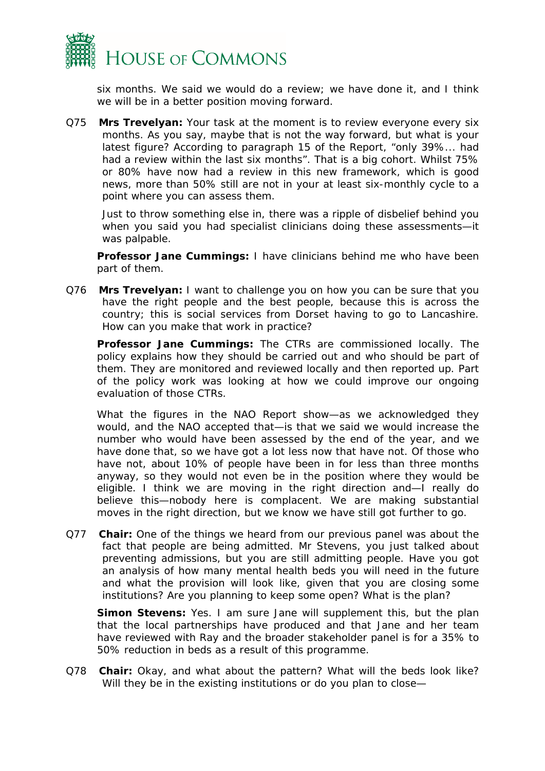six months. We said we would do a review; we have done it, and I think we will be in a better position moving forward.

Q75 **Mrs Trevelyan:** Your task at the moment is to review everyone every six months. As you say, maybe that is not the way forward, but what is your latest figure? According to paragraph 15 of the Report, "only 39%... had had a review within the last six months". That is a big cohort. Whilst 75% or 80% have now had a review in this new framework, which is good news, more than 50% still are not in your at least six-monthly cycle to a point where you can assess them.

Just to throw something else in, there was a ripple of disbelief behind you when you said you had specialist clinicians doing these assessments—it was palpable.

**Professor Jane Cummings:** I have clinicians behind me who have been part of them.

Q76 **Mrs Trevelyan:** I want to challenge you on how you can be sure that you have the right people and the best people, because this is across the country; this is social services from Dorset having to go to Lancashire. How can you make that work in practice?

**Professor Jane Cummings:** The CTRs are commissioned locally. The policy explains how they should be carried out and who should be part of them. They are monitored and reviewed locally and then reported up. Part of the policy work was looking at how we could improve our ongoing evaluation of those CTRs.

What the figures in the NAO Report show—as we acknowledged they would, and the NAO accepted that—is that we said we would increase the number who would have been assessed by the end of the year, and we have done that, so we have got a lot less now that have not. Of those who have not, about 10% of people have been in for less than three months anyway, so they would not even be in the position where they would be eligible. I think we are moving in the right direction and—I really do believe this—nobody here is complacent. We are making substantial moves in the right direction, but we know we have still got further to go.

Q77 **Chair:** One of the things we heard from our previous panel was about the fact that people are being admitted. Mr Stevens, you just talked about preventing admissions, but you are still admitting people. Have you got an analysis of how many mental health beds you will need in the future and what the provision will look like, given that you are closing some institutions? Are you planning to keep some open? What is the plan?

**Simon Stevens:** Yes. I am sure Jane will supplement this, but the plan that the local partnerships have produced and that Jane and her team have reviewed with Ray and the broader stakeholder panel is for a 35% to 50% reduction in beds as a result of this programme.

Q78 **Chair:** Okay, and what about the pattern? What will the beds look like? Will they be in the existing institutions or do you plan to close—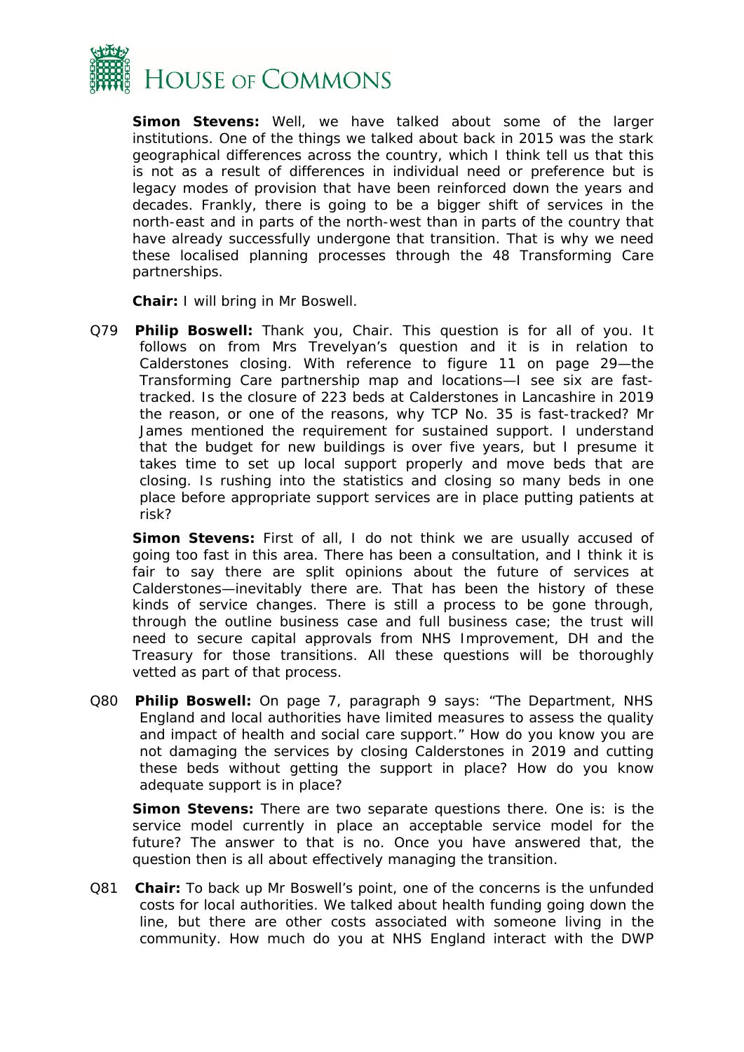**Simon Stevens:** Well, we have talked about some of the larger institutions. One of the things we talked about back in 2015 was the stark geographical differences across the country, which I think tell us that this is not as a result of differences in individual need or preference but is legacy modes of provision that have been reinforced down the years and decades. Frankly, there is going to be a bigger shift of services in the north-east and in parts of the north-west than in parts of the country that have already successfully undergone that transition. That is why we need these localised planning processes through the 48 Transforming Care partnerships.

**Chair:** I will bring in Mr Boswell.

Q79 **Philip Boswell:** Thank you, Chair. This question is for all of you. It follows on from Mrs Trevelyan's question and it is in relation to Calderstones closing. With reference to figure 11 on page 29—the Transforming Care partnership map and locations—I see six are fast-tracked. Is the closure of 223 beds at Calderstones in Lancashire in 2019 the reason, or one of the reasons, why TCP No. 35 is fast-tracked? Mr James mentioned the requirement for sustained support. I understand that the budget for new buildings is over five years, but I presume it takes time to set up local support properly and move beds that are closing. Is rushing into the statistics and closing so many beds in one place before appropriate support services are in place putting patients at risk?

**Simon Stevens:** First of all, I do not think we are usually accused of going too fast in this area. There has been a consultation, and I think it is fair to say there are split opinions about the future of services at Calderstones—inevitably there are. That has been the history of these kinds of service changes. There is still a process to be gone through, through the outline business case and full business case; the trust will need to secure capital approvals from NHS Improvement, DH and the Treasury for those transitions. All these questions will be thoroughly vetted as part of that process.

Q80 **Philip Boswell:** On page 7, paragraph 9 says: "The Department, NHS England and local authorities have limited measures to assess the quality and impact of health and social care support." How do you know you are not damaging the services by closing Calderstones in 2019 and cutting these beds without getting the support in place? How do you know adequate support is in place?

**Simon Stevens:** There are two separate questions there. One is: is the service model currently in place an acceptable service model for the future? The answer to that is no. Once you have answered that, the question then is all about effectively managing the transition.

Q81 **Chair:** To back up Mr Boswell's point, one of the concerns is the unfunded costs for local authorities. We talked about health funding going down the line, but there are other costs associated with someone living in the community. How much do you at NHS England interact with the DWP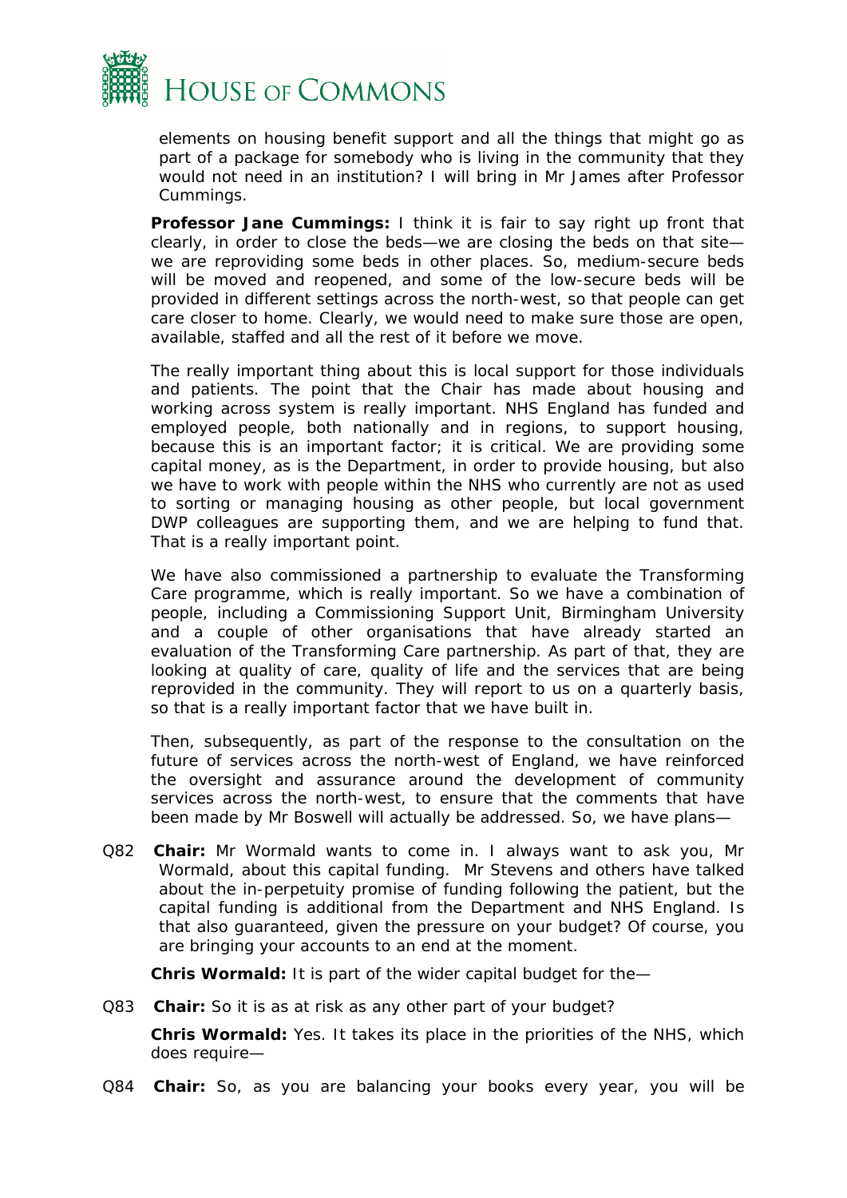elements on housing benefit support and all the things that might go as part of a package for somebody who is living in the community that they would not need in an institution? I will bring in Mr James after Professor Cummings.

**Professor Jane Cummings:** I think it is fair to say right up front that clearly, in order to close the beds—we are closing the beds on that site—we are reproviding some beds in other places. So, medium-secure beds will be moved and reopened, and some of the low-secure beds will be provided in different settings across the north-west, so that people can get care closer to home. Clearly, we would need to make sure those are open, available, staffed and all the rest of it before we move.

The really important thing about this is local support for those individuals and patients. The point that the Chair has made about housing and working across system is really important. NHS England has funded and employed people, both nationally and in regions, to support housing, because this is an important factor; it is critical. We are providing some capital money, as is the Department, in order to provide housing, but also we have to work with people within the NHS who currently are not as used to sorting or managing housing as other people, but local government DWP colleagues are supporting them, and we are helping to fund that. That is a really important point.

We have also commissioned a partnership to evaluate the Transforming Care programme, which is really important. So we have a combination of people, including a Commissioning Support Unit, Birmingham University and a couple of other organisations that have already started an evaluation of the Transforming Care partnership. As part of that, they are looking at quality of care, quality of life and the services that are being reprovided in the community. They will report to us on a quarterly basis, so that is a really important factor that we have built in.

Then, subsequently, as part of the response to the consultation on the future of services across the north-west of England, we have reinforced the oversight and assurance around the development of community services across the north-west, to ensure that the comments that have been made by Mr Boswell will actually be addressed. So, we have plans—

Q82 **Chair:** Mr Wormald wants to come in. I always want to ask you, Mr Wormald, about this capital funding. Mr Stevens and others have talked about the in-perpetuity promise of funding following the patient, but the capital funding is additional from the Department and NHS England. Is that also guaranteed, given the pressure on your budget? Of course, you are bringing your accounts to an end at the moment.

**Chris Wormald:** It is part of the wider capital budget for the—

Q83 **Chair:** So it is as at risk as any other part of your budget?

**Chris Wormald:** Yes. It takes its place in the priorities of the NHS, which does require—

Q84 **Chair:** So, as you are balancing your books every year, you will be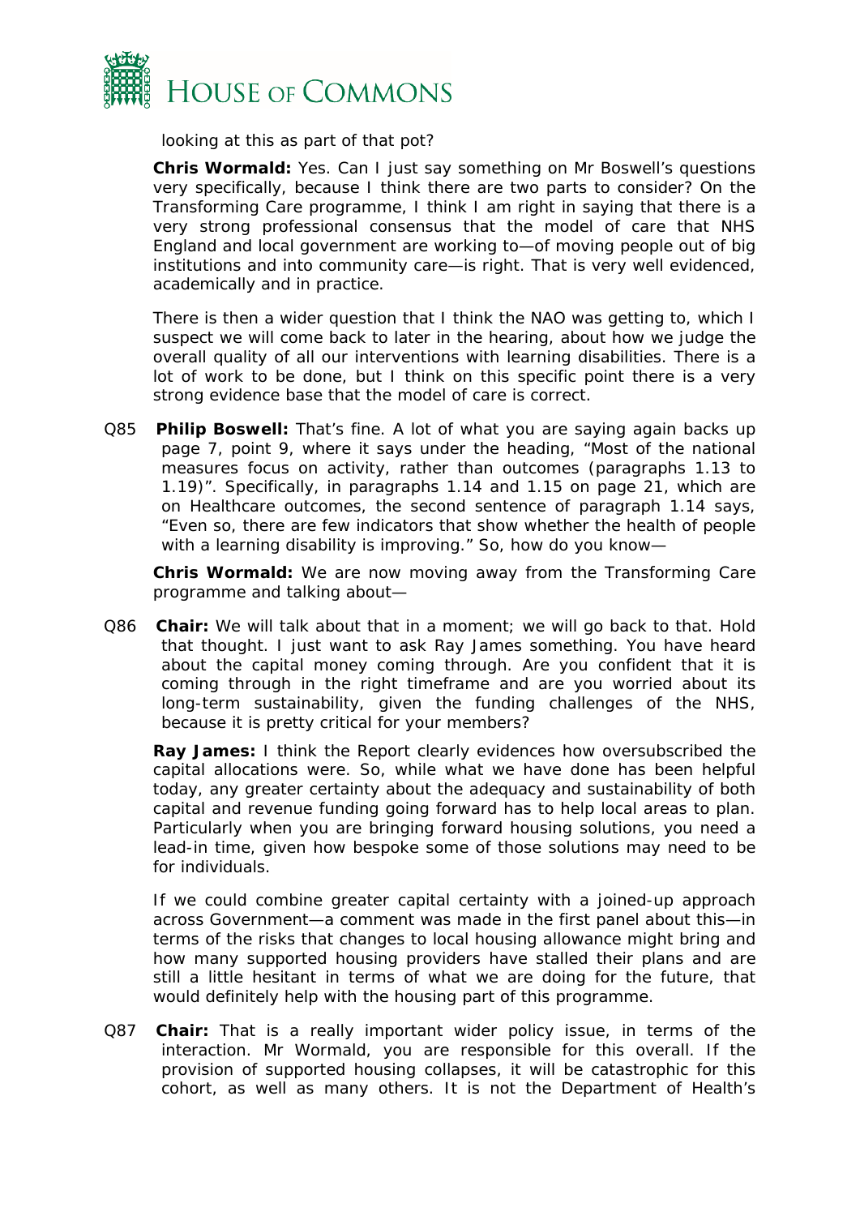looking at this as part of that pot?

**Chris Wormald:** Yes. Can I just say something on Mr Boswell's questions very specifically, because I think there are two parts to consider? On the Transforming Care programme, I think I am right in saying that there is a very strong professional consensus that the model of care that NHS England and local government are working to—of moving people out of big institutions and into community care—is right. That is very well evidenced, academically and in practice.

There is then a wider question that I think the NAO was getting to, which I suspect we will come back to later in the hearing, about how we judge the overall quality of all our interventions with learning disabilities. There is a lot of work to be done, but I think on this specific point there is a very strong evidence base that the model of care is correct.

Q85 **Philip Boswell:** That's fine. A lot of what you are saying again backs up page 7, point 9, where it says under the heading, "Most of the national measures focus on activity, rather than outcomes (paragraphs 1.13 to 1.19)". Specifically, in paragraphs 1.14 and 1.15 on page 21, which are on Healthcare outcomes, the second sentence of paragraph 1.14 says, "Even so, there are few indicators that show whether the health of people with a learning disability is improving." So, how do you know—

**Chris Wormald:** We are now moving away from the Transforming Care programme and talking about—

Q86 **Chair:** We will talk about that in a moment; we will go back to that. Hold that thought. I just want to ask Ray James something. You have heard about the capital money coming through. Are you confident that it is coming through in the right timeframe and are you worried about its long-term sustainability, given the funding challenges of the NHS, because it is pretty critical for your members?

**Ray James:** I think the Report clearly evidences how oversubscribed the capital allocations were. So, while what we have done has been helpful today, any greater certainty about the adequacy and sustainability of both capital and revenue funding going forward has to help local areas to plan. Particularly when you are bringing forward housing solutions, you need a lead-in time, given how bespoke some of those solutions may need to be for individuals.

If we could combine greater capital certainty with a joined-up approach across Government—a comment was made in the first panel about this—in terms of the risks that changes to local housing allowance might bring and how many supported housing providers have stalled their plans and are still a little hesitant in terms of what we are doing for the future, that would definitely help with the housing part of this programme.

Q87 **Chair:** That is a really important wider policy issue, in terms of the interaction. Mr Wormald, you are responsible for this overall. If the provision of supported housing collapses, it will be catastrophic for this cohort, as well as many others. It is not the Department of Health's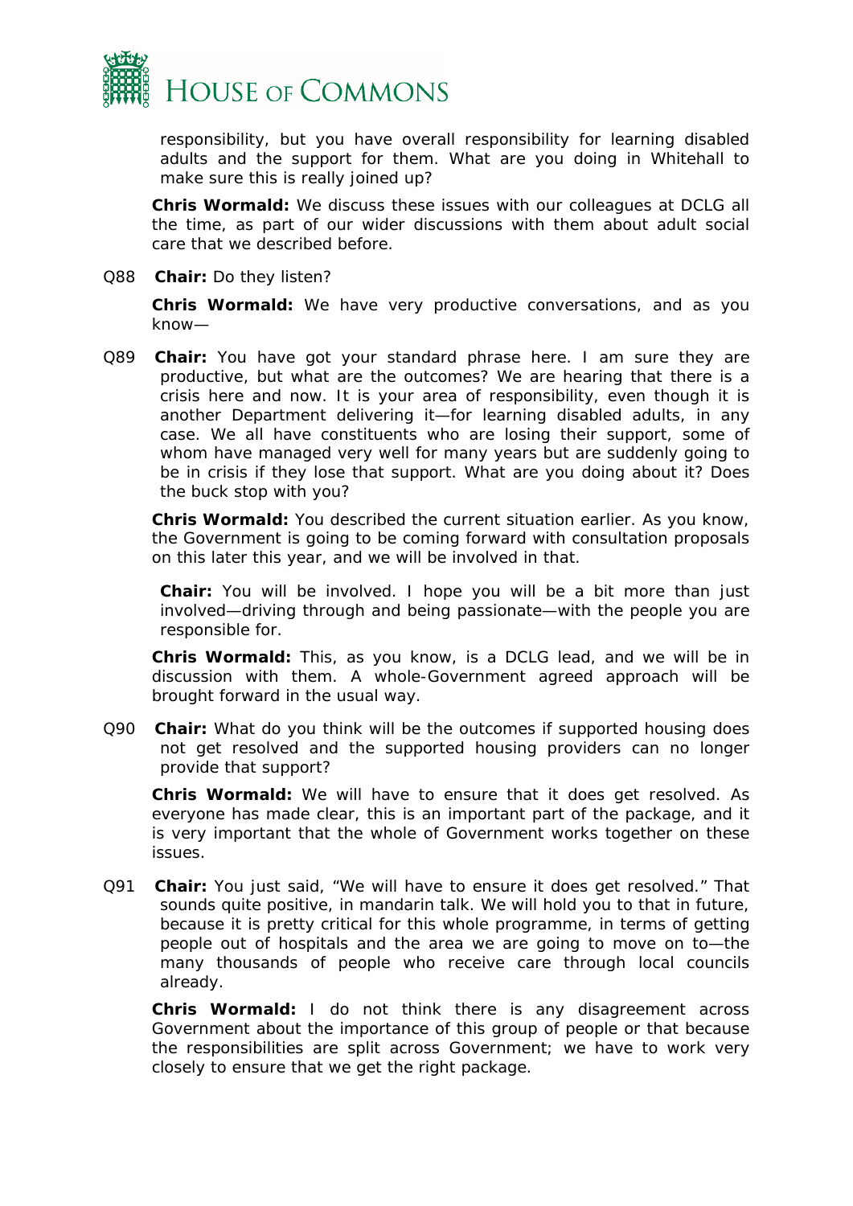responsibility, but you have overall responsibility for learning disabled adults and the support for them. What are you doing in Whitehall to make sure this is really joined up?

**Chris Wormald:** We discuss these issues with our colleagues at DCLG all the time, as part of our wider discussions with them about adult social care that we described before.

Q88 **Chair:** Do they listen?

**Chris Wormald:** We have very productive conversations, and as you know—

Q89 **Chair:** You have got your standard phrase here. I am sure they are productive, but what are the outcomes? We are hearing that there is a crisis here and now. It is your area of responsibility, even though it is another Department delivering it—for learning disabled adults, in any case. We all have constituents who are losing their support, some of whom have managed very well for many years but are suddenly going to be in crisis if they lose that support. What are you doing about it? Does the buck stop with you?

**Chris Wormald:** You described the current situation earlier. As you know, the Government is going to be coming forward with consultation proposals on this later this year, and we will be involved in that.

**Chair:** You will be involved. I hope you will be a bit more than just involved—driving through and being passionate—with the people you are responsible for.

**Chris Wormald:** This, as you know, is a DCLG lead, and we will be in discussion with them. A whole-Government agreed approach will be brought forward in the usual way.

Q90 **Chair:** What do you think will be the outcomes if supported housing does not get resolved and the supported housing providers can no longer provide that support?

**Chris Wormald:** We will have to ensure that it does get resolved. As everyone has made clear, this is an important part of the package, and it is very important that the whole of Government works together on these issues.

Q91 **Chair:** You just said, "We will have to ensure it does get resolved." That sounds quite positive, in mandarin talk. We will hold you to that in future, because it is pretty critical for this whole programme, in terms of getting people out of hospitals and the area we are going to move on to—the many thousands of people who receive care through local councils already.

**Chris Wormald:** I do not think there is any disagreement across Government about the importance of this group of people or that because the responsibilities are split across Government; we have to work very closely to ensure that we get the right package.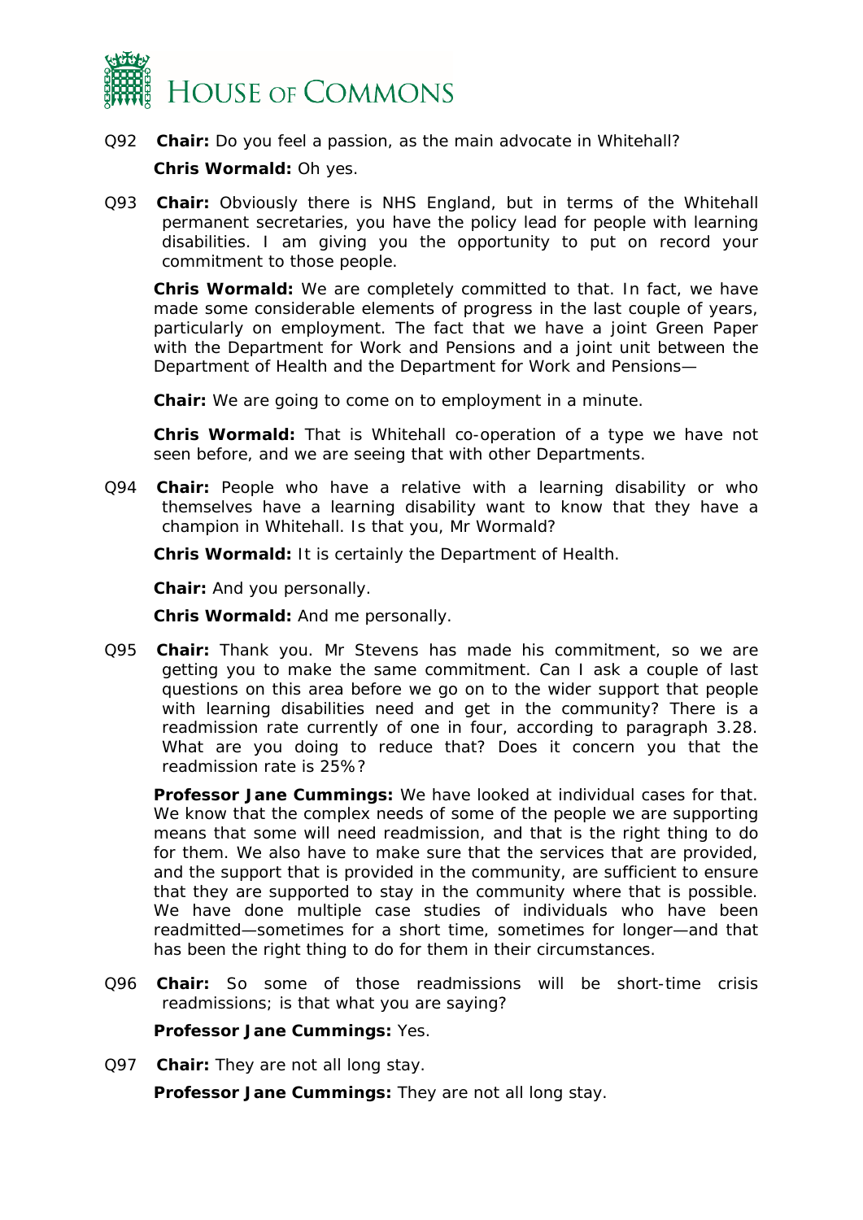Q92 **Chair:** Do you feel a passion, as the main advocate in Whitehall?

**Chris Wormald:** Oh yes.

Q93 **Chair:** Obviously there is NHS England, but in terms of the Whitehall permanent secretaries, you have the policy lead for people with learning disabilities. I am giving you the opportunity to put on record your commitment to those people.

**Chris Wormald:** We are completely committed to that. In fact, we have made some considerable elements of progress in the last couple of years, particularly on employment. The fact that we have a joint Green Paper with the Department for Work and Pensions and a joint unit between the Department of Health and the Department for Work and Pensions—

**Chair:** We are going to come on to employment in a minute.

**Chris Wormald:** That is Whitehall co-operation of a type we have not seen before, and we are seeing that with other Departments.

Q94 **Chair:** People who have a relative with a learning disability or who themselves have a learning disability want to know that they have a champion in Whitehall. Is that you, Mr Wormald?

**Chris Wormald:** It is certainly the Department of Health.

**Chair:** And you personally.

**Chris Wormald:** And me personally.

Q95 **Chair:** Thank you. Mr Stevens has made his commitment, so we are getting you to make the same commitment. Can I ask a couple of last questions on this area before we go on to the wider support that people with learning disabilities need and get in the community? There is a readmission rate currently of one in four, according to paragraph 3.28. What are you doing to reduce that? Does it concern you that the readmission rate is 25%?

**Professor Jane Cummings:** We have looked at individual cases for that. We know that the complex needs of some of the people we are supporting means that some will need readmission, and that is the right thing to do for them. We also have to make sure that the services that are provided, and the support that is provided in the community, are sufficient to ensure that they are supported to stay in the community where that is possible. We have done multiple case studies of individuals who have been readmitted—sometimes for a short time, sometimes for longer—and that has been the right thing to do for them in their circumstances.

Q96 **Chair:** So some of those readmissions will be short-time crisis readmissions; is that what you are saying?

**Professor Jane Cummings:** Yes.

Q97 **Chair:** They are not all long stay.

**Professor Jane Cummings:** They are not all long stay.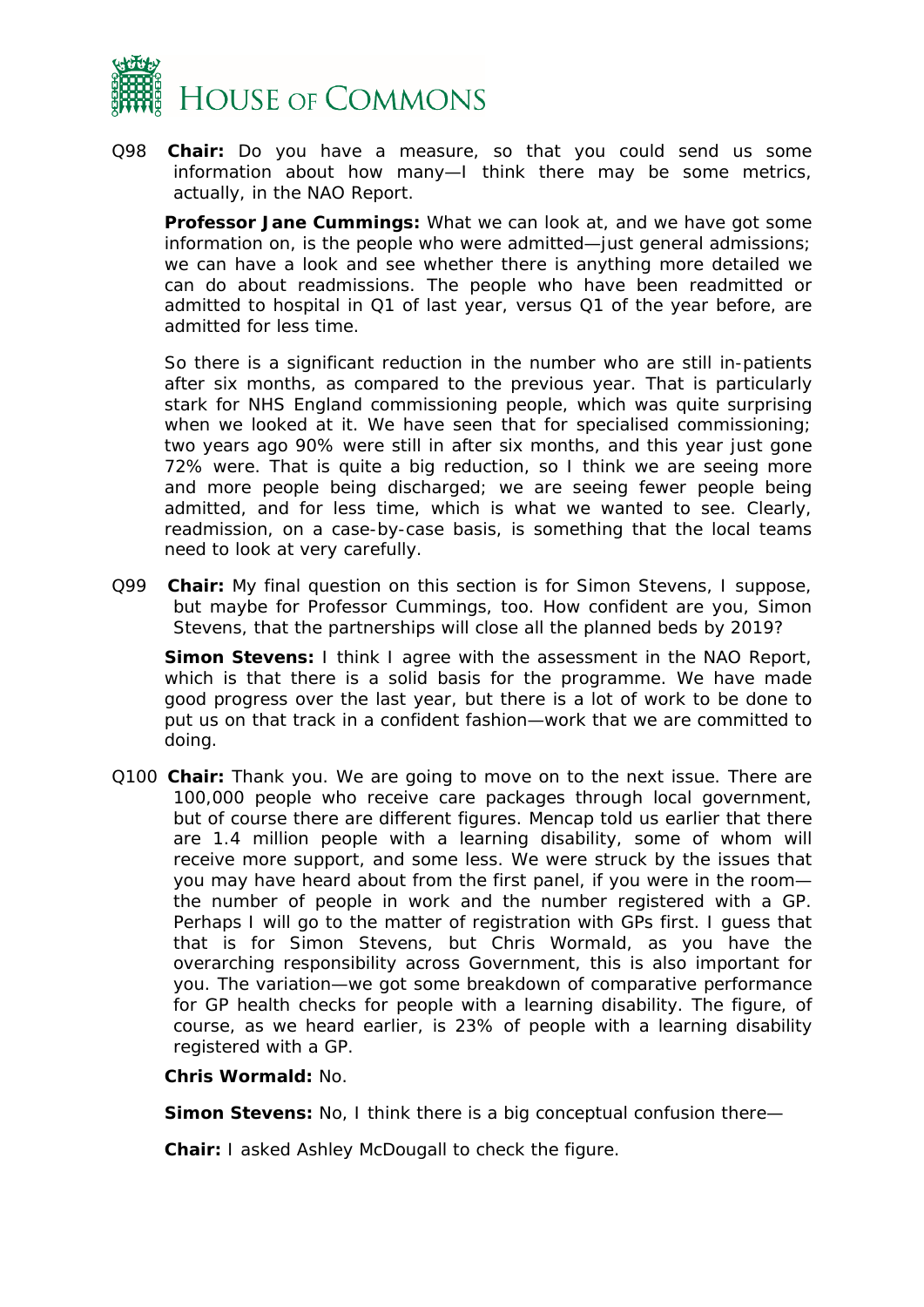Q98 **Chair:** Do you have a measure, so that you could send us some information about how many—I think there may be some metrics, actually, in the NAO Report.

**Professor Jane Cummings:** What we can look at, and we have got some information on, is the people who were admitted—just general admissions; we can have a look and see whether there is anything more detailed we can do about readmissions. The people who have been readmitted or admitted to hospital in Q1 of last year, versus Q1 of the year before, are admitted for less time.

So there is a significant reduction in the number who are still in-patients after six months, as compared to the previous year. That is particularly stark for NHS England commissioning people, which was quite surprising when we looked at it. We have seen that for specialised commissioning; two years ago 90% were still in after six months, and this year just gone 72% were. That is quite a big reduction, so I think we are seeing more and more people being discharged; we are seeing fewer people being admitted, and for less time, which is what we wanted to see. Clearly, readmission, on a case-by-case basis, is something that the local teams need to look at very carefully.

Q99 **Chair:** My final question on this section is for Simon Stevens, I suppose, but maybe for Professor Cummings, too. How confident are you, Simon Stevens, that the partnerships will close all the planned beds by 2019?

**Simon Stevens:** I think I agree with the assessment in the NAO Report, which is that there is a solid basis for the programme. We have made good progress over the last year, but there is a lot of work to be done to put us on that track in a confident fashion—work that we are committed to doing.

Q100 **Chair:** Thank you. We are going to move on to the next issue. There are 100,000 people who receive care packages through local government, but of course there are different figures. Mencap told us earlier that there are 1.4 million people with a learning disability, some of whom will receive more support, and some less. We were struck by the issues that you may have heard about from the first panel, if you were in the room—the number of people in work and the number registered with a GP. Perhaps I will go to the matter of registration with GPs first. I guess that that is for Simon Stevens, but Chris Wormald, as you have the overarching responsibility across Government, this is also important for you. The variation—we got some breakdown of comparative performance for GP health checks for people with a learning disability. The figure, of course, as we heard earlier, is 23% of people with a learning disability registered with a GP.

**Chris Wormald:** No.

**Simon Stevens:** No, I think there is a big conceptual confusion there—

**Chair:** I asked Ashley McDougall to check the figure.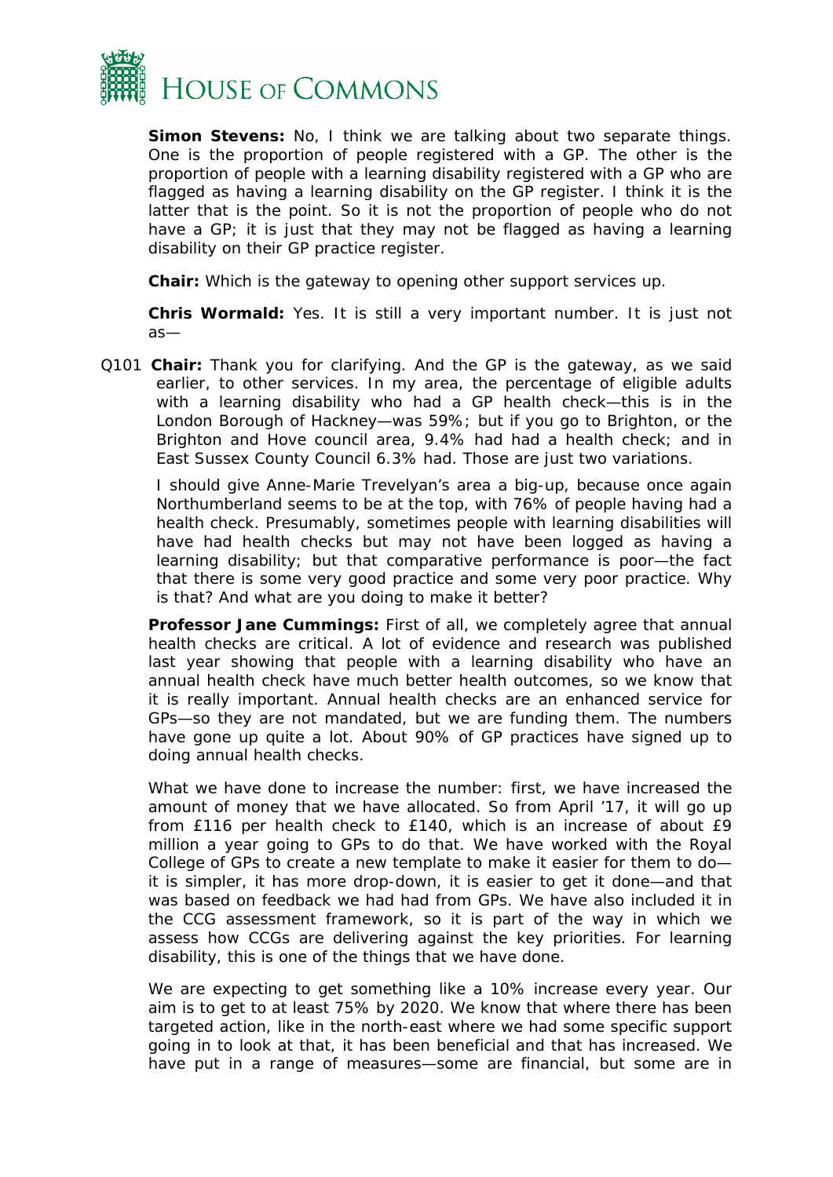**Simon Stevens:** No, I think we are talking about two separate things. One is the proportion of people registered with a GP. The other is the proportion of people with a learning disability registered with a GP who are flagged as having a learning disability on the GP register. I think it is the latter that is the point. So it is not the proportion of people who do not have a GP; it is just that they may not be flagged as having a learning disability on their GP practice register.

**Chair:** Which is the gateway to opening other support services up.

**Chris Wormald:** Yes. It is still a very important number. It is just not as—

Q101 **Chair:** Thank you for clarifying. And the GP is the gateway, as we said earlier, to other services. In my area, the percentage of eligible adults with a learning disability who had a GP health check—this is in the London Borough of Hackney—was 59%; but if you go to Brighton, or the Brighton and Hove council area, 9.4% had had a health check; and in East Sussex County Council 6.3% had. Those are just two variations.

I should give Anne-Marie Trevelyan's area a big-up, because once again Northumberland seems to be at the top, with 76% of people having had a health check. Presumably, sometimes people with learning disabilities will have had health checks but may not have been logged as having a learning disability; but that comparative performance is poor—the fact that there is some very good practice and some very poor practice. Why is that? And what are you doing to make it better?

**Professor Jane Cummings:** First of all, we completely agree that annual health checks are critical. A lot of evidence and research was published last year showing that people with a learning disability who have an annual health check have much better health outcomes, so we know that it is really important. Annual health checks are an enhanced service for GPs—so they are not mandated, but we are funding them. The numbers have gone up quite a lot. About 90% of GP practices have signed up to doing annual health checks.

What we have done to increase the number: first, we have increased the amount of money that we have allocated. So from April '17, it will go up from £116 per health check to £140, which is an increase of about £9 million a year going to GPs to do that. We have worked with the Royal College of GPs to create a new template to make it easier for them to do—it is simpler, it has more drop-down, it is easier to get it done—and that was based on feedback we had had from GPs. We have also included it in the CCG assessment framework, so it is part of the way in which we assess how CCGs are delivering against the key priorities. For learning disability, this is one of the things that we have done.

We are expecting to get something like a 10% increase every year. Our aim is to get to at least 75% by 2020. We know that where there has been targeted action, like in the north-east where we had some specific support going in to look at that, it has been beneficial and that has increased. We have put in a range of measures—some are financial, but some are in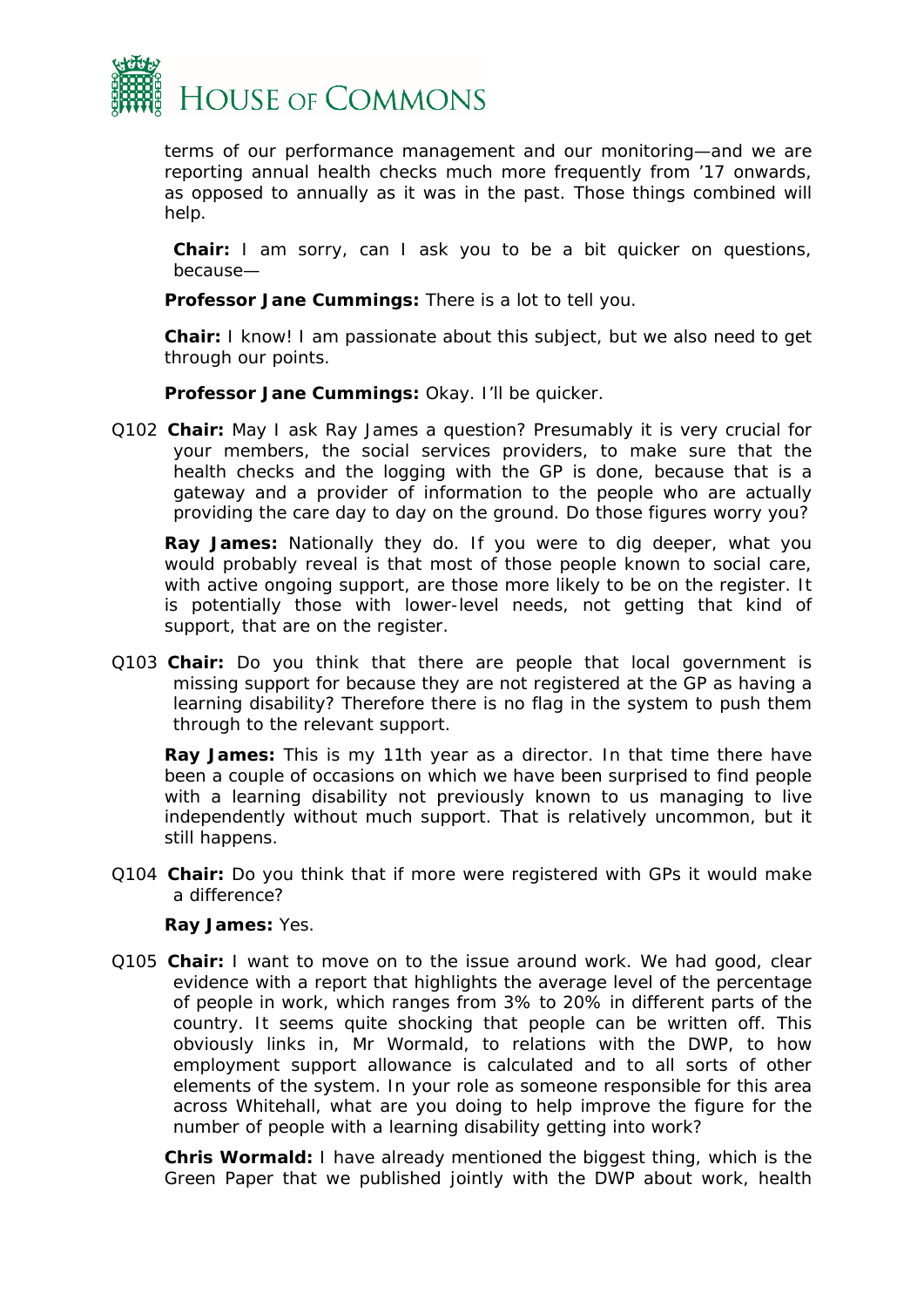terms of our performance management and our monitoring—and we are reporting annual health checks much more frequently from ’17 onwards, as opposed to annually as it was in the past. Those things combined will help.

**Chair:** I am sorry, can I ask you to be a bit quicker on questions, because—

**Professor Jane Cummings:** There is a lot to tell you.

**Chair:** I know! I am passionate about this subject, but we also need to get through our points.

**Professor Jane Cummings:** Okay. I’ll be quicker.

Q102 **Chair:** May I ask Ray James a question? Presumably it is very crucial for your members, the social services providers, to make sure that the health checks and the logging with the GP is done, because that is a gateway and a provider of information to the people who are actually providing the care day to day on the ground. Do those figures worry you?

**Ray James:** Nationally they do. If you were to dig deeper, what you would probably reveal is that most of those people known to social care, with active ongoing support, are those more likely to be on the register. It is potentially those with lower-level needs, not getting that kind of support, that are on the register.

Q103 **Chair:** Do you think that there are people that local government is missing support for because they are not registered at the GP as having a learning disability? Therefore there is no flag in the system to push them through to the relevant support.

**Ray James:** This is my 11th year as a director. In that time there have been a couple of occasions on which we have been surprised to find people with a learning disability not previously known to us managing to live independently without much support. That is relatively uncommon, but it still happens.

Q104 **Chair:** Do you think that if more were registered with GPs it would make a difference?

**Ray James:** Yes.

Q105 **Chair:** I want to move on to the issue around work. We had good, clear evidence with a report that highlights the average level of the percentage of people in work, which ranges from 3% to 20% in different parts of the country. It seems quite shocking that people can be written off. This obviously links in, Mr Wormald, to relations with the DWP, to how employment support allowance is calculated and to all sorts of other elements of the system. In your role as someone responsible for this area across Whitehall, what are you doing to help improve the figure for the number of people with a learning disability getting into work?

**Chris Wormald:** I have already mentioned the biggest thing, which is the Green Paper that we published jointly with the DWP about work, health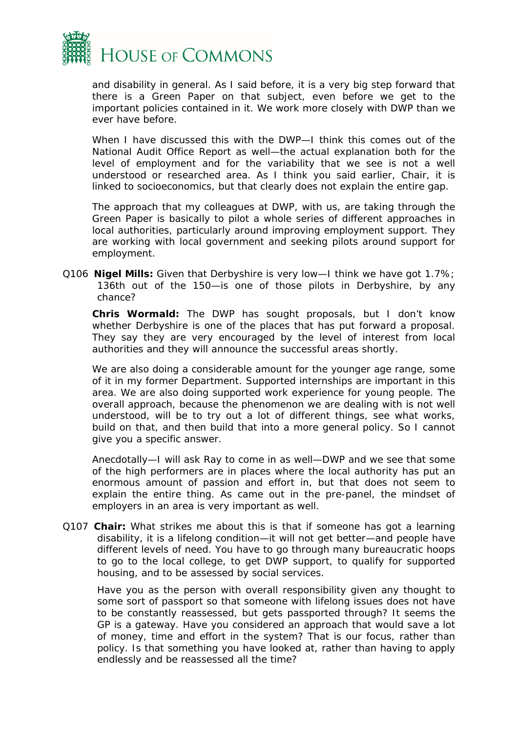and disability in general. As I said before, it is a very big step forward that there is a Green Paper on that subject, even before we get to the important policies contained in it. We work more closely with DWP than we ever have before.

When I have discussed this with the DWP—I think this comes out of the National Audit Office Report as well—the actual explanation both for the level of employment and for the variability that we see is not a well understood or researched area. As I think you said earlier, Chair, it is linked to socioeconomics, but that clearly does not explain the entire gap.

The approach that my colleagues at DWP, with us, are taking through the Green Paper is basically to pilot a whole series of different approaches in local authorities, particularly around improving employment support. They are working with local government and seeking pilots around support for employment.

Q106 **Nigel Mills:** Given that Derbyshire is very low—I think we have got 1.7%; 136th out of the 150—is one of those pilots in Derbyshire, by any chance?

**Chris Wormald:** The DWP has sought proposals, but I don't know whether Derbyshire is one of the places that has put forward a proposal. They say they are very encouraged by the level of interest from local authorities and they will announce the successful areas shortly.

We are also doing a considerable amount for the younger age range, some of it in my former Department. Supported internships are important in this area. We are also doing supported work experience for young people. The overall approach, because the phenomenon we are dealing with is not well understood, will be to try out a lot of different things, see what works, build on that, and then build that into a more general policy. So I cannot give you a specific answer.

Anecdotally—I will ask Ray to come in as well—DWP and we see that some of the high performers are in places where the local authority has put an enormous amount of passion and effort in, but that does not seem to explain the entire thing. As came out in the pre-panel, the mindset of employers in an area is very important as well.

Q107 **Chair:** What strikes me about this is that if someone has got a learning disability, it is a lifelong condition—it will not get better—and people have different levels of need. You have to go through many bureaucratic hoops to go to the local college, to get DWP support, to qualify for supported housing, and to be assessed by social services.

Have you as the person with overall responsibility given any thought to some sort of passport so that someone with lifelong issues does not have to be constantly reassessed, but gets passported through? It seems the GP is a gateway. Have you considered an approach that would save a lot of money, time and effort in the system? That is our focus, rather than policy. Is that something you have looked at, rather than having to apply endlessly and be reassessed all the time?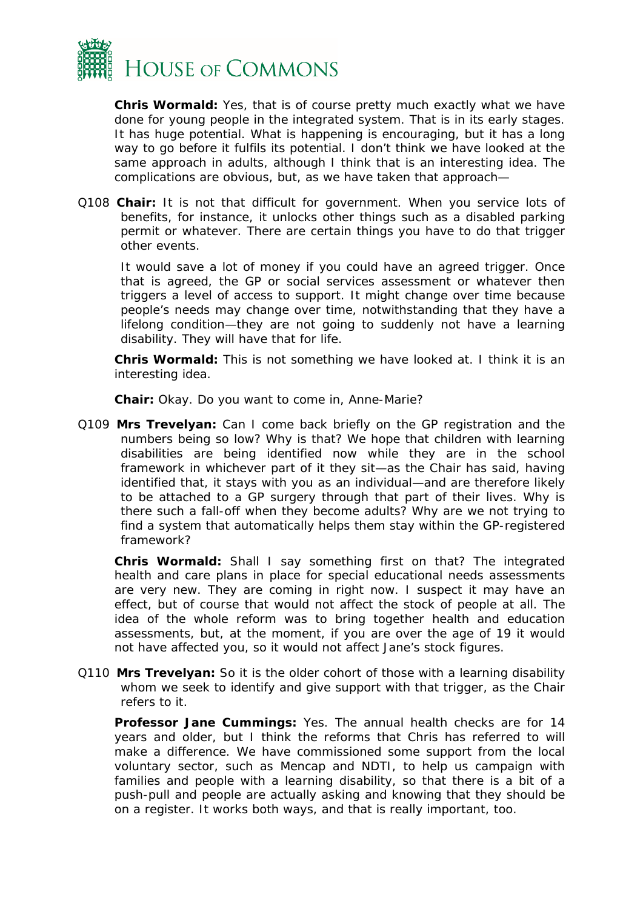**Chris Wormald:** Yes, that is of course pretty much exactly what we have done for young people in the integrated system. That is in its early stages. It has huge potential. What is happening is encouraging, but it has a long way to go before it fulfils its potential. I don't think we have looked at the same approach in adults, although I think that is an interesting idea. The complications are obvious, but, as we have taken that approach—

Q108 **Chair:** It is not that difficult for government. When you service lots of benefits, for instance, it unlocks other things such as a disabled parking permit or whatever. There are certain things you have to do that trigger other events.

It would save a lot of money if you could have an agreed trigger. Once that is agreed, the GP or social services assessment or whatever then triggers a level of access to support. It might change over time because people's needs may change over time, notwithstanding that they have a lifelong condition—they are not going to suddenly not have a learning disability. They will have that for life.

**Chris Wormald:** This is not something we have looked at. I think it is an interesting idea.

**Chair:** Okay. Do you want to come in, Anne-Marie?

Q109 **Mrs Trevelyan:** Can I come back briefly on the GP registration and the numbers being so low? Why is that? We hope that children with learning disabilities are being identified now while they are in the school framework in whichever part of it they sit—as the Chair has said, having identified that, it stays with you as an individual—and are therefore likely to be attached to a GP surgery through that part of their lives. Why is there such a fall-off when they become adults? Why are we not trying to find a system that automatically helps them stay within the GP-registered framework?

**Chris Wormald:** Shall I say something first on that? The integrated health and care plans in place for special educational needs assessments are very new. They are coming in right now. I suspect it may have an effect, but of course that would not affect the stock of people at all. The idea of the whole reform was to bring together health and education assessments, but, at the moment, if you are over the age of 19 it would not have affected you, so it would not affect Jane's stock figures.

Q110 **Mrs Trevelyan:** So it is the older cohort of those with a learning disability whom we seek to identify and give support with that trigger, as the Chair refers to it.

**Professor Jane Cummings:** Yes. The annual health checks are for 14 years and older, but I think the reforms that Chris has referred to will make a difference. We have commissioned some support from the local voluntary sector, such as Mencap and NDTI, to help us campaign with families and people with a learning disability, so that there is a bit of a push-pull and people are actually asking and knowing that they should be on a register. It works both ways, and that is really important, too.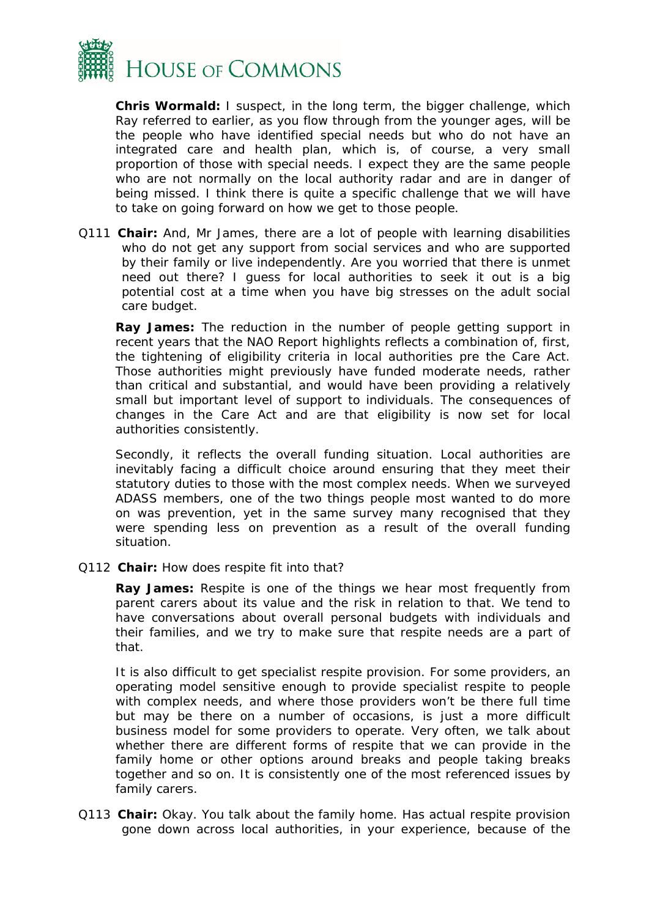**Chris Wormald:** I suspect, in the long term, the bigger challenge, which Ray referred to earlier, as you flow through from the younger ages, will be the people who have identified special needs but who do not have an integrated care and health plan, which is, of course, a very small proportion of those with special needs. I expect they are the same people who are not normally on the local authority radar and are in danger of being missed. I think there is quite a specific challenge that we will have to take on going forward on how we get to those people.

Q111 **Chair:** And, Mr James, there are a lot of people with learning disabilities who do not get any support from social services and who are supported by their family or live independently. Are you worried that there is unmet need out there? I guess for local authorities to seek it out is a big potential cost at a time when you have big stresses on the adult social care budget.

**Ray James:** The reduction in the number of people getting support in recent years that the NAO Report highlights reflects a combination of, first, the tightening of eligibility criteria in local authorities pre the Care Act. Those authorities might previously have funded moderate needs, rather than critical and substantial, and would have been providing a relatively small but important level of support to individuals. The consequences of changes in the Care Act and are that eligibility is now set for local authorities consistently.

Secondly, it reflects the overall funding situation. Local authorities are inevitably facing a difficult choice around ensuring that they meet their statutory duties to those with the most complex needs. When we surveyed ADASS members, one of the two things people most wanted to do more on was prevention, yet in the same survey many recognised that they were spending less on prevention as a result of the overall funding situation.

Q112 **Chair:** How does respite fit into that?

**Ray James:** Respite is one of the things we hear most frequently from parent carers about its value and the risk in relation to that. We tend to have conversations about overall personal budgets with individuals and their families, and we try to make sure that respite needs are a part of that.

It is also difficult to get specialist respite provision. For some providers, an operating model sensitive enough to provide specialist respite to people with complex needs, and where those providers won't be there full time but may be there on a number of occasions, is just a more difficult business model for some providers to operate. Very often, we talk about whether there are different forms of respite that we can provide in the family home or other options around breaks and people taking breaks together and so on. It is consistently one of the most referenced issues by family carers.

Q113 **Chair:** Okay. You talk about the family home. Has actual respite provision gone down across local authorities, in your experience, because of the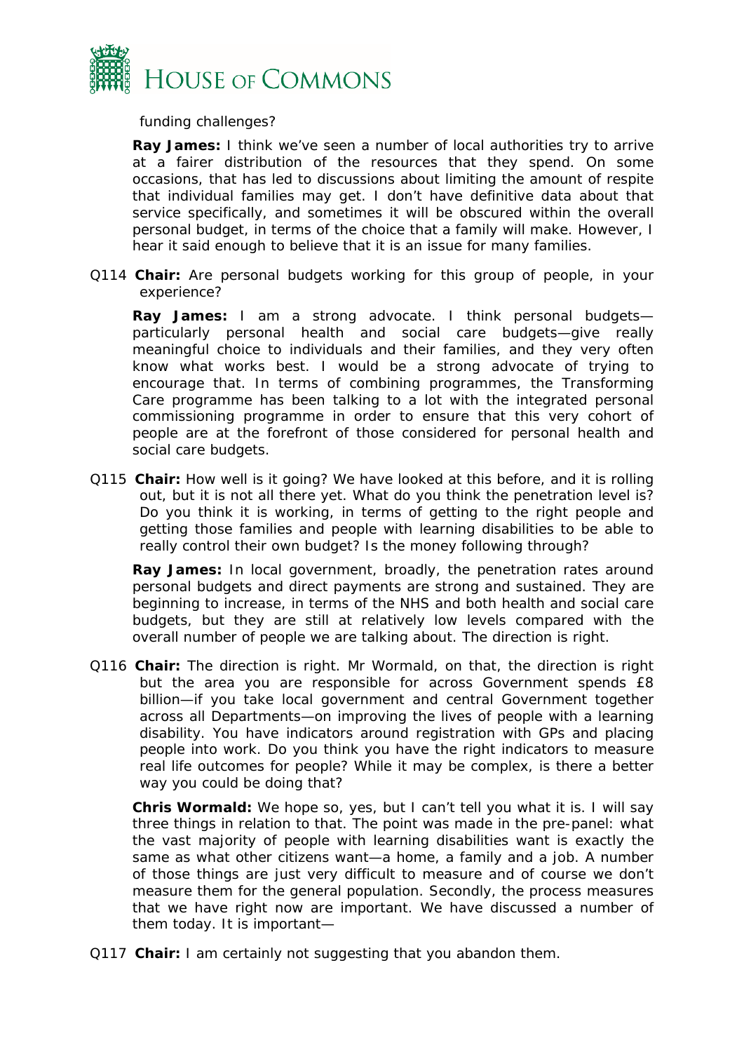funding challenges?

**Ray James:** I think we've seen a number of local authorities try to arrive at a fairer distribution of the resources that they spend. On some occasions, that has led to discussions about limiting the amount of respite that individual families may get. I don't have definitive data about that service specifically, and sometimes it will be obscured within the overall personal budget, in terms of the choice that a family will make. However, I hear it said enough to believe that it is an issue for many families.

Q114 **Chair:** Are personal budgets working for this group of people, in your experience?

**Ray James:** I am a strong advocate. I think personal budgets—particularly personal health and social care budgets—give really meaningful choice to individuals and their families, and they very often know what works best. I would be a strong advocate of trying to encourage that. In terms of combining programmes, the Transforming Care programme has been talking to a lot with the integrated personal commissioning programme in order to ensure that this very cohort of people are at the forefront of those considered for personal health and social care budgets.

Q115 **Chair:** How well is it going? We have looked at this before, and it is rolling out, but it is not all there yet. What do you think the penetration level is? Do you think it is working, in terms of getting to the right people and getting those families and people with learning disabilities to be able to really control their own budget? Is the money following through?

**Ray James:** In local government, broadly, the penetration rates around personal budgets and direct payments are strong and sustained. They are beginning to increase, in terms of the NHS and both health and social care budgets, but they are still at relatively low levels compared with the overall number of people we are talking about. The direction is right.

Q116 **Chair:** The direction is right. Mr Wormald, on that, the direction is right but the area you are responsible for across Government spends £8 billion—if you take local government and central Government together across all Departments—on improving the lives of people with a learning disability. You have indicators around registration with GPs and placing people into work. Do you think you have the right indicators to measure real life outcomes for people? While it may be complex, is there a better way you could be doing that?

**Chris Wormald:** We hope so, yes, but I can't tell you what it is. I will say three things in relation to that. The point was made in the pre-panel: what the vast majority of people with learning disabilities want is exactly the same as what other citizens want—a home, a family and a job. A number of those things are just very difficult to measure and of course we don't measure them for the general population. Secondly, the process measures that we have right now are important. We have discussed a number of them today. It is important—

Q117 **Chair:** I am certainly not suggesting that you abandon them.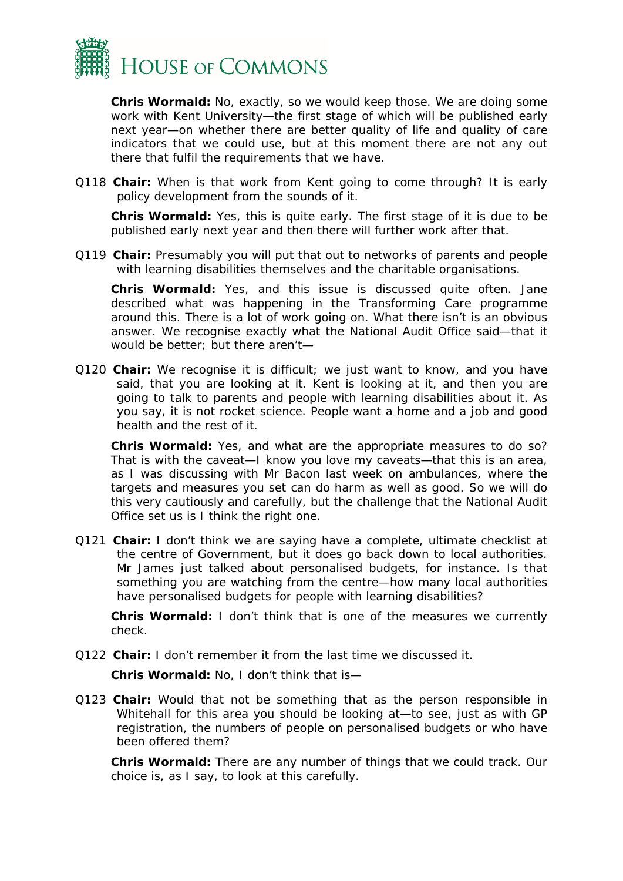**Chris Wormald:** No, exactly, so we would keep those. We are doing some work with Kent University—the first stage of which will be published early next year—on whether there are better quality of life and quality of care indicators that we could use, but at this moment there are not any out there that fulfil the requirements that we have.

Q118 **Chair:** When is that work from Kent going to come through? It is early policy development from the sounds of it.

**Chris Wormald:** Yes, this is quite early. The first stage of it is due to be published early next year and then there will further work after that.

Q119 **Chair:** Presumably you will put that out to networks of parents and people with learning disabilities themselves and the charitable organisations.

**Chris Wormald:** Yes, and this issue is discussed quite often. Jane described what was happening in the Transforming Care programme around this. There is a lot of work going on. What there isn't is an obvious answer. We recognise exactly what the National Audit Office said—that it would be better; but there aren't—

Q120 **Chair:** We recognise it is difficult; we just want to know, and you have said, that you are looking at it. Kent is looking at it, and then you are going to talk to parents and people with learning disabilities about it. As you say, it is not rocket science. People want a home and a job and good health and the rest of it.

**Chris Wormald:** Yes, and what are the appropriate measures to do so? That is with the caveat—I know you love my caveats—that this is an area, as I was discussing with Mr Bacon last week on ambulances, where the targets and measures you set can do harm as well as good. So we will do this very cautiously and carefully, but the challenge that the National Audit Office set us is I think the right one.

Q121 **Chair:** I don't think we are saying have a complete, ultimate checklist at the centre of Government, but it does go back down to local authorities. Mr James just talked about personalised budgets, for instance. Is that something you are watching from the centre—how many local authorities have personalised budgets for people with learning disabilities?

**Chris Wormald:** I don't think that is one of the measures we currently check.

Q122 **Chair:** I don't remember it from the last time we discussed it.

**Chris Wormald:** No, I don't think that is—

Q123 **Chair:** Would that not be something that as the person responsible in Whitehall for this area you should be looking at—to see, just as with GP registration, the numbers of people on personalised budgets or who have been offered them?

**Chris Wormald:** There are any number of things that we could track. Our choice is, as I say, to look at this carefully.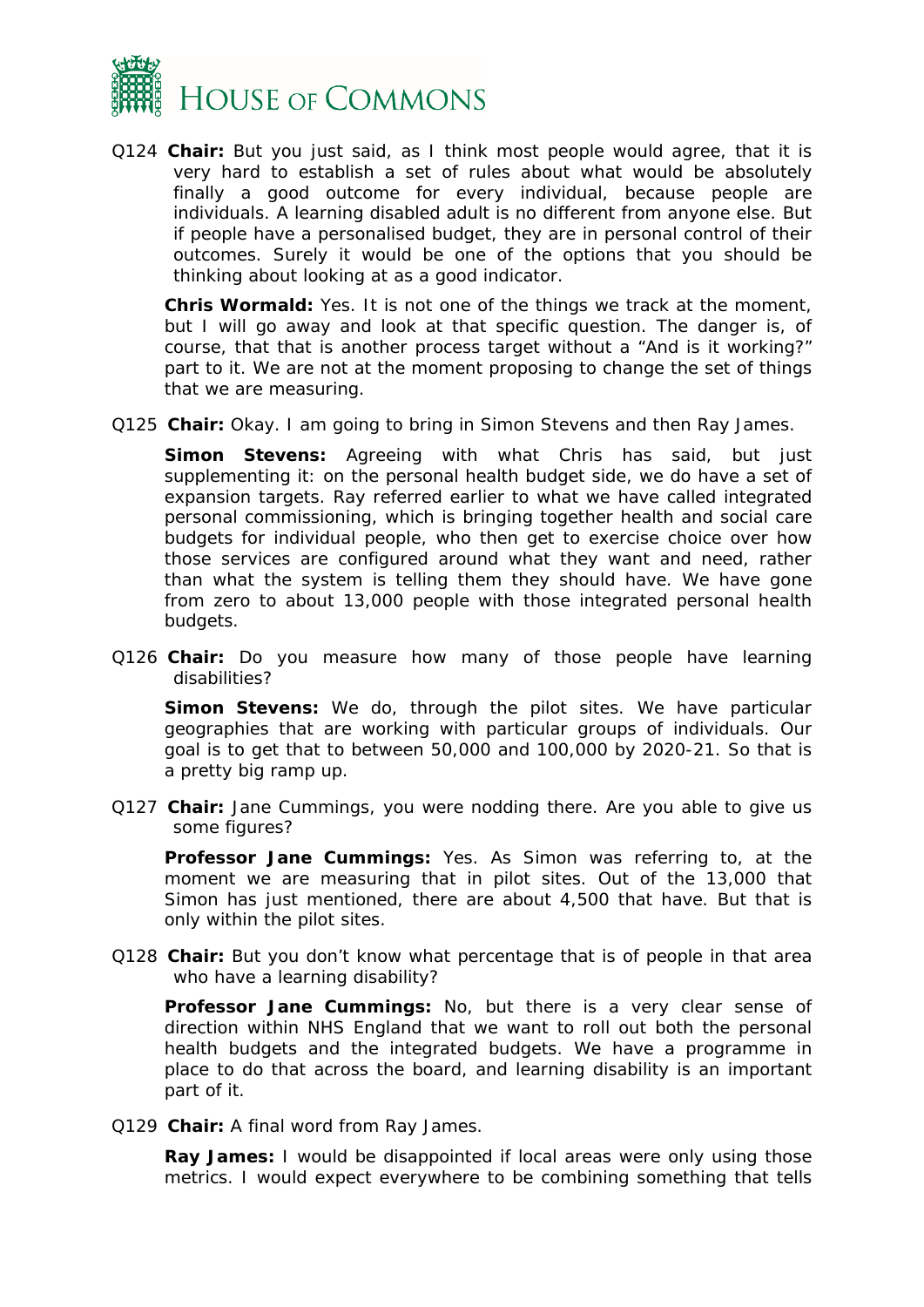Q124 **Chair:** But you just said, as I think most people would agree, that it is very hard to establish a set of rules about what would be absolutely finally a good outcome for every individual, because people are individuals. A learning disabled adult is no different from anyone else. But if people have a personalised budget, they are in personal control of their outcomes. Surely it would be one of the options that you should be thinking about looking at as a good indicator.

**Chris Wormald:** Yes. It is not one of the things we track at the moment, but I will go away and look at that specific question. The danger is, of course, that that is another process target without a "And is it working?" part to it. We are not at the moment proposing to change the set of things that we are measuring.

Q125 **Chair:** Okay. I am going to bring in Simon Stevens and then Ray James.

**Simon Stevens:** Agreeing with what Chris has said, but just supplementing it: on the personal health budget side, we do have a set of expansion targets. Ray referred earlier to what we have called integrated personal commissioning, which is bringing together health and social care budgets for individual people, who then get to exercise choice over how those services are configured around what they want and need, rather than what the system is telling them they should have. We have gone from zero to about 13,000 people with those integrated personal health budgets.

Q126 **Chair:** Do you measure how many of those people have learning disabilities?

**Simon Stevens:** We do, through the pilot sites. We have particular geographies that are working with particular groups of individuals. Our goal is to get that to between 50,000 and 100,000 by 2020-21. So that is a pretty big ramp up.

Q127 **Chair:** Jane Cummings, you were nodding there. Are you able to give us some figures?

**Professor Jane Cummings:** Yes. As Simon was referring to, at the moment we are measuring that in pilot sites. Out of the 13,000 that Simon has just mentioned, there are about 4,500 that have. But that is only within the pilot sites.

Q128 **Chair:** But you don't know what percentage that is of people in that area who have a learning disability?

**Professor Jane Cummings:** No, but there is a very clear sense of direction within NHS England that we want to roll out both the personal health budgets and the integrated budgets. We have a programme in place to do that across the board, and learning disability is an important part of it.

Q129 **Chair:** A final word from Ray James.

**Ray James:** I would be disappointed if local areas were only using those metrics. I would expect everywhere to be combining something that tells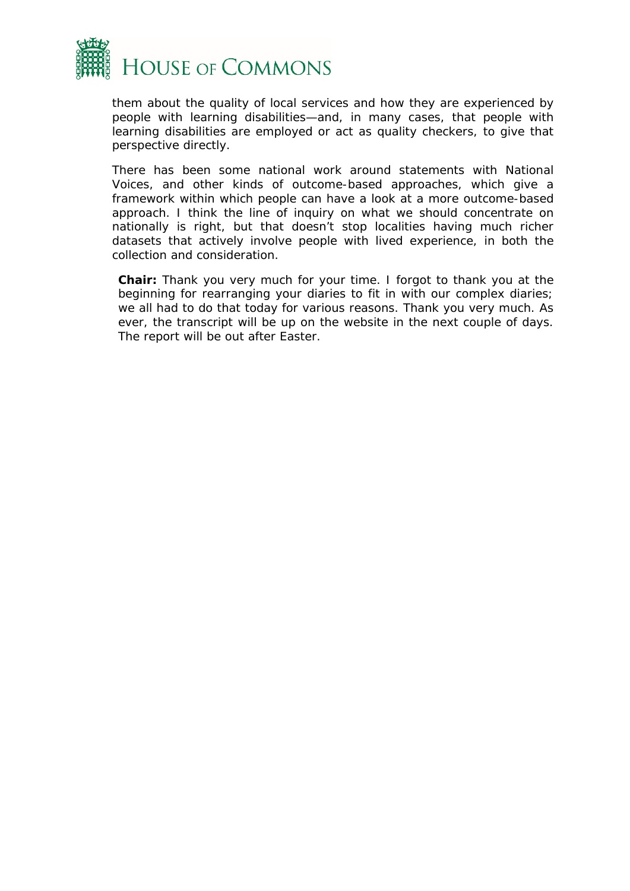them about the quality of local services and how they are experienced by people with learning disabilities—and, in many cases, that people with learning disabilities are employed or act as quality checkers, to give that perspective directly.

There has been some national work around statements with National Voices, and other kinds of outcome-based approaches, which give a framework within which people can have a look at a more outcome-based approach. I think the line of inquiry on what we should concentrate on nationally is right, but that doesn't stop localities having much richer datasets that actively involve people with lived experience, in both the collection and consideration.

**Chair:** Thank you very much for your time. I forgot to thank you at the beginning for rearranging your diaries to fit in with our complex diaries; we all had to do that today for various reasons. Thank you very much. As ever, the transcript will be up on the website in the next couple of days. The report will be out after Easter.